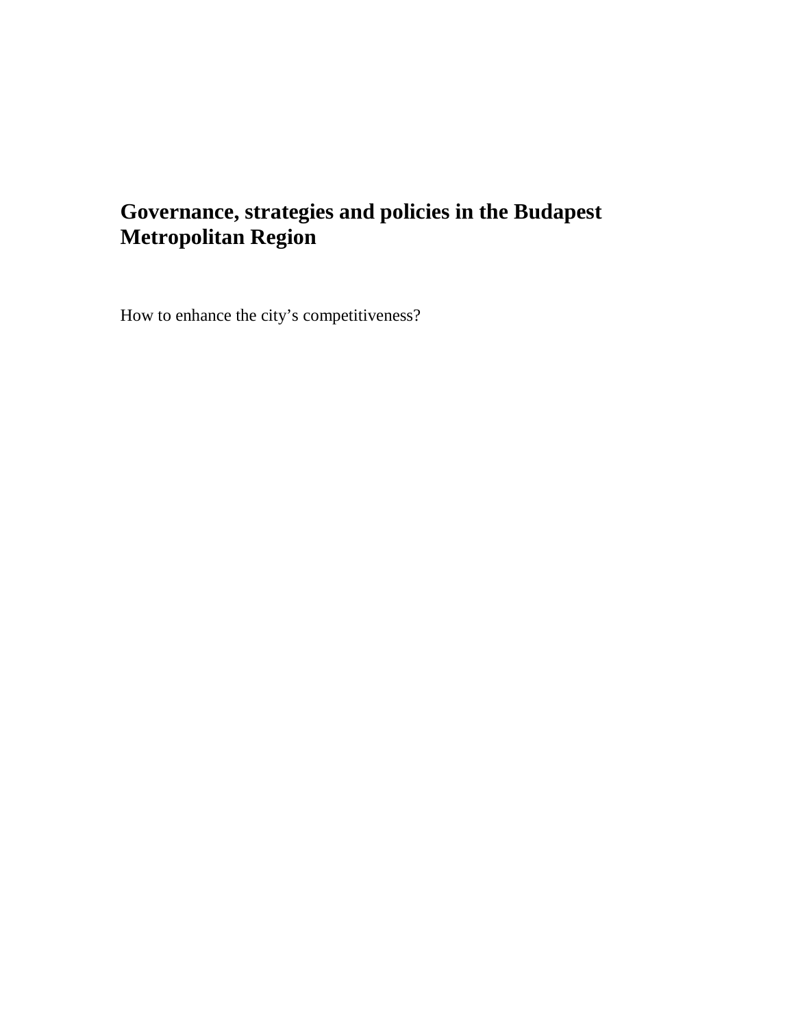# Governance, strategies and policies in the Budapest Metropolitan Region

How to enhance the city's competitiveness?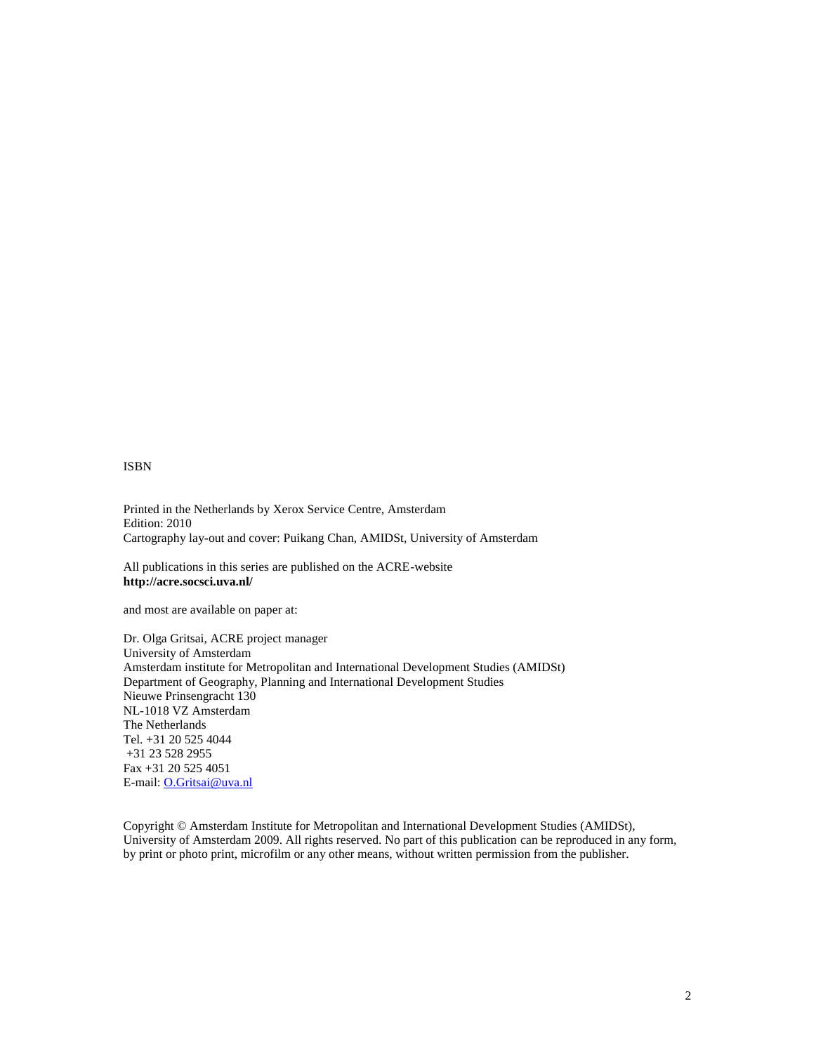ISBN

Printed in the Netherlands by Xerox Service Centre, Amsterdam
Edition: 2010
Cartography lay-out and cover: Puikang Chan, AMIDSt, University of Amsterdam

All publications in this series are published on the ACRE-website
**http://acre.socsci.uva.nl/**

and most are available on paper at:

Dr. Olga Gritsai, ACRE project manager
University of Amsterdam
Amsterdam institute for Metropolitan and International Development Studies (AMIDSt)
Department of Geography, Planning and International Development Studies
Nieuwe Prinsengracht 130
NL-1018 VZ Amsterdam
The Netherlands
Tel. +31 20 525 4044
+31 23 528 2955
Fax +31 20 525 4051
E-mail: O.Gritsai@uva.nl

Copyright © Amsterdam Institute for Metropolitan and International Development Studies (AMIDSt), University of Amsterdam 2009. All rights reserved. No part of this publication can be reproduced in any form, by print or photo print, microfilm or any other means, without written permission from the publisher.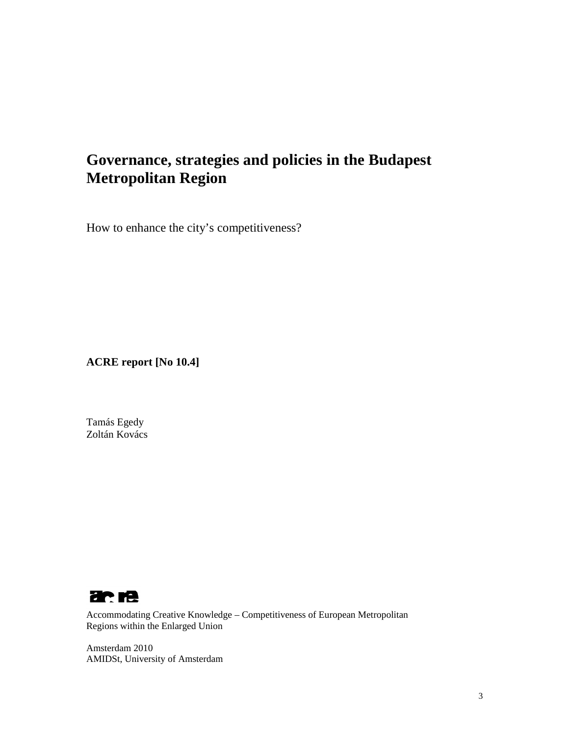# Governance, strategies and policies in the Budapest Metropolitan Region

How to enhance the city's competitiveness?

**ACRE report [No 10.4]**

Tamás Egedy
Zoltán Kovács

Accommodating Creative Knowledge – Competitiveness of European Metropolitan Regions within the Enlarged Union

Amsterdam 2010
AMIDSt, University of Amsterdam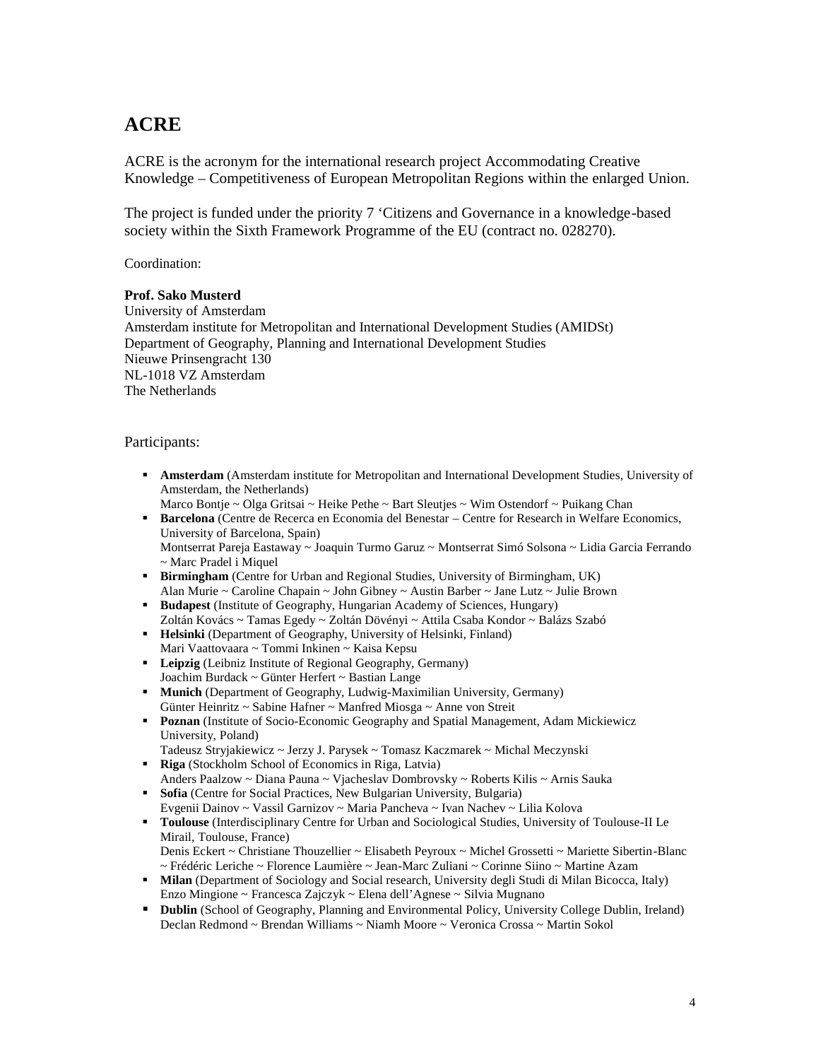# ACRE

ACRE is the acronym for the international research project Accommodating Creative Knowledge – Competitiveness of European Metropolitan Regions within the enlarged Union.

The project is funded under the priority 7 'Citizens and Governance in a knowledge-based society within the Sixth Framework Programme of the EU (contract no. 028270).

Coordination:

**Prof. Sako Musterd**
University of Amsterdam
Amsterdam institute for Metropolitan and International Development Studies (AMIDSt)
Department of Geography, Planning and International Development Studies
Nieuwe Prinsengracht 130
NL-1018 VZ Amsterdam
The Netherlands

Participants:

- **Amsterdam** (Amsterdam institute for Metropolitan and International Development Studies, University of Amsterdam, the Netherlands)
  Marco Bontje ~ Olga Gritsai ~ Heike Pethe ~ Bart Sleutjes ~ Wim Ostendorf ~ Puikang Chan
- **Barcelona** (Centre de Recerca en Economia del Benestar – Centre for Research in Welfare Economics, University of Barcelona, Spain)
  Montserrat Pareja Eastaway ~ Joaquin Turmo Garuz ~ Montserrat Simó Solsona ~ Lidia Garcia Ferrando ~ Marc Pradel i Miquel
- **Birmingham** (Centre for Urban and Regional Studies, University of Birmingham, UK)
  Alan Murie ~ Caroline Chapain ~ John Gibney ~ Austin Barber ~ Jane Lutz ~ Julie Brown
- **Budapest** (Institute of Geography, Hungarian Academy of Sciences, Hungary)
  Zoltán Kovács ~ Tamas Egedy ~ Zoltán Dövényi ~ Attila Csaba Kondor ~ Balázs Szabó
- **Helsinki** (Department of Geography, University of Helsinki, Finland)
  Mari Vaattovaara ~ Tommi Inkinen ~ Kaisa Kepsu
- **Leipzig** (Leibniz Institute of Regional Geography, Germany)
  Joachim Burdack ~ Günter Herfert ~ Bastian Lange
- **Munich** (Department of Geography, Ludwig-Maximilian University, Germany)
  Günter Heinritz ~ Sabine Hafner ~ Manfred Miosga ~ Anne von Streit
- **Poznan** (Institute of Socio-Economic Geography and Spatial Management, Adam Mickiewicz University, Poland)
  Tadeusz Stryjakiewicz ~ Jerzy J. Parysek ~ Tomasz Kaczmarek ~ Michal Meczynski
- **Riga** (Stockholm School of Economics in Riga, Latvia)
  Anders Paalzow ~ Diana Pauna ~ Vjacheslav Dombrovsky ~ Roberts Kilis ~ Arnis Sauka
- **Sofia** (Centre for Social Practices, New Bulgarian University, Bulgaria)
  Evgenii Dainov ~ Vassil Garnizov ~ Maria Pancheva ~ Ivan Nachev ~ Lilia Kolova
- **Toulouse** (Interdisciplinary Centre for Urban and Sociological Studies, University of Toulouse-II Le Mirail, Toulouse, France)
  Denis Eckert ~ Christiane Thouzellier ~ Elisabeth Peyroux ~ Michel Grossetti ~ Mariette Sibertin-Blanc ~ Frédéric Leriche ~ Florence Laumière ~ Jean-Marc Zuliani ~ Corinne Siino ~ Martine Azam
- **Milan** (Department of Sociology and Social research, University degli Studi di Milan Bicocca, Italy)
  Enzo Mingione ~ Francesca Zajczyk ~ Elena dell'Agnese ~ Silvia Mugnano
- **Dublin** (School of Geography, Planning and Environmental Policy, University College Dublin, Ireland)
  Declan Redmond ~ Brendan Williams ~ Niamh Moore ~ Veronica Crossa ~ Martin Sokol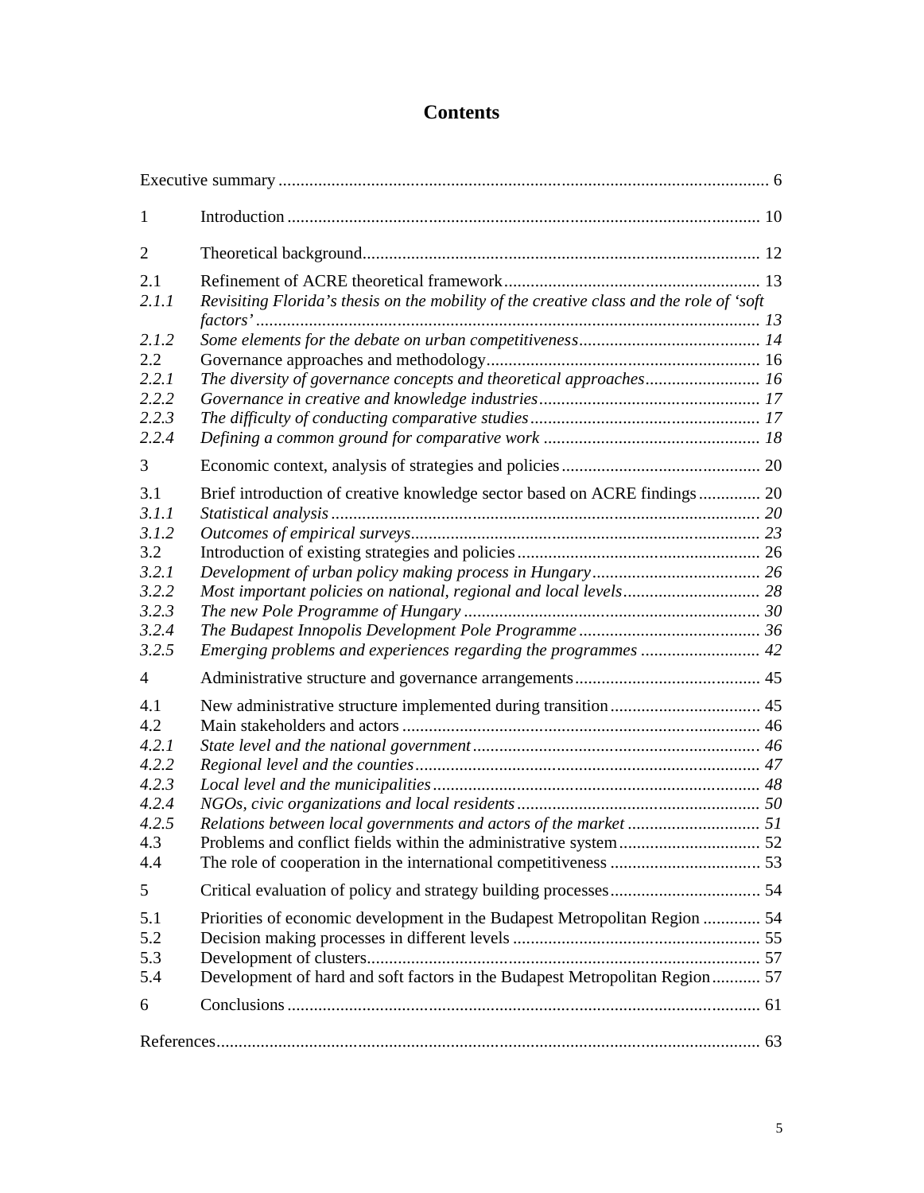# Contents

| | | |
|---|---|---|
| Executive summary | | 6 |
| 1 | Introduction | 10 |
| 2 | Theoretical background | 12 |
| 2.1 | Refinement of ACRE theoretical framework | 13 |
| *2.1.1* | *Revisiting Florida's thesis on the mobility of the creative class and the role of 'soft factors'* | *13* |
| *2.1.2* | *Some elements for the debate on urban competitiveness* | *14* |
| 2.2 | Governance approaches and methodology | 16 |
| *2.2.1* | *The diversity of governance concepts and theoretical approaches* | *16* |
| *2.2.2* | *Governance in creative and knowledge industries* | *17* |
| *2.2.3* | *The difficulty of conducting comparative studies* | *17* |
| *2.2.4* | *Defining a common ground for comparative work* | *18* |
| 3 | Economic context, analysis of strategies and policies | 20 |
| 3.1 | Brief introduction of creative knowledge sector based on ACRE findings | 20 |
| *3.1.1* | *Statistical analysis* | *20* |
| *3.1.2* | *Outcomes of empirical surveys* | *23* |
| 3.2 | Introduction of existing strategies and policies | 26 |
| *3.2.1* | *Development of urban policy making process in Hungary* | *26* |
| *3.2.2* | *Most important policies on national, regional and local levels* | *28* |
| *3.2.3* | *The new Pole Programme of Hungary* | *30* |
| *3.2.4* | *The Budapest Innopolis Development Pole Programme* | *36* |
| *3.2.5* | *Emerging problems and experiences regarding the programmes* | *42* |
| 4 | Administrative structure and governance arrangements | 45 |
| 4.1 | New administrative structure implemented during transition | 45 |
| 4.2 | Main stakeholders and actors | 46 |
| *4.2.1* | *State level and the national government* | *46* |
| *4.2.2* | *Regional level and the counties* | *47* |
| *4.2.3* | *Local level and the municipalities* | *48* |
| *4.2.4* | *NGOs, civic organizations and local residents* | *50* |
| *4.2.5* | *Relations between local governments and actors of the market* | *51* |
| 4.3 | Problems and conflict fields within the administrative system | 52 |
| 4.4 | The role of cooperation in the international competitiveness | 53 |
| 5 | Critical evaluation of policy and strategy building processes | 54 |
| 5.1 | Priorities of economic development in the Budapest Metropolitan Region | 54 |
| 5.2 | Decision making processes in different levels | 55 |
| 5.3 | Development of clusters | 57 |
| 5.4 | Development of hard and soft factors in the Budapest Metropolitan Region | 57 |
| 6 | Conclusions | 61 |
| References | | 63 |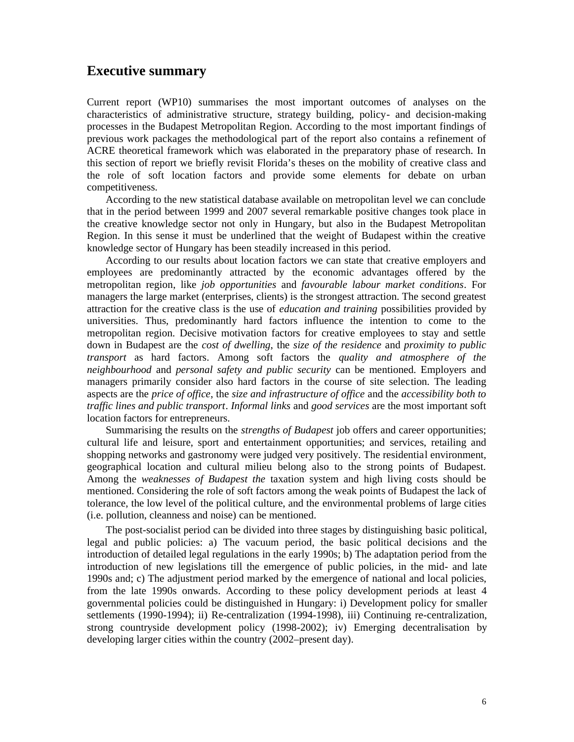# Executive summary

Current report (WP10) summarises the most important outcomes of analyses on the characteristics of administrative structure, strategy building, policy- and decision-making processes in the Budapest Metropolitan Region. According to the most important findings of previous work packages the methodological part of the report also contains a refinement of ACRE theoretical framework which was elaborated in the preparatory phase of research. In this section of report we briefly revisit Florida's theses on the mobility of creative class and the role of soft location factors and provide some elements for debate on urban competitiveness.

According to the new statistical database available on metropolitan level we can conclude that in the period between 1999 and 2007 several remarkable positive changes took place in the creative knowledge sector not only in Hungary, but also in the Budapest Metropolitan Region. In this sense it must be underlined that the weight of Budapest within the creative knowledge sector of Hungary has been steadily increased in this period.

According to our results about location factors we can state that creative employers and employees are predominantly attracted by the economic advantages offered by the metropolitan region, like *job opportunities* and *favourable labour market conditions*. For managers the large market (enterprises, clients) is the strongest attraction. The second greatest attraction for the creative class is the use of *education and training* possibilities provided by universities. Thus, predominantly hard factors influence the intention to come to the metropolitan region. Decisive motivation factors for creative employees to stay and settle down in Budapest are the *cost of dwelling*, the *size of the residence* and *proximity to public transport* as hard factors. Among soft factors the *quality and atmosphere of the neighbourhood* and *personal safety and public security* can be mentioned. Employers and managers primarily consider also hard factors in the course of site selection. The leading aspects are the *price of office*, the *size and infrastructure of office* and the *accessibility both to traffic lines and public transport*. *Informal links* and *good services* are the most important soft location factors for entrepreneurs.

Summarising the results on the *strengths of Budapest* job offers and career opportunities; cultural life and leisure, sport and entertainment opportunities; and services, retailing and shopping networks and gastronomy were judged very positively. The residential environment, geographical location and cultural milieu belong also to the strong points of Budapest. Among the *weaknesses of Budapest the* taxation system and high living costs should be mentioned. Considering the role of soft factors among the weak points of Budapest the lack of tolerance, the low level of the political culture, and the environmental problems of large cities (i.e. pollution, cleanness and noise) can be mentioned.

The post-socialist period can be divided into three stages by distinguishing basic political, legal and public policies: a) The vacuum period, the basic political decisions and the introduction of detailed legal regulations in the early 1990s; b) The adaptation period from the introduction of new legislations till the emergence of public policies, in the mid- and late 1990s and; c) The adjustment period marked by the emergence of national and local policies, from the late 1990s onwards. According to these policy development periods at least 4 governmental policies could be distinguished in Hungary: i) Development policy for smaller settlements (1990-1994); ii) Re-centralization (1994-1998), iii) Continuing re-centralization, strong countryside development policy (1998-2002); iv) Emerging decentralisation by developing larger cities within the country (2002–present day).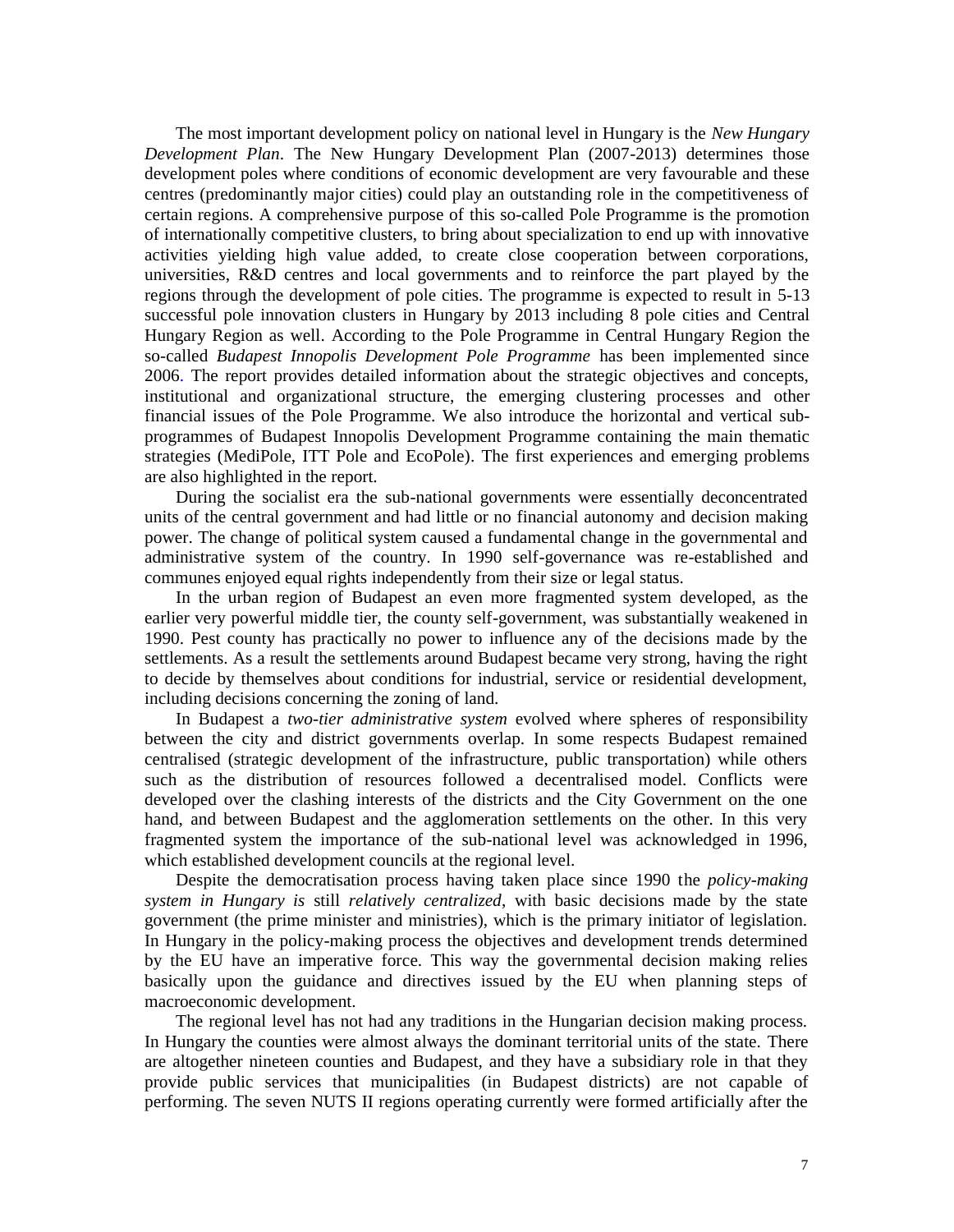The most important development policy on national level in Hungary is the *New Hungary Development Plan*. The New Hungary Development Plan (2007-2013) determines those development poles where conditions of economic development are very favourable and these centres (predominantly major cities) could play an outstanding role in the competitiveness of certain regions. A comprehensive purpose of this so-called Pole Programme is the promotion of internationally competitive clusters, to bring about specialization to end up with innovative activities yielding high value added, to create close cooperation between corporations, universities, R&D centres and local governments and to reinforce the part played by the regions through the development of pole cities. The programme is expected to result in 5-13 successful pole innovation clusters in Hungary by 2013 including 8 pole cities and Central Hungary Region as well. According to the Pole Programme in Central Hungary Region the so-called *Budapest Innopolis Development Pole Programme* has been implemented since 2006. The report provides detailed information about the strategic objectives and concepts, institutional and organizational structure, the emerging clustering processes and other financial issues of the Pole Programme. We also introduce the horizontal and vertical sub-programmes of Budapest Innopolis Development Programme containing the main thematic strategies (MediPole, ITT Pole and EcoPole). The first experiences and emerging problems are also highlighted in the report.

During the socialist era the sub-national governments were essentially deconcentrated units of the central government and had little or no financial autonomy and decision making power. The change of political system caused a fundamental change in the governmental and administrative system of the country. In 1990 self-governance was re-established and communes enjoyed equal rights independently from their size or legal status.

In the urban region of Budapest an even more fragmented system developed, as the earlier very powerful middle tier, the county self-government, was substantially weakened in 1990. Pest county has practically no power to influence any of the decisions made by the settlements. As a result the settlements around Budapest became very strong, having the right to decide by themselves about conditions for industrial, service or residential development, including decisions concerning the zoning of land.

In Budapest a *two-tier administrative system* evolved where spheres of responsibility between the city and district governments overlap. In some respects Budapest remained centralised (strategic development of the infrastructure, public transportation) while others such as the distribution of resources followed a decentralised model. Conflicts were developed over the clashing interests of the districts and the City Government on the one hand, and between Budapest and the agglomeration settlements on the other. In this very fragmented system the importance of the sub-national level was acknowledged in 1996, which established development councils at the regional level.

Despite the democratisation process having taken place since 1990 the *policy-making system in Hungary is* still *relatively centralized*, with basic decisions made by the state government (the prime minister and ministries), which is the primary initiator of legislation. In Hungary in the policy-making process the objectives and development trends determined by the EU have an imperative force. This way the governmental decision making relies basically upon the guidance and directives issued by the EU when planning steps of macroeconomic development.

The regional level has not had any traditions in the Hungarian decision making process. In Hungary the counties were almost always the dominant territorial units of the state. There are altogether nineteen counties and Budapest, and they have a subsidiary role in that they provide public services that municipalities (in Budapest districts) are not capable of performing. The seven NUTS II regions operating currently were formed artificially after the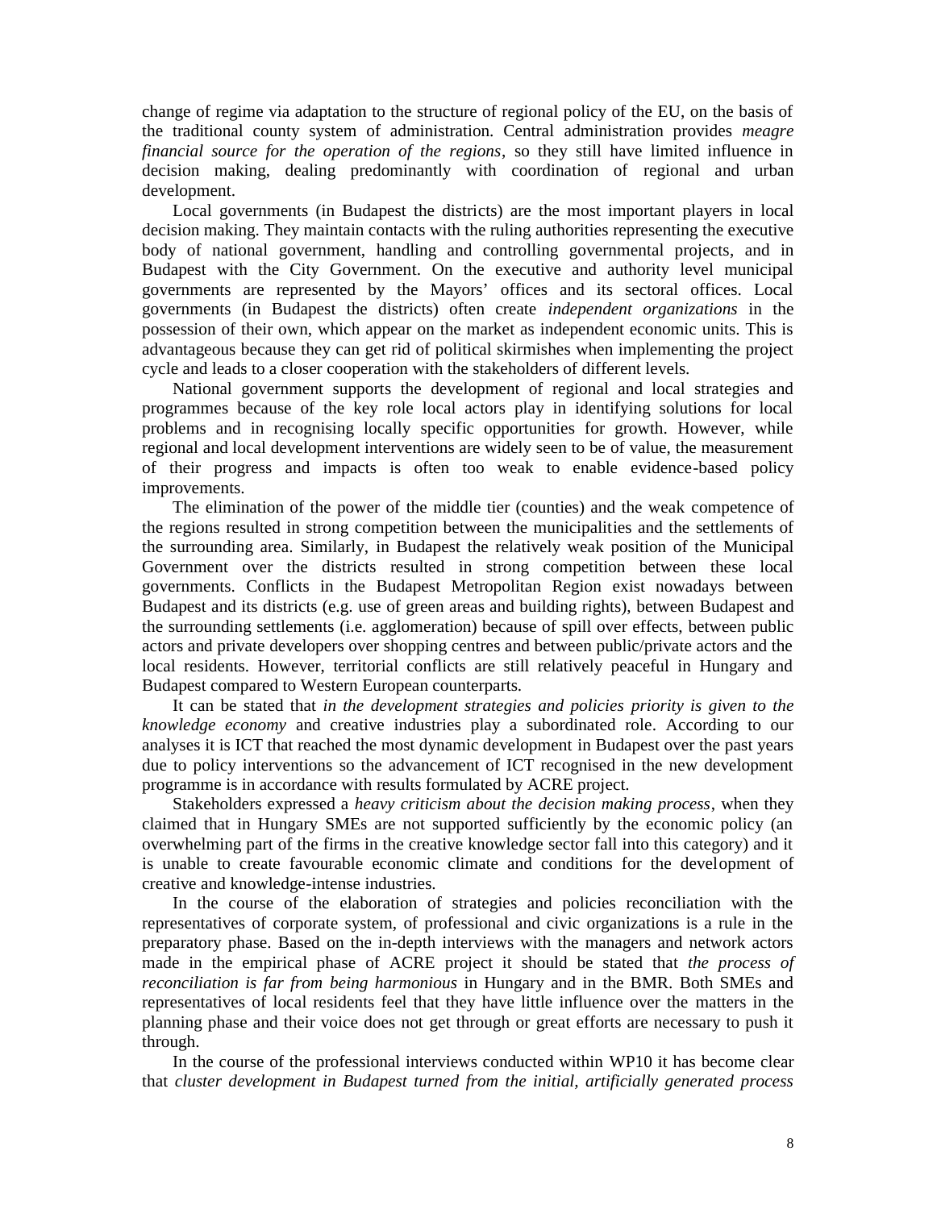change of regime via adaptation to the structure of regional policy of the EU, on the basis of the traditional county system of administration. Central administration provides *meagre financial source for the operation of the regions*, so they still have limited influence in decision making, dealing predominantly with coordination of regional and urban development.

Local governments (in Budapest the districts) are the most important players in local decision making. They maintain contacts with the ruling authorities representing the executive body of national government, handling and controlling governmental projects, and in Budapest with the City Government. On the executive and authority level municipal governments are represented by the Mayors' offices and its sectoral offices. Local governments (in Budapest the districts) often create *independent organizations* in the possession of their own, which appear on the market as independent economic units. This is advantageous because they can get rid of political skirmishes when implementing the project cycle and leads to a closer cooperation with the stakeholders of different levels.

National government supports the development of regional and local strategies and programmes because of the key role local actors play in identifying solutions for local problems and in recognising locally specific opportunities for growth. However, while regional and local development interventions are widely seen to be of value, the measurement of their progress and impacts is often too weak to enable evidence-based policy improvements.

The elimination of the power of the middle tier (counties) and the weak competence of the regions resulted in strong competition between the municipalities and the settlements of the surrounding area. Similarly, in Budapest the relatively weak position of the Municipal Government over the districts resulted in strong competition between these local governments. Conflicts in the Budapest Metropolitan Region exist nowadays between Budapest and its districts (e.g. use of green areas and building rights), between Budapest and the surrounding settlements (i.e. agglomeration) because of spill over effects, between public actors and private developers over shopping centres and between public/private actors and the local residents. However, territorial conflicts are still relatively peaceful in Hungary and Budapest compared to Western European counterparts.

It can be stated that *in the development strategies and policies priority is given to the knowledge economy* and creative industries play a subordinated role. According to our analyses it is ICT that reached the most dynamic development in Budapest over the past years due to policy interventions so the advancement of ICT recognised in the new development programme is in accordance with results formulated by ACRE project.

Stakeholders expressed a *heavy criticism about the decision making process*, when they claimed that in Hungary SMEs are not supported sufficiently by the economic policy (an overwhelming part of the firms in the creative knowledge sector fall into this category) and it is unable to create favourable economic climate and conditions for the development of creative and knowledge-intense industries.

In the course of the elaboration of strategies and policies reconciliation with the representatives of corporate system, of professional and civic organizations is a rule in the preparatory phase. Based on the in-depth interviews with the managers and network actors made in the empirical phase of ACRE project it should be stated that *the process of reconciliation is far from being harmonious* in Hungary and in the BMR. Both SMEs and representatives of local residents feel that they have little influence over the matters in the planning phase and their voice does not get through or great efforts are necessary to push it through.

In the course of the professional interviews conducted within WP10 it has become clear that *cluster development in Budapest turned from the initial, artificially generated process*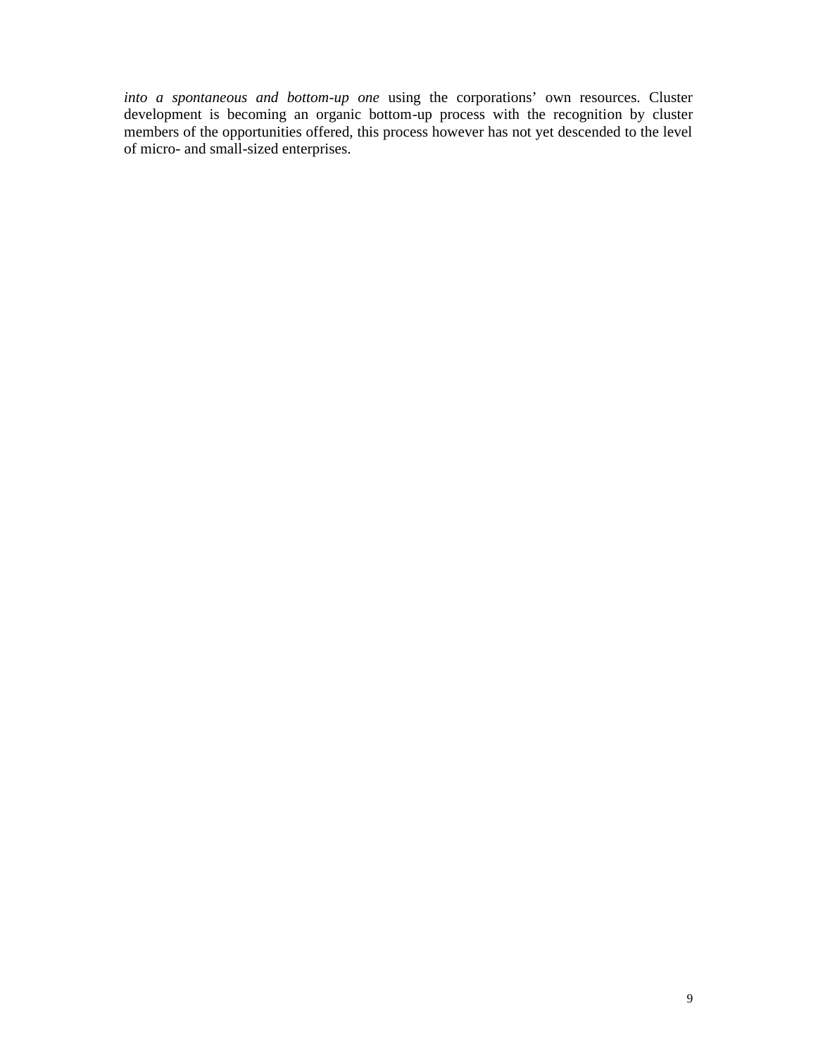*into a spontaneous and bottom-up one* using the corporations' own resources. Cluster development is becoming an organic bottom-up process with the recognition by cluster members of the opportunities offered, this process however has not yet descended to the level of micro- and small-sized enterprises.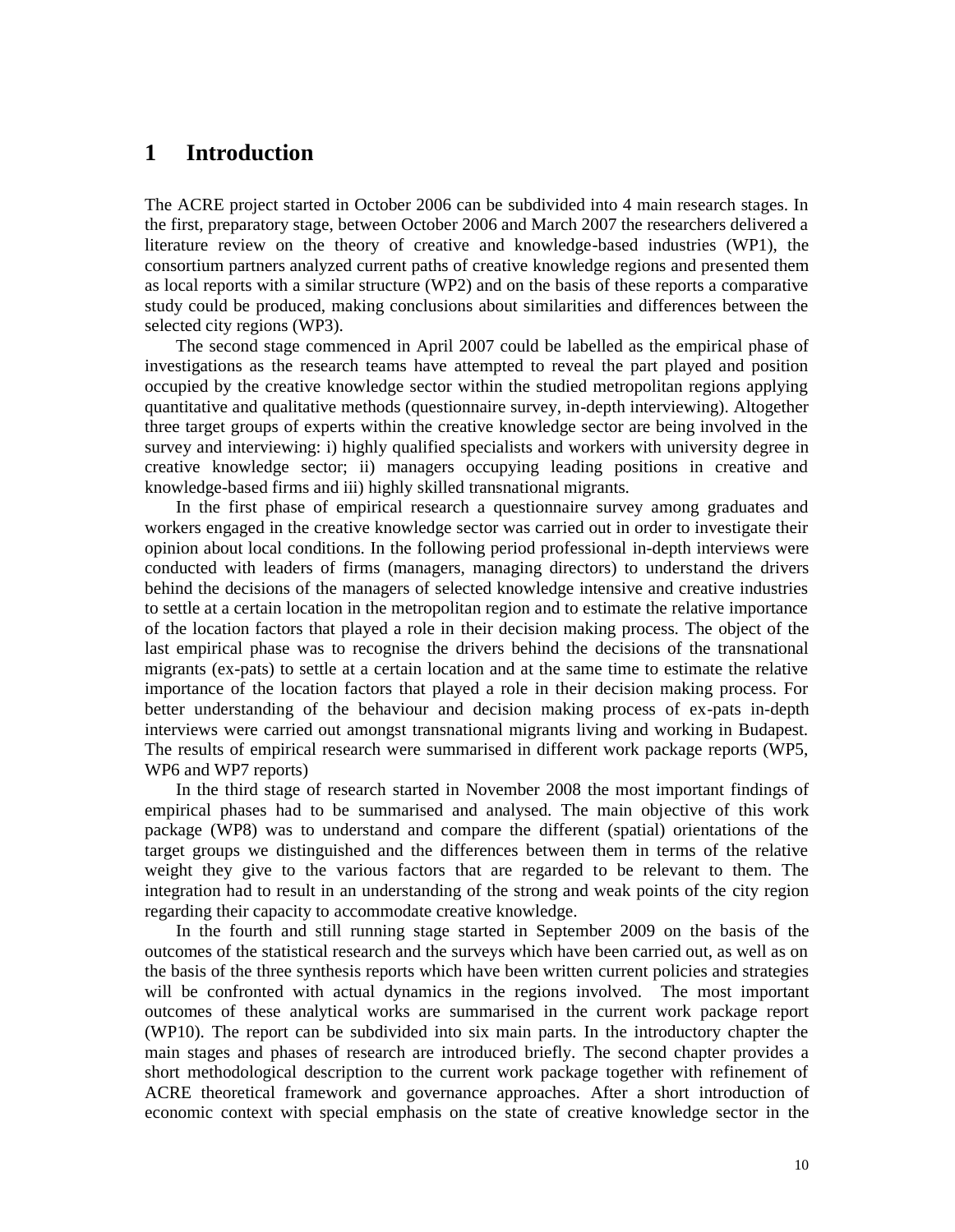# 1 Introduction

The ACRE project started in October 2006 can be subdivided into 4 main research stages. In the first, preparatory stage, between October 2006 and March 2007 the researchers delivered a literature review on the theory of creative and knowledge-based industries (WP1), the consortium partners analyzed current paths of creative knowledge regions and presented them as local reports with a similar structure (WP2) and on the basis of these reports a comparative study could be produced, making conclusions about similarities and differences between the selected city regions (WP3).

The second stage commenced in April 2007 could be labelled as the empirical phase of investigations as the research teams have attempted to reveal the part played and position occupied by the creative knowledge sector within the studied metropolitan regions applying quantitative and qualitative methods (questionnaire survey, in-depth interviewing). Altogether three target groups of experts within the creative knowledge sector are being involved in the survey and interviewing: i) highly qualified specialists and workers with university degree in creative knowledge sector; ii) managers occupying leading positions in creative and knowledge-based firms and iii) highly skilled transnational migrants.

In the first phase of empirical research a questionnaire survey among graduates and workers engaged in the creative knowledge sector was carried out in order to investigate their opinion about local conditions. In the following period professional in-depth interviews were conducted with leaders of firms (managers, managing directors) to understand the drivers behind the decisions of the managers of selected knowledge intensive and creative industries to settle at a certain location in the metropolitan region and to estimate the relative importance of the location factors that played a role in their decision making process. The object of the last empirical phase was to recognise the drivers behind the decisions of the transnational migrants (ex-pats) to settle at a certain location and at the same time to estimate the relative importance of the location factors that played a role in their decision making process. For better understanding of the behaviour and decision making process of ex-pats in-depth interviews were carried out amongst transnational migrants living and working in Budapest. The results of empirical research were summarised in different work package reports (WP5, WP6 and WP7 reports)

In the third stage of research started in November 2008 the most important findings of empirical phases had to be summarised and analysed. The main objective of this work package (WP8) was to understand and compare the different (spatial) orientations of the target groups we distinguished and the differences between them in terms of the relative weight they give to the various factors that are regarded to be relevant to them. The integration had to result in an understanding of the strong and weak points of the city region regarding their capacity to accommodate creative knowledge.

In the fourth and still running stage started in September 2009 on the basis of the outcomes of the statistical research and the surveys which have been carried out, as well as on the basis of the three synthesis reports which have been written current policies and strategies will be confronted with actual dynamics in the regions involved. The most important outcomes of these analytical works are summarised in the current work package report (WP10). The report can be subdivided into six main parts. In the introductory chapter the main stages and phases of research are introduced briefly. The second chapter provides a short methodological description to the current work package together with refinement of ACRE theoretical framework and governance approaches. After a short introduction of economic context with special emphasis on the state of creative knowledge sector in the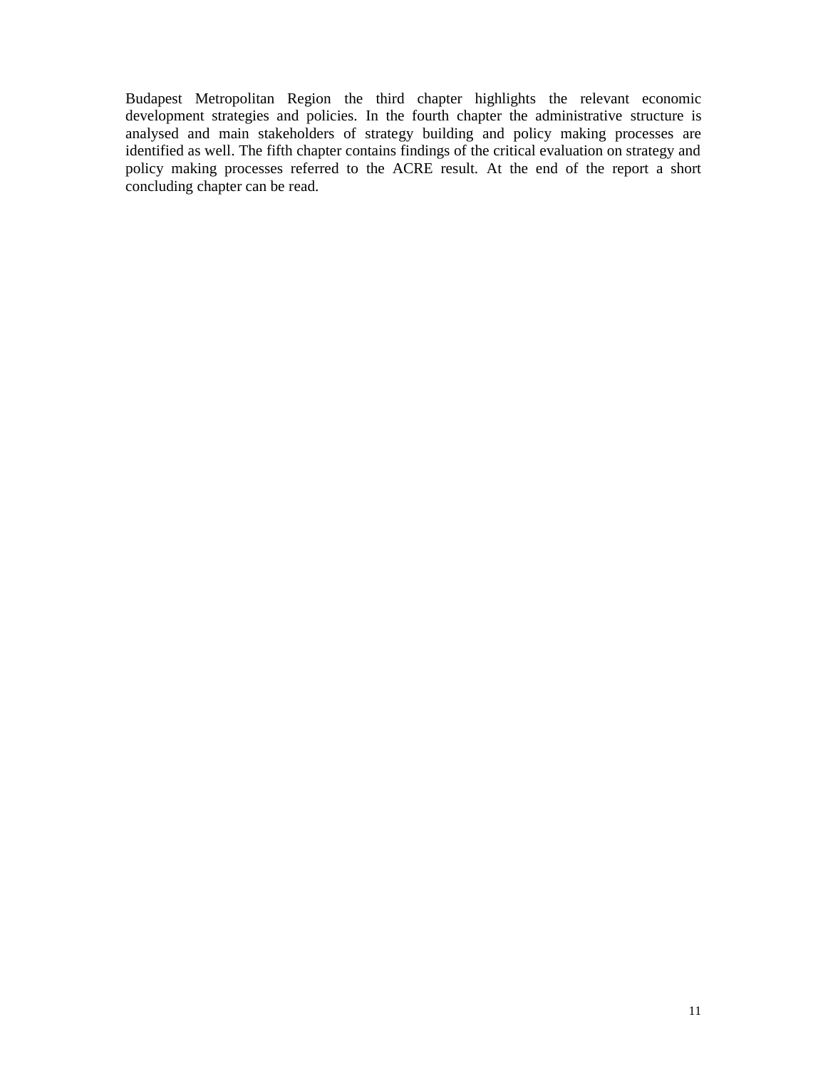Budapest Metropolitan Region the third chapter highlights the relevant economic development strategies and policies. In the fourth chapter the administrative structure is analysed and main stakeholders of strategy building and policy making processes are identified as well. The fifth chapter contains findings of the critical evaluation on strategy and policy making processes referred to the ACRE result. At the end of the report a short concluding chapter can be read.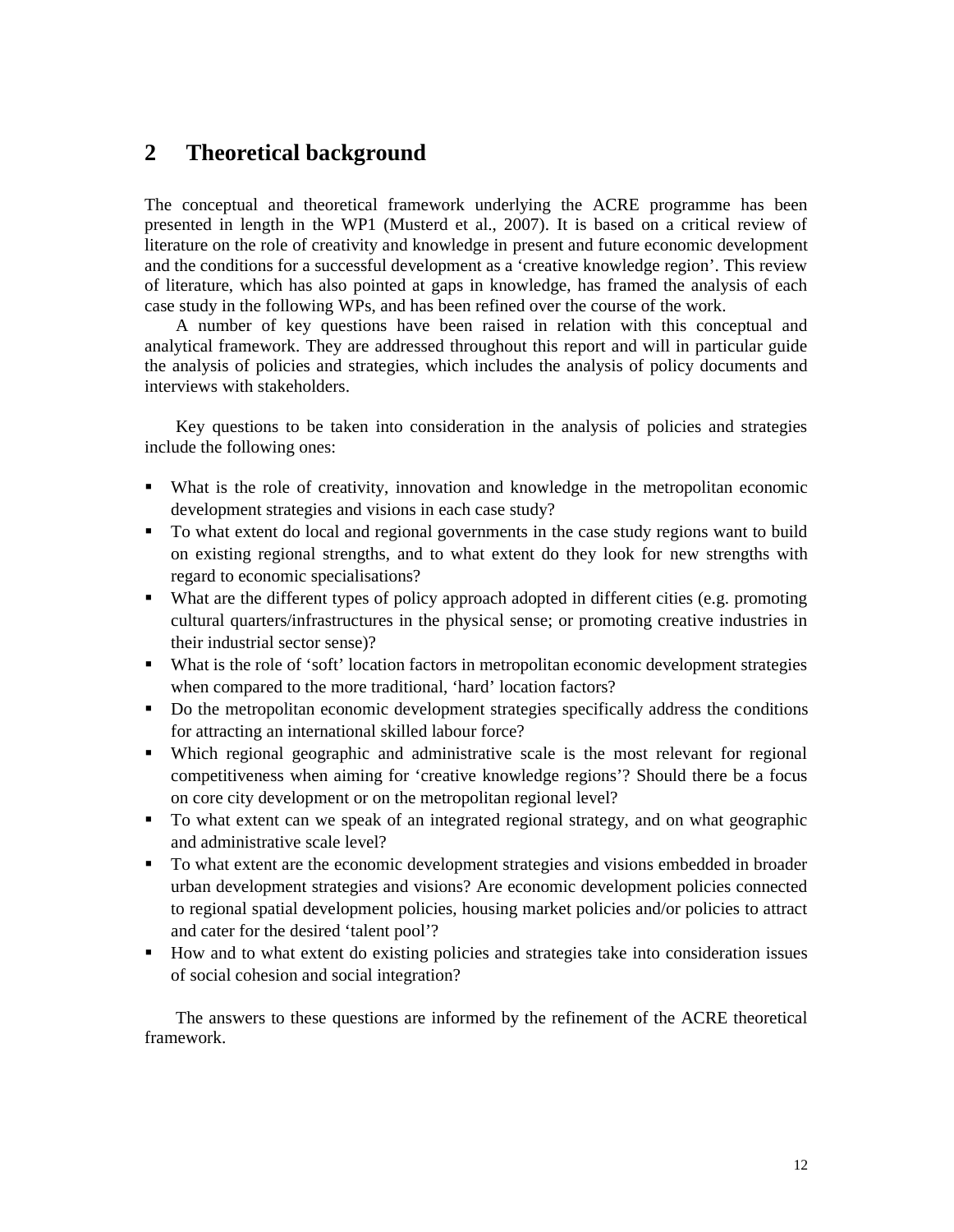# 2 Theoretical background

The conceptual and theoretical framework underlying the ACRE programme has been presented in length in the WP1 (Musterd et al., 2007). It is based on a critical review of literature on the role of creativity and knowledge in present and future economic development and the conditions for a successful development as a 'creative knowledge region'. This review of literature, which has also pointed at gaps in knowledge, has framed the analysis of each case study in the following WPs, and has been refined over the course of the work.

A number of key questions have been raised in relation with this conceptual and analytical framework. They are addressed throughout this report and will in particular guide the analysis of policies and strategies, which includes the analysis of policy documents and interviews with stakeholders.

Key questions to be taken into consideration in the analysis of policies and strategies include the following ones:

- What is the role of creativity, innovation and knowledge in the metropolitan economic development strategies and visions in each case study?
- To what extent do local and regional governments in the case study regions want to build on existing regional strengths, and to what extent do they look for new strengths with regard to economic specialisations?
- What are the different types of policy approach adopted in different cities (e.g. promoting cultural quarters/infrastructures in the physical sense; or promoting creative industries in their industrial sector sense)?
- What is the role of 'soft' location factors in metropolitan economic development strategies when compared to the more traditional, 'hard' location factors?
- Do the metropolitan economic development strategies specifically address the conditions for attracting an international skilled labour force?
- Which regional geographic and administrative scale is the most relevant for regional competitiveness when aiming for 'creative knowledge regions'? Should there be a focus on core city development or on the metropolitan regional level?
- To what extent can we speak of an integrated regional strategy, and on what geographic and administrative scale level?
- To what extent are the economic development strategies and visions embedded in broader urban development strategies and visions? Are economic development policies connected to regional spatial development policies, housing market policies and/or policies to attract and cater for the desired 'talent pool'?
- How and to what extent do existing policies and strategies take into consideration issues of social cohesion and social integration?

The answers to these questions are informed by the refinement of the ACRE theoretical framework.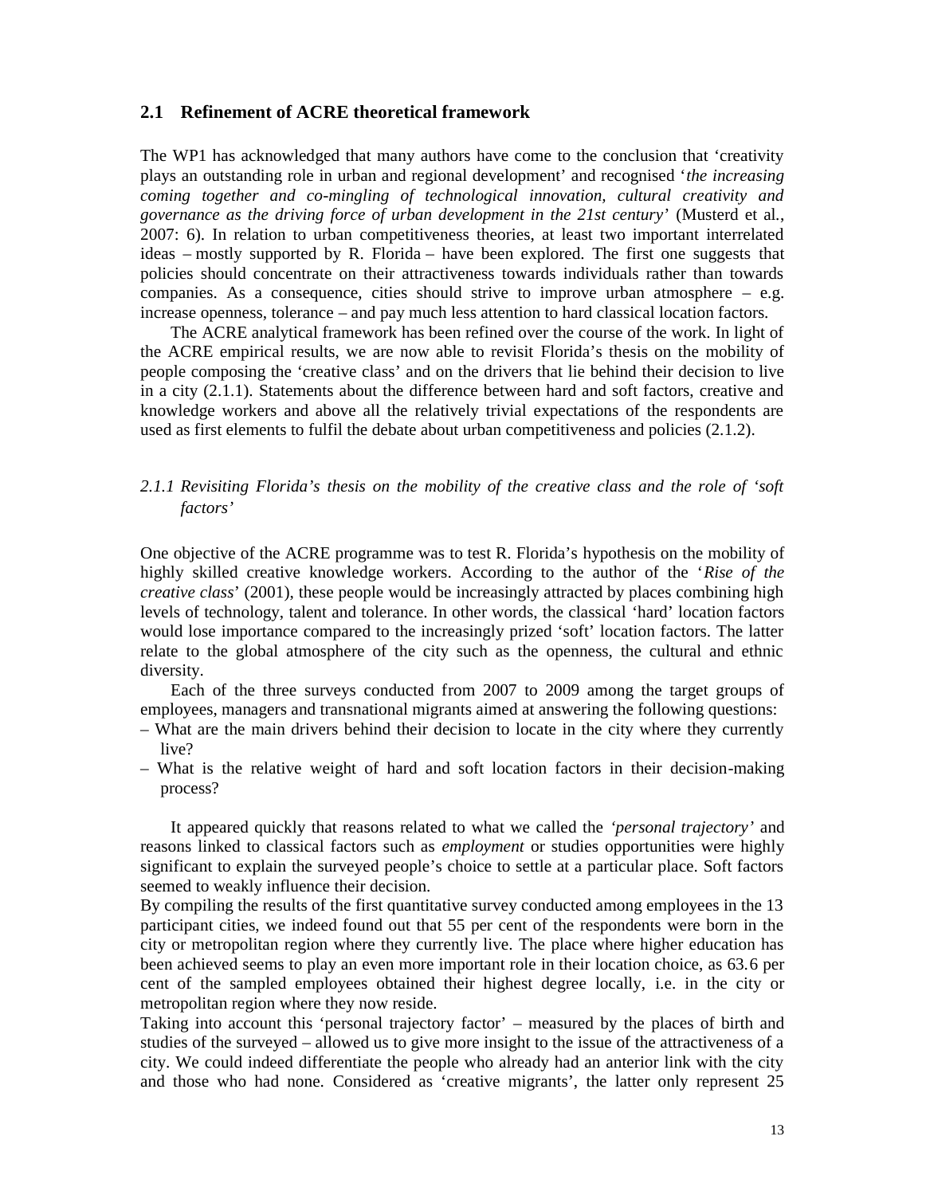## 2.1 Refinement of ACRE theoretical framework

The WP1 has acknowledged that many authors have come to the conclusion that 'creativity plays an outstanding role in urban and regional development' and recognised '*the increasing coming together and co-mingling of technological innovation, cultural creativity and governance as the driving force of urban development in the 21st century*' (Musterd et al., 2007: 6). In relation to urban competitiveness theories, at least two important interrelated ideas – mostly supported by R. Florida – have been explored. The first one suggests that policies should concentrate on their attractiveness towards individuals rather than towards companies. As a consequence, cities should strive to improve urban atmosphere – e.g. increase openness, tolerance – and pay much less attention to hard classical location factors.

The ACRE analytical framework has been refined over the course of the work. In light of the ACRE empirical results, we are now able to revisit Florida's thesis on the mobility of people composing the 'creative class' and on the drivers that lie behind their decision to live in a city (2.1.1). Statements about the difference between hard and soft factors, creative and knowledge workers and above all the relatively trivial expectations of the respondents are used as first elements to fulfil the debate about urban competitiveness and policies (2.1.2).

### *2.1.1 Revisiting Florida's thesis on the mobility of the creative class and the role of 'soft factors'*

One objective of the ACRE programme was to test R. Florida's hypothesis on the mobility of highly skilled creative knowledge workers. According to the author of the '*Rise of the creative class*' (2001), these people would be increasingly attracted by places combining high levels of technology, talent and tolerance. In other words, the classical 'hard' location factors would lose importance compared to the increasingly prized 'soft' location factors. The latter relate to the global atmosphere of the city such as the openness, the cultural and ethnic diversity.

Each of the three surveys conducted from 2007 to 2009 among the target groups of employees, managers and transnational migrants aimed at answering the following questions:

– What are the main drivers behind their decision to locate in the city where they currently live?
– What is the relative weight of hard and soft location factors in their decision-making process?

It appeared quickly that reasons related to what we called the *'personal trajectory'* and reasons linked to classical factors such as *employment* or studies opportunities were highly significant to explain the surveyed people's choice to settle at a particular place. Soft factors seemed to weakly influence their decision.

By compiling the results of the first quantitative survey conducted among employees in the 13 participant cities, we indeed found out that 55 per cent of the respondents were born in the city or metropolitan region where they currently live. The place where higher education has been achieved seems to play an even more important role in their location choice, as 63.6 per cent of the sampled employees obtained their highest degree locally, i.e. in the city or metropolitan region where they now reside.

Taking into account this 'personal trajectory factor' – measured by the places of birth and studies of the surveyed – allowed us to give more insight to the issue of the attractiveness of a city. We could indeed differentiate the people who already had an anterior link with the city and those who had none. Considered as 'creative migrants', the latter only represent 25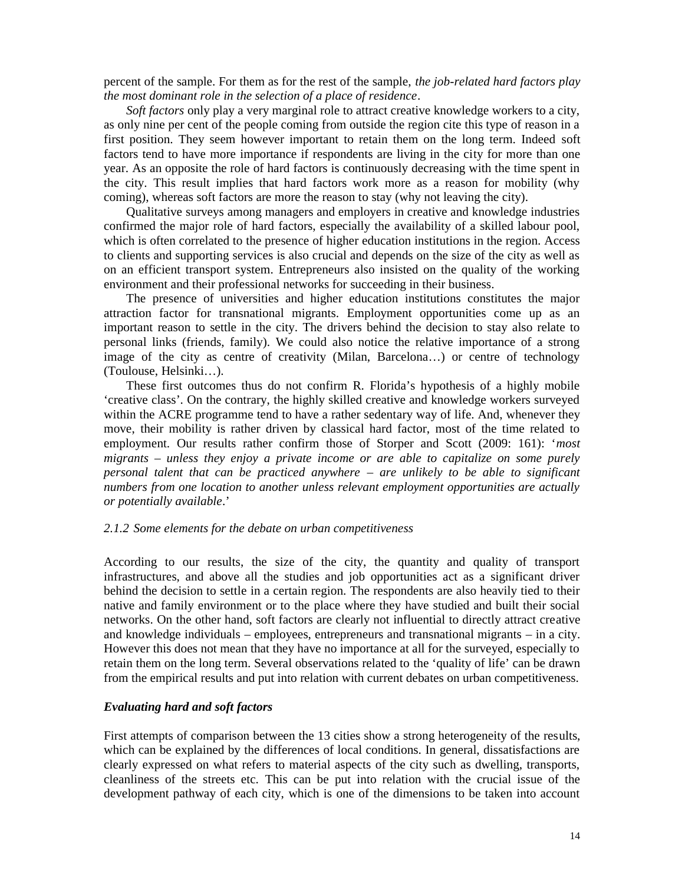percent of the sample. For them as for the rest of the sample, *the job-related hard factors play the most dominant role in the selection of a place of residence*.

*Soft factors* only play a very marginal role to attract creative knowledge workers to a city, as only nine per cent of the people coming from outside the region cite this type of reason in a first position. They seem however important to retain them on the long term. Indeed soft factors tend to have more importance if respondents are living in the city for more than one year. As an opposite the role of hard factors is continuously decreasing with the time spent in the city. This result implies that hard factors work more as a reason for mobility (why coming), whereas soft factors are more the reason to stay (why not leaving the city).

Qualitative surveys among managers and employers in creative and knowledge industries confirmed the major role of hard factors, especially the availability of a skilled labour pool, which is often correlated to the presence of higher education institutions in the region. Access to clients and supporting services is also crucial and depends on the size of the city as well as on an efficient transport system. Entrepreneurs also insisted on the quality of the working environment and their professional networks for succeeding in their business.

The presence of universities and higher education institutions constitutes the major attraction factor for transnational migrants. Employment opportunities come up as an important reason to settle in the city. The drivers behind the decision to stay also relate to personal links (friends, family). We could also notice the relative importance of a strong image of the city as centre of creativity (Milan, Barcelona…) or centre of technology (Toulouse, Helsinki…).

These first outcomes thus do not confirm R. Florida's hypothesis of a highly mobile 'creative class'. On the contrary, the highly skilled creative and knowledge workers surveyed within the ACRE programme tend to have a rather sedentary way of life. And, whenever they move, their mobility is rather driven by classical hard factor, most of the time related to employment. Our results rather confirm those of Storper and Scott (2009: 161): '*most migrants – unless they enjoy a private income or are able to capitalize on some purely personal talent that can be practiced anywhere – are unlikely to be able to significant numbers from one location to another unless relevant employment opportunities are actually or potentially available*.'

### *2.1.2 Some elements for the debate on urban competitiveness*

According to our results, the size of the city, the quantity and quality of transport infrastructures, and above all the studies and job opportunities act as a significant driver behind the decision to settle in a certain region. The respondents are also heavily tied to their native and family environment or to the place where they have studied and built their social networks. On the other hand, soft factors are clearly not influential to directly attract creative and knowledge individuals – employees, entrepreneurs and transnational migrants – in a city. However this does not mean that they have no importance at all for the surveyed, especially to retain them on the long term. Several observations related to the 'quality of life' can be drawn from the empirical results and put into relation with current debates on urban competitiveness.

#### ***Evaluating hard and soft factors***

First attempts of comparison between the 13 cities show a strong heterogeneity of the results, which can be explained by the differences of local conditions. In general, dissatisfactions are clearly expressed on what refers to material aspects of the city such as dwelling, transports, cleanliness of the streets etc. This can be put into relation with the crucial issue of the development pathway of each city, which is one of the dimensions to be taken into account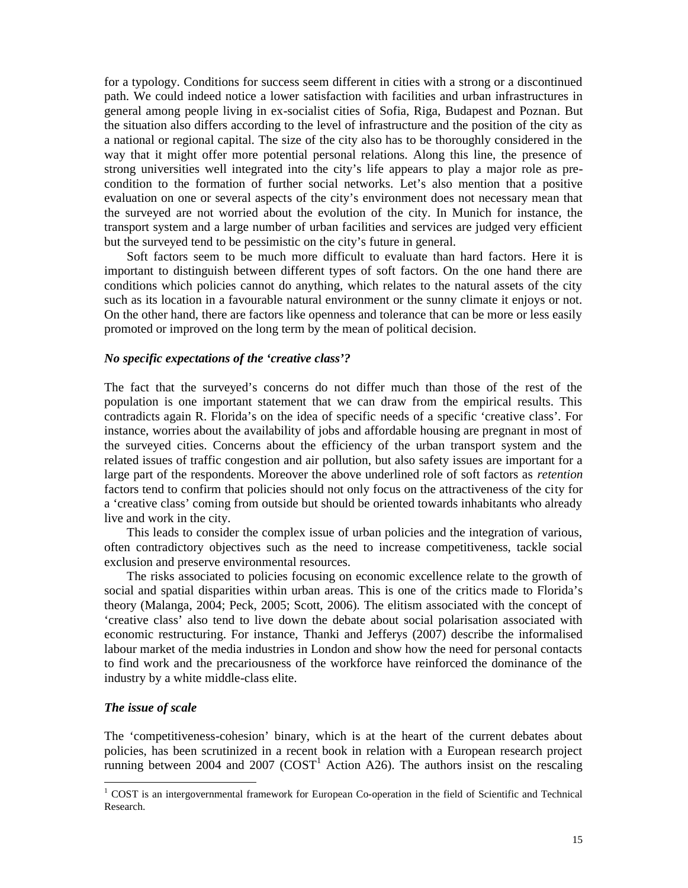for a typology. Conditions for success seem different in cities with a strong or a discontinued path. We could indeed notice a lower satisfaction with facilities and urban infrastructures in general among people living in ex-socialist cities of Sofia, Riga, Budapest and Poznan. But the situation also differs according to the level of infrastructure and the position of the city as a national or regional capital. The size of the city also has to be thoroughly considered in the way that it might offer more potential personal relations. Along this line, the presence of strong universities well integrated into the city's life appears to play a major role as pre-condition to the formation of further social networks. Let's also mention that a positive evaluation on one or several aspects of the city's environment does not necessary mean that the surveyed are not worried about the evolution of the city. In Munich for instance, the transport system and a large number of urban facilities and services are judged very efficient but the surveyed tend to be pessimistic on the city's future in general.

Soft factors seem to be much more difficult to evaluate than hard factors. Here it is important to distinguish between different types of soft factors. On the one hand there are conditions which policies cannot do anything, which relates to the natural assets of the city such as its location in a favourable natural environment or the sunny climate it enjoys or not. On the other hand, there are factors like openness and tolerance that can be more or less easily promoted or improved on the long term by the mean of political decision.

### *No specific expectations of the 'creative class'?*

The fact that the surveyed's concerns do not differ much than those of the rest of the population is one important statement that we can draw from the empirical results. This contradicts again R. Florida's on the idea of specific needs of a specific 'creative class'. For instance, worries about the availability of jobs and affordable housing are pregnant in most of the surveyed cities. Concerns about the efficiency of the urban transport system and the related issues of traffic congestion and air pollution, but also safety issues are important for a large part of the respondents. Moreover the above underlined role of soft factors as *retention* factors tend to confirm that policies should not only focus on the attractiveness of the city for a 'creative class' coming from outside but should be oriented towards inhabitants who already live and work in the city.

This leads to consider the complex issue of urban policies and the integration of various, often contradictory objectives such as the need to increase competitiveness, tackle social exclusion and preserve environmental resources.

The risks associated to policies focusing on economic excellence relate to the growth of social and spatial disparities within urban areas. This is one of the critics made to Florida's theory (Malanga, 2004; Peck, 2005; Scott, 2006). The elitism associated with the concept of 'creative class' also tend to live down the debate about social polarisation associated with economic restructuring. For instance, Thanki and Jefferys (2007) describe the informalised labour market of the media industries in London and show how the need for personal contacts to find work and the precariousness of the workforce have reinforced the dominance of the industry by a white middle-class elite.

### *The issue of scale*

The 'competitiveness-cohesion' binary, which is at the heart of the current debates about policies, has been scrutinized in a recent book in relation with a European research project running between 2004 and 2007 (COST[1] Action A26). The authors insist on the rescaling

[1] COST is an intergovernmental framework for European Co-operation in the field of Scientific and Technical Research.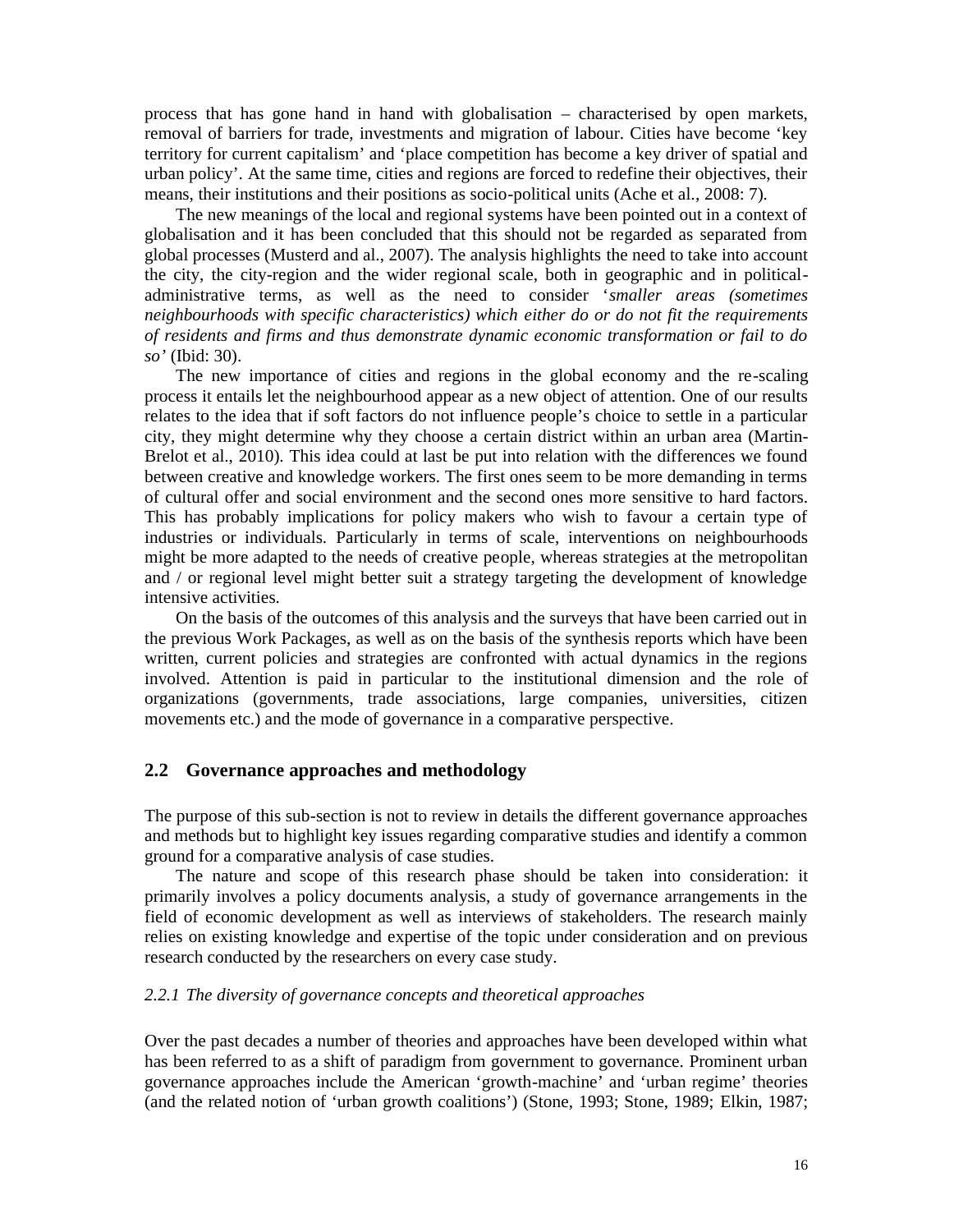process that has gone hand in hand with globalisation – characterised by open markets, removal of barriers for trade, investments and migration of labour. Cities have become 'key territory for current capitalism' and 'place competition has become a key driver of spatial and urban policy'. At the same time, cities and regions are forced to redefine their objectives, their means, their institutions and their positions as socio-political units (Ache et al., 2008: 7).

The new meanings of the local and regional systems have been pointed out in a context of globalisation and it has been concluded that this should not be regarded as separated from global processes (Musterd and al., 2007). The analysis highlights the need to take into account the city, the city-region and the wider regional scale, both in geographic and in political-administrative terms, as well as the need to consider '*smaller areas (sometimes neighbourhoods with specific characteristics) which either do or do not fit the requirements of residents and firms and thus demonstrate dynamic economic transformation or fail to do so'* (Ibid: 30).

The new importance of cities and regions in the global economy and the re-scaling process it entails let the neighbourhood appear as a new object of attention. One of our results relates to the idea that if soft factors do not influence people's choice to settle in a particular city, they might determine why they choose a certain district within an urban area (Martin-Brelot et al., 2010). This idea could at last be put into relation with the differences we found between creative and knowledge workers. The first ones seem to be more demanding in terms of cultural offer and social environment and the second ones more sensitive to hard factors. This has probably implications for policy makers who wish to favour a certain type of industries or individuals. Particularly in terms of scale, interventions on neighbourhoods might be more adapted to the needs of creative people, whereas strategies at the metropolitan and / or regional level might better suit a strategy targeting the development of knowledge intensive activities.

On the basis of the outcomes of this analysis and the surveys that have been carried out in the previous Work Packages, as well as on the basis of the synthesis reports which have been written, current policies and strategies are confronted with actual dynamics in the regions involved. Attention is paid in particular to the institutional dimension and the role of organizations (governments, trade associations, large companies, universities, citizen movements etc.) and the mode of governance in a comparative perspective.

## 2.2 Governance approaches and methodology

The purpose of this sub-section is not to review in details the different governance approaches and methods but to highlight key issues regarding comparative studies and identify a common ground for a comparative analysis of case studies.

The nature and scope of this research phase should be taken into consideration: it primarily involves a policy documents analysis, a study of governance arrangements in the field of economic development as well as interviews of stakeholders. The research mainly relies on existing knowledge and expertise of the topic under consideration and on previous research conducted by the researchers on every case study.

### *2.2.1 The diversity of governance concepts and theoretical approaches*

Over the past decades a number of theories and approaches have been developed within what has been referred to as a shift of paradigm from government to governance. Prominent urban governance approaches include the American 'growth-machine' and 'urban regime' theories (and the related notion of 'urban growth coalitions') (Stone, 1993; Stone, 1989; Elkin, 1987;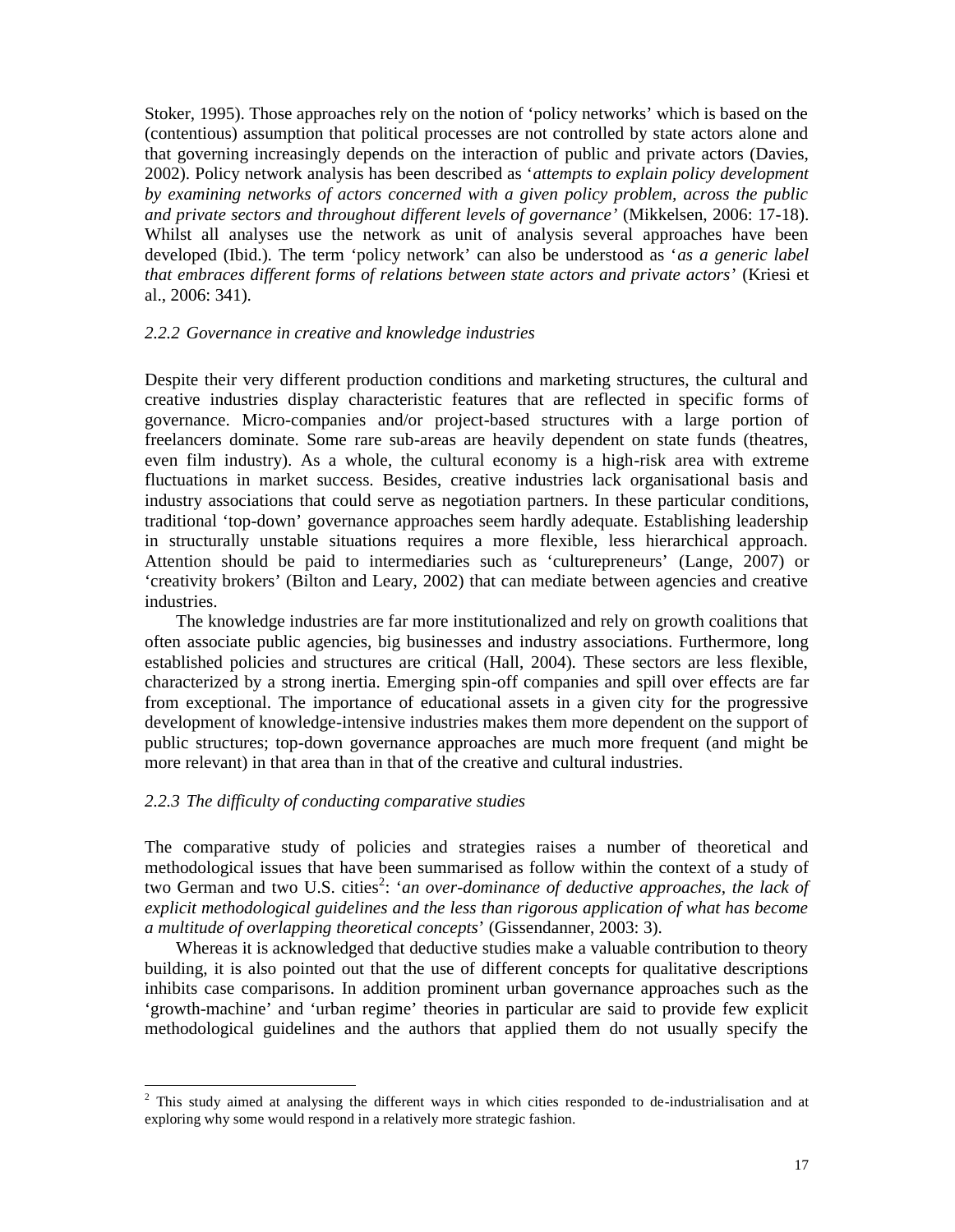Stoker, 1995). Those approaches rely on the notion of 'policy networks' which is based on the (contentious) assumption that political processes are not controlled by state actors alone and that governing increasingly depends on the interaction of public and private actors (Davies, 2002). Policy network analysis has been described as '*attempts to explain policy development by examining networks of actors concerned with a given policy problem, across the public and private sectors and throughout different levels of governance*' (Mikkelsen, 2006: 17-18). Whilst all analyses use the network as unit of analysis several approaches have been developed (Ibid.). The term 'policy network' can also be understood as '*as a generic label that embraces different forms of relations between state actors and private actors*' (Kriesi et al., 2006: 341).

### *2.2.2 Governance in creative and knowledge industries*

Despite their very different production conditions and marketing structures, the cultural and creative industries display characteristic features that are reflected in specific forms of governance. Micro-companies and/or project-based structures with a large portion of freelancers dominate. Some rare sub-areas are heavily dependent on state funds (theatres, even film industry). As a whole, the cultural economy is a high-risk area with extreme fluctuations in market success. Besides, creative industries lack organisational basis and industry associations that could serve as negotiation partners. In these particular conditions, traditional 'top-down' governance approaches seem hardly adequate. Establishing leadership in structurally unstable situations requires a more flexible, less hierarchical approach. Attention should be paid to intermediaries such as 'culturepreneurs' (Lange, 2007) or 'creativity brokers' (Bilton and Leary, 2002) that can mediate between agencies and creative industries.

The knowledge industries are far more institutionalized and rely on growth coalitions that often associate public agencies, big businesses and industry associations. Furthermore, long established policies and structures are critical (Hall, 2004). These sectors are less flexible, characterized by a strong inertia. Emerging spin-off companies and spill over effects are far from exceptional. The importance of educational assets in a given city for the progressive development of knowledge-intensive industries makes them more dependent on the support of public structures; top-down governance approaches are much more frequent (and might be more relevant) in that area than in that of the creative and cultural industries.

### *2.2.3 The difficulty of conducting comparative studies*

The comparative study of policies and strategies raises a number of theoretical and methodological issues that have been summarised as follow within the context of a study of two German and two U.S. cities[2]: '*an over-dominance of deductive approaches, the lack of explicit methodological guidelines and the less than rigorous application of what has become a multitude of overlapping theoretical concepts*' (Gissendanner, 2003: 3).

Whereas it is acknowledged that deductive studies make a valuable contribution to theory building, it is also pointed out that the use of different concepts for qualitative descriptions inhibits case comparisons. In addition prominent urban governance approaches such as the 'growth-machine' and 'urban regime' theories in particular are said to provide few explicit methodological guidelines and the authors that applied them do not usually specify the

[2] This study aimed at analysing the different ways in which cities responded to de-industrialisation and at exploring why some would respond in a relatively more strategic fashion.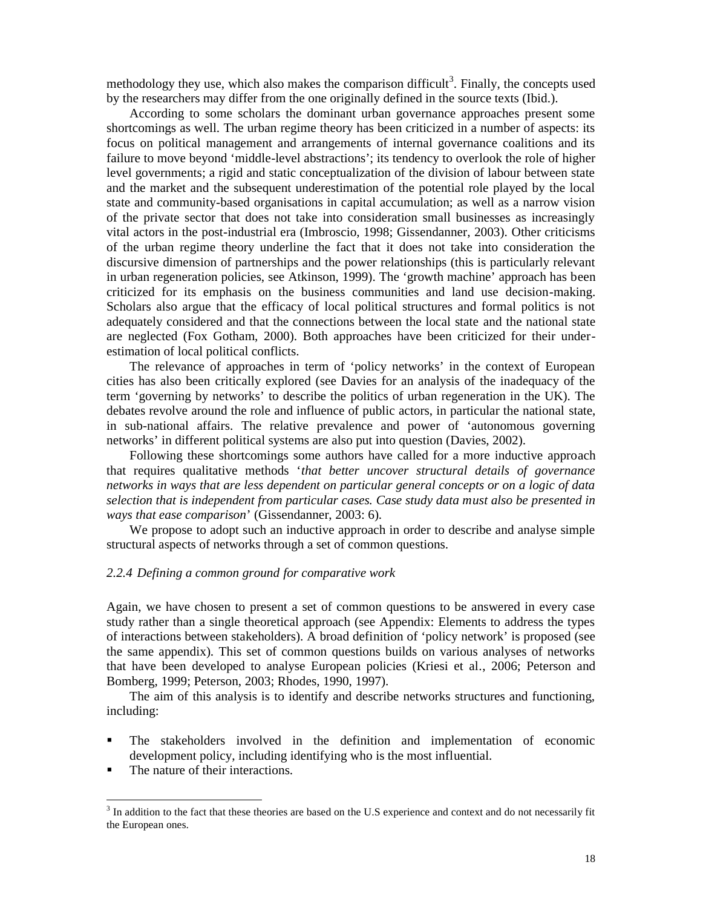methodology they use, which also makes the comparison difficult[3]. Finally, the concepts used by the researchers may differ from the one originally defined in the source texts (Ibid.).

According to some scholars the dominant urban governance approaches present some shortcomings as well. The urban regime theory has been criticized in a number of aspects: its focus on political management and arrangements of internal governance coalitions and its failure to move beyond 'middle-level abstractions'; its tendency to overlook the role of higher level governments; a rigid and static conceptualization of the division of labour between state and the market and the subsequent underestimation of the potential role played by the local state and community-based organisations in capital accumulation; as well as a narrow vision of the private sector that does not take into consideration small businesses as increasingly vital actors in the post-industrial era (Imbroscio, 1998; Gissendanner, 2003). Other criticisms of the urban regime theory underline the fact that it does not take into consideration the discursive dimension of partnerships and the power relationships (this is particularly relevant in urban regeneration policies, see Atkinson, 1999). The 'growth machine' approach has been criticized for its emphasis on the business communities and land use decision-making. Scholars also argue that the efficacy of local political structures and formal politics is not adequately considered and that the connections between the local state and the national state are neglected (Fox Gotham, 2000). Both approaches have been criticized for their under-estimation of local political conflicts.

The relevance of approaches in term of 'policy networks' in the context of European cities has also been critically explored (see Davies for an analysis of the inadequacy of the term 'governing by networks' to describe the politics of urban regeneration in the UK). The debates revolve around the role and influence of public actors, in particular the national state, in sub-national affairs. The relative prevalence and power of 'autonomous governing networks' in different political systems are also put into question (Davies, 2002).

Following these shortcomings some authors have called for a more inductive approach that requires qualitative methods '*that better uncover structural details of governance networks in ways that are less dependent on particular general concepts or on a logic of data selection that is independent from particular cases. Case study data must also be presented in ways that ease comparison*' (Gissendanner, 2003: 6).

We propose to adopt such an inductive approach in order to describe and analyse simple structural aspects of networks through a set of common questions.

### *2.2.4 Defining a common ground for comparative work*

Again, we have chosen to present a set of common questions to be answered in every case study rather than a single theoretical approach (see Appendix: Elements to address the types of interactions between stakeholders). A broad definition of 'policy network' is proposed (see the same appendix). This set of common questions builds on various analyses of networks that have been developed to analyse European policies (Kriesi et al., 2006; Peterson and Bomberg, 1999; Peterson, 2003; Rhodes, 1990, 1997).

The aim of this analysis is to identify and describe networks structures and functioning, including:

- The stakeholders involved in the definition and implementation of economic development policy, including identifying who is the most influential.
- The nature of their interactions.

---

[3] In addition to the fact that these theories are based on the U.S experience and context and do not necessarily fit the European ones.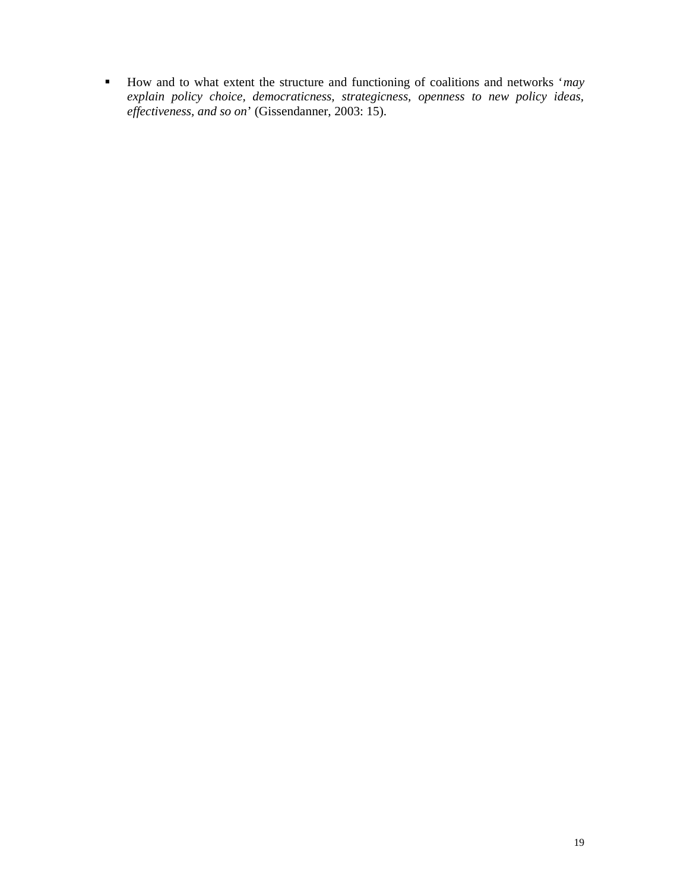- How and to what extent the structure and functioning of coalitions and networks '*may explain policy choice, democraticness, strategicness, openness to new policy ideas, effectiveness, and so on*' (Gissendanner, 2003: 15).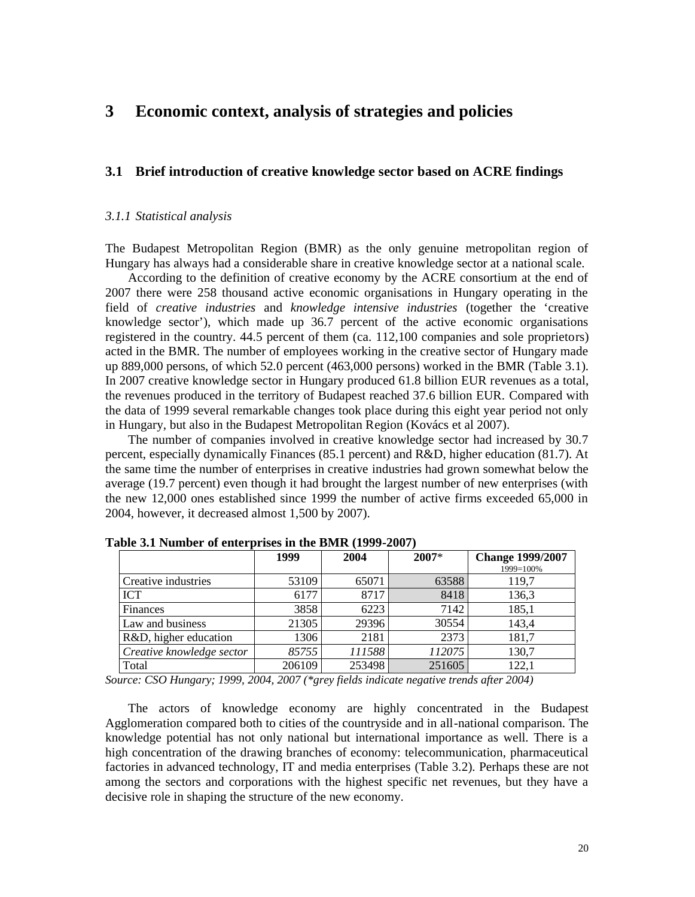# 3 Economic context, analysis of strategies and policies

## 3.1 Brief introduction of creative knowledge sector based on ACRE findings

### *3.1.1 Statistical analysis*

The Budapest Metropolitan Region (BMR) as the only genuine metropolitan region of Hungary has always had a considerable share in creative knowledge sector at a national scale.

According to the definition of creative economy by the ACRE consortium at the end of 2007 there were 258 thousand active economic organisations in Hungary operating in the field of *creative industries* and *knowledge intensive industries* (together the 'creative knowledge sector'), which made up 36.7 percent of the active economic organisations registered in the country. 44.5 percent of them (ca. 112,100 companies and sole proprietors) acted in the BMR. The number of employees working in the creative sector of Hungary made up 889,000 persons, of which 52.0 percent (463,000 persons) worked in the BMR (Table 3.1). In 2007 creative knowledge sector in Hungary produced 61.8 billion EUR revenues as a total, the revenues produced in the territory of Budapest reached 37.6 billion EUR. Compared with the data of 1999 several remarkable changes took place during this eight year period not only in Hungary, but also in the Budapest Metropolitan Region (Kovács et al 2007).

The number of companies involved in creative knowledge sector had increased by 30.7 percent, especially dynamically Finances (85.1 percent) and R&D, higher education (81.7). At the same time the number of enterprises in creative industries had grown somewhat below the average (19.7 percent) even though it had brought the largest number of new enterprises (with the new 12,000 ones established since 1999 the number of active firms exceeded 65,000 in 2004, however, it decreased almost 1,500 by 2007).

**Table 3.1 Number of enterprises in the BMR (1999-2007)**

| | 1999 | 2004 | 2007* | Change 1999/2007 1999=100% |
|---|---|---|---|---|
| Creative industries | 53109 | 65071 | 63588 | 119,7 |
| ICT | 6177 | 8717 | 8418 | 136,3 |
| Finances | 3858 | 6223 | 7142 | 185,1 |
| Law and business | 21305 | 29396 | 30554 | 143,4 |
| R&D, higher education | 1306 | 2181 | 2373 | 181,7 |
| *Creative knowledge sector* | *85755* | *111588* | *112075* | 130,7 |
| Total | 206109 | 253498 | 251605 | 122,1 |

*Source: CSO Hungary; 1999, 2004, 2007 (\*grey fields indicate negative trends after 2004)*

The actors of knowledge economy are highly concentrated in the Budapest Agglomeration compared both to cities of the countryside and in all-national comparison. The knowledge potential has not only national but international importance as well. There is a high concentration of the drawing branches of economy: telecommunication, pharmaceutical factories in advanced technology, IT and media enterprises (Table 3.2). Perhaps these are not among the sectors and corporations with the highest specific net revenues, but they have a decisive role in shaping the structure of the new economy.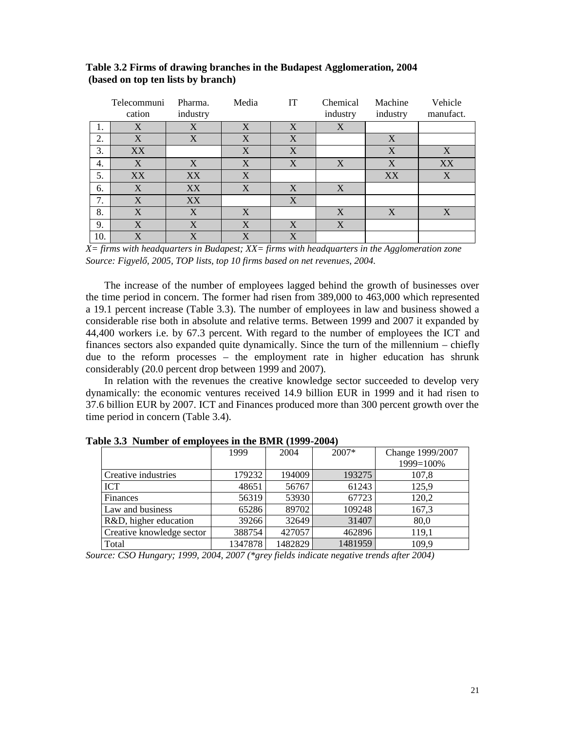**Table 3.2 Firms of drawing branches in the Budapest Agglomeration, 2004 (based on top ten lists by branch)**

| | Telecommunication | Pharma. industry | Media | IT | Chemical industry | Machine industry | Vehicle manufact. |
|---|---|---|---|---|---|---|---|
| 1. | X | X | X | X | X | | |
| 2. | X | X | X | X | | X | |
| 3. | XX | | X | X | | X | X |
| 4. | X | X | X | X | X | X | XX |
| 5. | XX | XX | X | | | XX | X |
| 6. | X | XX | X | X | X | | |
| 7. | X | XX | | X | | | |
| 8. | X | X | X | | X | X | X |
| 9. | X | X | X | X | X | | |
| 10. | X | X | X | X | | | |

*X= firms with headquarters in Budapest; XX= firms with headquarters in the Agglomeration zone*
*Source: Figyelő, 2005, TOP lists, top 10 firms based on net revenues, 2004.*

The increase of the number of employees lagged behind the growth of businesses over the time period in concern. The former had risen from 389,000 to 463,000 which represented a 19.1 percent increase (Table 3.3). The number of employees in law and business showed a considerable rise both in absolute and relative terms. Between 1999 and 2007 it expanded by 44,400 workers i.e. by 67.3 percent. With regard to the number of employees the ICT and finances sectors also expanded quite dynamically. Since the turn of the millennium – chiefly due to the reform processes – the employment rate in higher education has shrunk considerably (20.0 percent drop between 1999 and 2007).

In relation with the revenues the creative knowledge sector succeeded to develop very dynamically: the economic ventures received 14.9 billion EUR in 1999 and it had risen to 37.6 billion EUR by 2007. ICT and Finances produced more than 300 percent growth over the time period in concern (Table 3.4).

**Table 3.3 Number of employees in the BMR (1999-2004)**

| | 1999 | 2004 | 2007* | Change 1999/2007 1999=100% |
|---|---|---|---|---|
| Creative industries | 179232 | 194009 | 193275 | 107,8 |
| ICT | 48651 | 56767 | 61243 | 125,9 |
| Finances | 56319 | 53930 | 67723 | 120,2 |
| Law and business | 65286 | 89702 | 109248 | 167,3 |
| R&D, higher education | 39266 | 32649 | 31407 | 80,0 |
| Creative knowledge sector | 388754 | 427057 | 462896 | 119,1 |
| Total | 1347878 | 1482829 | 1481959 | 109,9 |

*Source: CSO Hungary; 1999, 2004, 2007 (\*grey fields indicate negative trends after 2004)*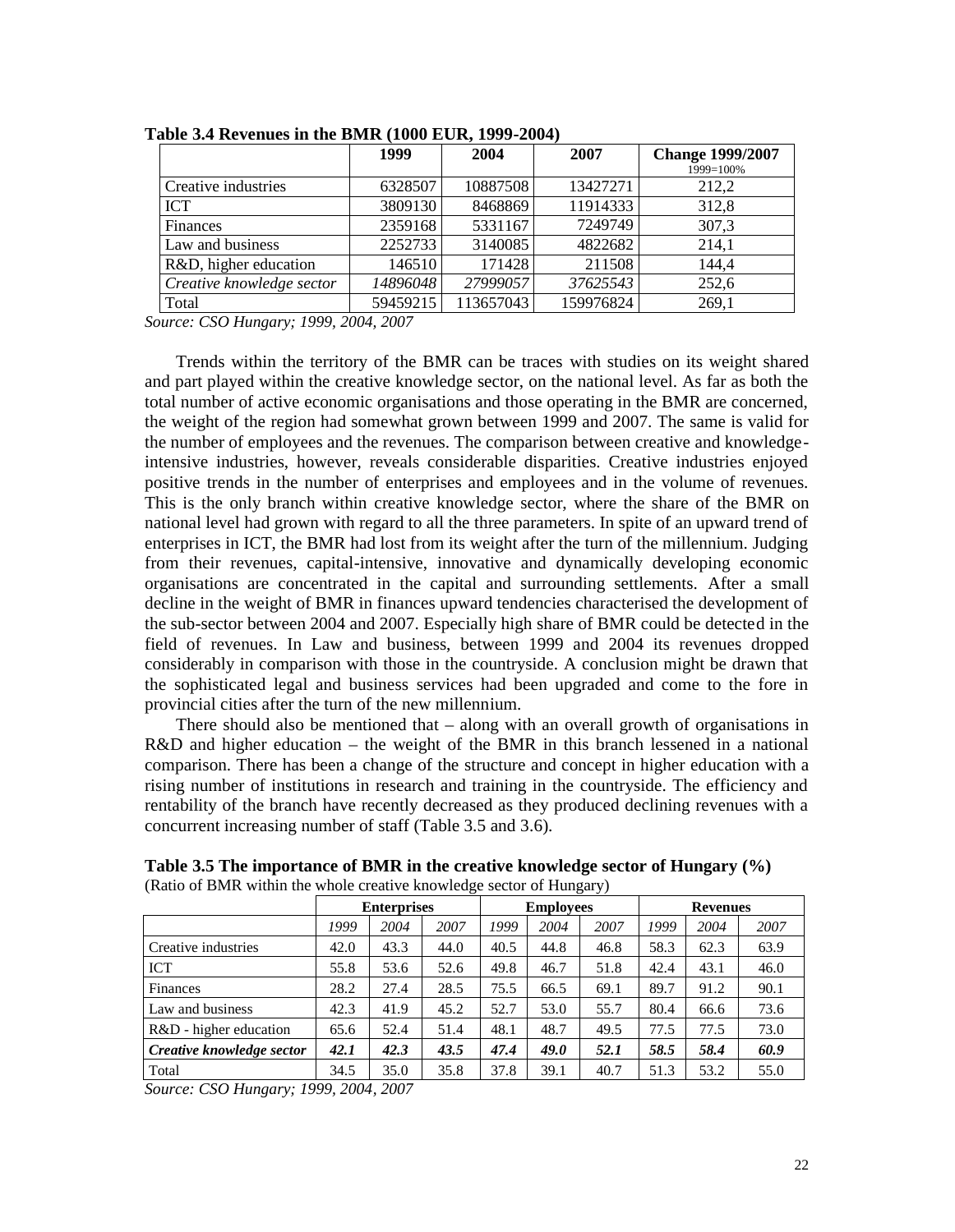**Table 3.4 Revenues in the BMR (1000 EUR, 1999-2004)**

| | 1999 | 2004 | 2007 | Change 1999/2007 1999=100% |
|---|---|---|---|---|
| Creative industries | 6328507 | 10887508 | 13427271 | 212,2 |
| ICT | 3809130 | 8468869 | 11914333 | 312,8 |
| Finances | 2359168 | 5331167 | 7249749 | 307,3 |
| Law and business | 2252733 | 3140085 | 4822682 | 214,1 |
| R&D, higher education | 146510 | 171428 | 211508 | 144,4 |
| *Creative knowledge sector* | *14896048* | *27999057* | *37625543* | 252,6 |
| Total | 59459215 | 113657043 | 159976824 | 269,1 |

*Source: CSO Hungary; 1999, 2004, 2007*

Trends within the territory of the BMR can be traces with studies on its weight shared and part played within the creative knowledge sector, on the national level. As far as both the total number of active economic organisations and those operating in the BMR are concerned, the weight of the region had somewhat grown between 1999 and 2007. The same is valid for the number of employees and the revenues. The comparison between creative and knowledge-intensive industries, however, reveals considerable disparities. Creative industries enjoyed positive trends in the number of enterprises and employees and in the volume of revenues. This is the only branch within creative knowledge sector, where the share of the BMR on national level had grown with regard to all the three parameters. In spite of an upward trend of enterprises in ICT, the BMR had lost from its weight after the turn of the millennium. Judging from their revenues, capital-intensive, innovative and dynamically developing economic organisations are concentrated in the capital and surrounding settlements. After a small decline in the weight of BMR in finances upward tendencies characterised the development of the sub-sector between 2004 and 2007. Especially high share of BMR could be detected in the field of revenues. In Law and business, between 1999 and 2004 its revenues dropped considerably in comparison with those in the countryside. A conclusion might be drawn that the sophisticated legal and business services had been upgraded and come to the fore in provincial cities after the turn of the new millennium.

There should also be mentioned that – along with an overall growth of organisations in R&D and higher education – the weight of the BMR in this branch lessened in a national comparison. There has been a change of the structure and concept in higher education with a rising number of institutions in research and training in the countryside. The efficiency and rentability of the branch have recently decreased as they produced declining revenues with a concurrent increasing number of staff (Table 3.5 and 3.6).

**Table 3.5 The importance of BMR in the creative knowledge sector of Hungary (%)**
(Ratio of BMR within the whole creative knowledge sector of Hungary)

| | Enterprises | | | Employees | | | Revenues | | |
|---|---|---|---|---|---|---|---|---|---|
| | *1999* | *2004* | *2007* | *1999* | *2004* | *2007* | *1999* | *2004* | *2007* |
| Creative industries | 42.0 | 43.3 | 44.0 | 40.5 | 44.8 | 46.8 | 58.3 | 62.3 | 63.9 |
| ICT | 55.8 | 53.6 | 52.6 | 49.8 | 46.7 | 51.8 | 42.4 | 43.1 | 46.0 |
| Finances | 28.2 | 27.4 | 28.5 | 75.5 | 66.5 | 69.1 | 89.7 | 91.2 | 90.1 |
| Law and business | 42.3 | 41.9 | 45.2 | 52.7 | 53.0 | 55.7 | 80.4 | 66.6 | 73.6 |
| R&D - higher education | 65.6 | 52.4 | 51.4 | 48.1 | 48.7 | 49.5 | 77.5 | 77.5 | 73.0 |
| ***Creative knowledge sector*** | ***42.1*** | ***42.3*** | ***43.5*** | ***47.4*** | ***49.0*** | ***52.1*** | ***58.5*** | ***58.4*** | ***60.9*** |
| Total | 34.5 | 35.0 | 35.8 | 37.8 | 39.1 | 40.7 | 51.3 | 53.2 | 55.0 |

*Source: CSO Hungary; 1999, 2004, 2007*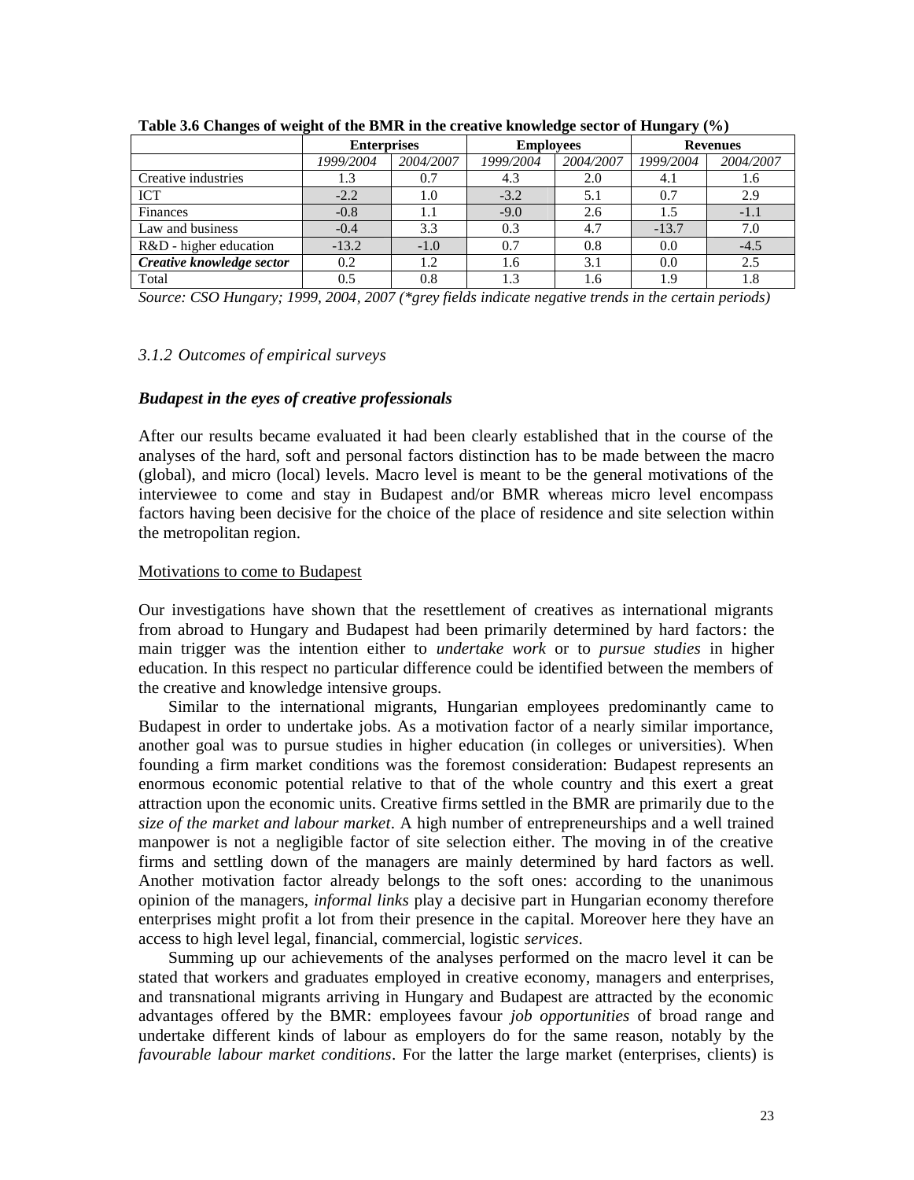**Table 3.6 Changes of weight of the BMR in the creative knowledge sector of Hungary (%)**

| | Enterprises | | Employees | | Revenues | |
|---|---|---|---|---|---|---|
| | *1999/2004* | *2004/2007* | *1999/2004* | *2004/2007* | *1999/2004* | *2004/2007* |
| Creative industries | 1.3 | 0.7 | 4.3 | 2.0 | 4.1 | 1.6 |
| ICT | -2.2 | 1.0 | -3.2 | 5.1 | 0.7 | 2.9 |
| Finances | -0.8 | 1.1 | -9.0 | 2.6 | 1.5 | -1.1 |
| Law and business | -0.4 | 3.3 | 0.3 | 4.7 | -13.7 | 7.0 |
| R&D - higher education | -13.2 | -1.0 | 0.7 | 0.8 | 0.0 | -4.5 |
| ***Creative knowledge sector*** | 0.2 | 1.2 | 1.6 | 3.1 | 0.0 | 2.5 |
| Total | 0.5 | 0.8 | 1.3 | 1.6 | 1.9 | 1.8 |

*Source: CSO Hungary; 1999, 2004, 2007 (\*grey fields indicate negative trends in the certain periods)*

### *3.1.2 Outcomes of empirical surveys*

***Budapest in the eyes of creative professionals***

After our results became evaluated it had been clearly established that in the course of the analyses of the hard, soft and personal factors distinction has to be made between the macro (global), and micro (local) levels. Macro level is meant to be the general motivations of the interviewee to come and stay in Budapest and/or BMR whereas micro level encompass factors having been decisive for the choice of the place of residence and site selection within the metropolitan region.

Motivations to come to Budapest

Our investigations have shown that the resettlement of creatives as international migrants from abroad to Hungary and Budapest had been primarily determined by hard factors: the main trigger was the intention either to *undertake work* or to *pursue studies* in higher education. In this respect no particular difference could be identified between the members of the creative and knowledge intensive groups.

Similar to the international migrants, Hungarian employees predominantly came to Budapest in order to undertake jobs. As a motivation factor of a nearly similar importance, another goal was to pursue studies in higher education (in colleges or universities). When founding a firm market conditions was the foremost consideration: Budapest represents an enormous economic potential relative to that of the whole country and this exert a great attraction upon the economic units. Creative firms settled in the BMR are primarily due to the *size of the market and labour market*. A high number of entrepreneurships and a well trained manpower is not a negligible factor of site selection either. The moving in of the creative firms and settling down of the managers are mainly determined by hard factors as well. Another motivation factor already belongs to the soft ones: according to the unanimous opinion of the managers, *informal links* play a decisive part in Hungarian economy therefore enterprises might profit a lot from their presence in the capital. Moreover here they have an access to high level legal, financial, commercial, logistic *services*.

Summing up our achievements of the analyses performed on the macro level it can be stated that workers and graduates employed in creative economy, managers and enterprises, and transnational migrants arriving in Hungary and Budapest are attracted by the economic advantages offered by the BMR: employees favour *job opportunities* of broad range and undertake different kinds of labour as employers do for the same reason, notably by the *favourable labour market conditions*. For the latter the large market (enterprises, clients) is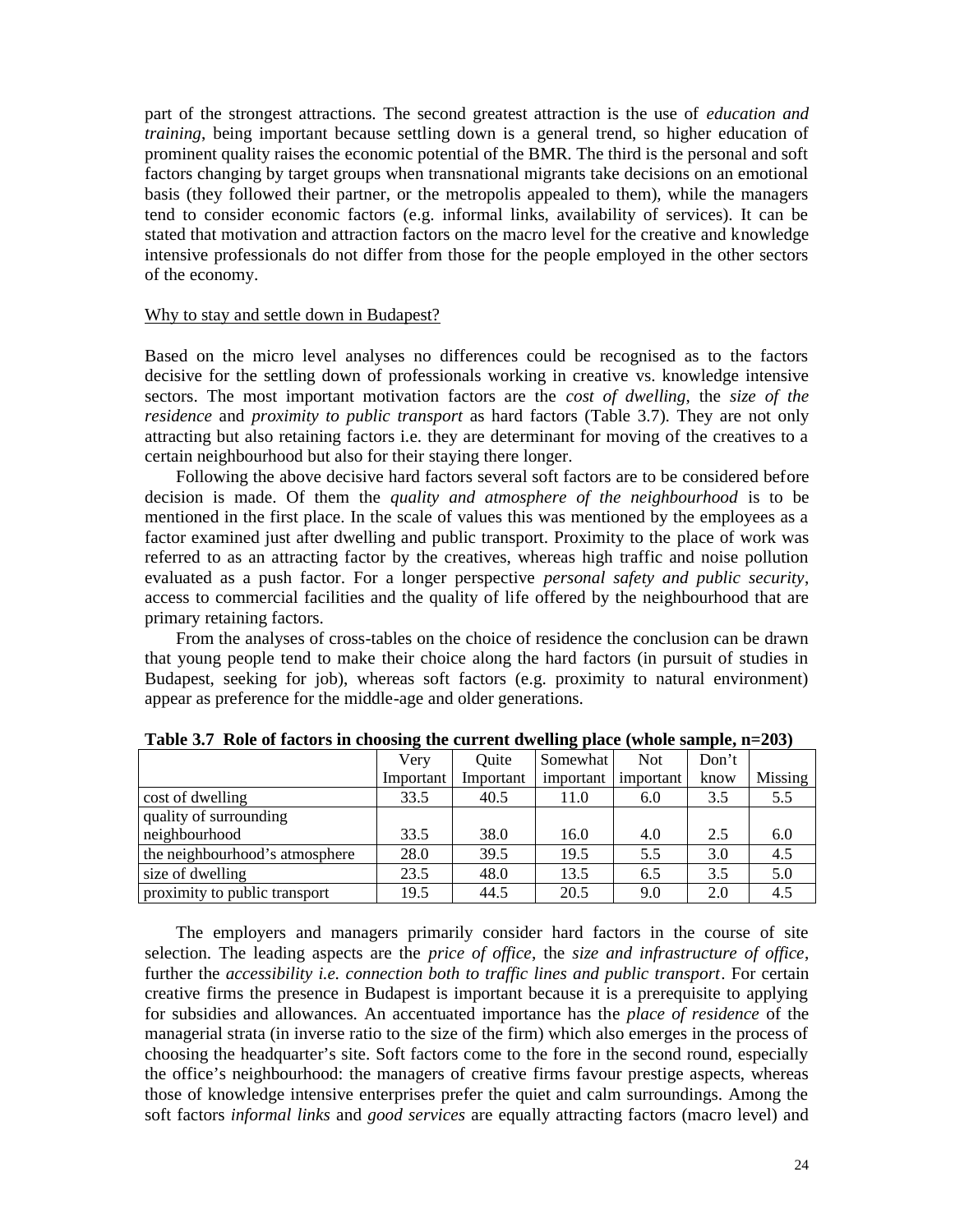part of the strongest attractions. The second greatest attraction is the use of *education and training*, being important because settling down is a general trend, so higher education of prominent quality raises the economic potential of the BMR. The third is the personal and soft factors changing by target groups when transnational migrants take decisions on an emotional basis (they followed their partner, or the metropolis appealed to them), while the managers tend to consider economic factors (e.g. informal links, availability of services). It can be stated that motivation and attraction factors on the macro level for the creative and knowledge intensive professionals do not differ from those for the people employed in the other sectors of the economy.

<u>Why to stay and settle down in Budapest?</u>

Based on the micro level analyses no differences could be recognised as to the factors decisive for the settling down of professionals working in creative vs. knowledge intensive sectors. The most important motivation factors are the *cost of dwelling*, the *size of the residence* and *proximity to public transport* as hard factors (Table 3.7). They are not only attracting but also retaining factors i.e. they are determinant for moving of the creatives to a certain neighbourhood but also for their staying there longer.

Following the above decisive hard factors several soft factors are to be considered before decision is made. Of them the *quality and atmosphere of the neighbourhood* is to be mentioned in the first place. In the scale of values this was mentioned by the employees as a factor examined just after dwelling and public transport. Proximity to the place of work was referred to as an attracting factor by the creatives, whereas high traffic and noise pollution evaluated as a push factor. For a longer perspective *personal safety and public security*, access to commercial facilities and the quality of life offered by the neighbourhood that are primary retaining factors.

From the analyses of cross-tables on the choice of residence the conclusion can be drawn that young people tend to make their choice along the hard factors (in pursuit of studies in Budapest, seeking for job), whereas soft factors (e.g. proximity to natural environment) appear as preference for the middle-age and older generations.

**Table 3.7 Role of factors in choosing the current dwelling place (whole sample, n=203)**

| | Very Important | Quite Important | Somewhat important | Not important | Don't know | Missing |
|---|---|---|---|---|---|---|
| cost of dwelling | 33.5 | 40.5 | 11.0 | 6.0 | 3.5 | 5.5 |
| quality of surrounding neighbourhood | 33.5 | 38.0 | 16.0 | 4.0 | 2.5 | 6.0 |
| the neighbourhood's atmosphere | 28.0 | 39.5 | 19.5 | 5.5 | 3.0 | 4.5 |
| size of dwelling | 23.5 | 48.0 | 13.5 | 6.5 | 3.5 | 5.0 |
| proximity to public transport | 19.5 | 44.5 | 20.5 | 9.0 | 2.0 | 4.5 |

The employers and managers primarily consider hard factors in the course of site selection. The leading aspects are the *price of office*, the *size and infrastructure of office*, further the *accessibility i.e. connection both to traffic lines and public transport*. For certain creative firms the presence in Budapest is important because it is a prerequisite to applying for subsidies and allowances. An accentuated importance has the *place of residence* of the managerial strata (in inverse ratio to the size of the firm) which also emerges in the process of choosing the headquarter's site. Soft factors come to the fore in the second round, especially the office's neighbourhood: the managers of creative firms favour prestige aspects, whereas those of knowledge intensive enterprises prefer the quiet and calm surroundings. Among the soft factors *informal links* and *good services* are equally attracting factors (macro level) and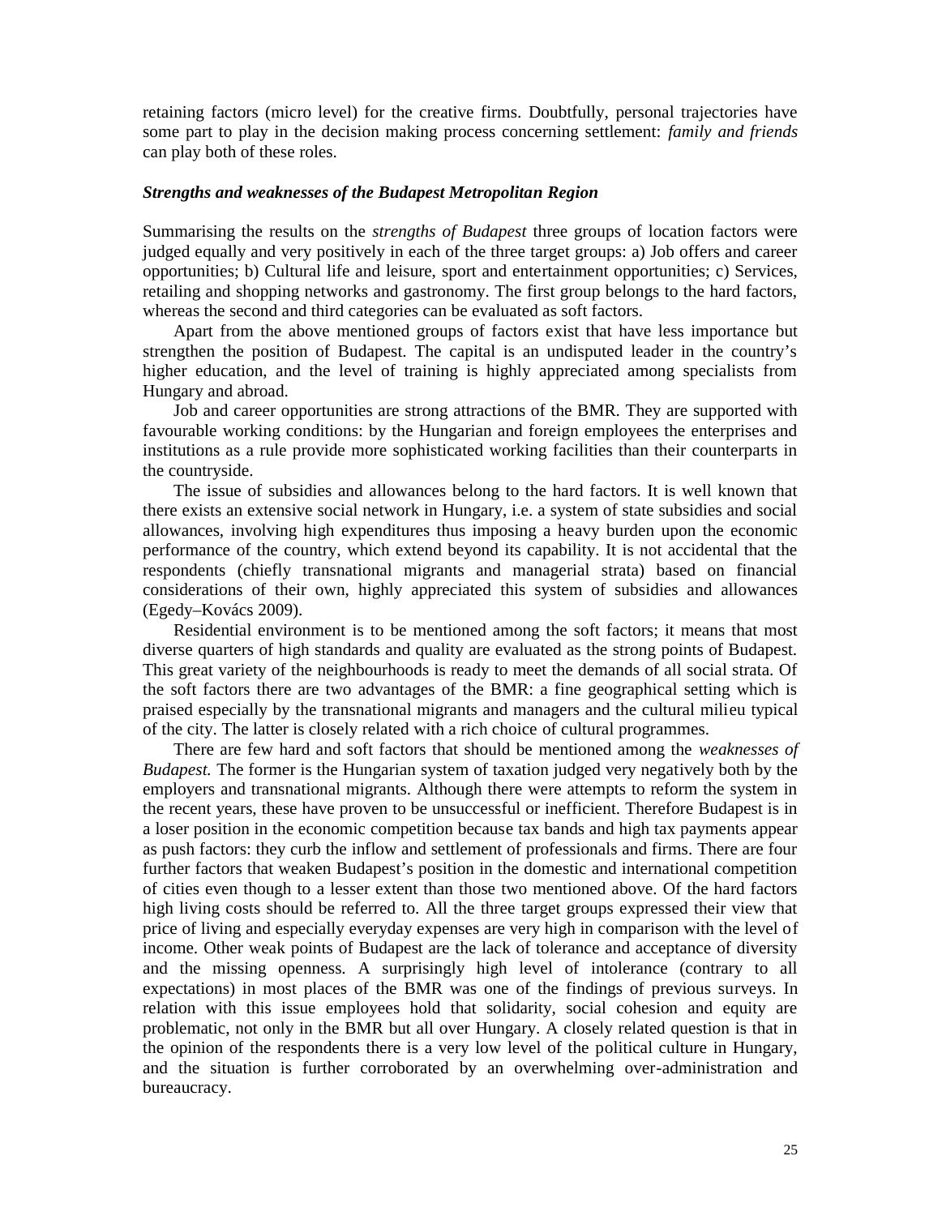retaining factors (micro level) for the creative firms. Doubtfully, personal trajectories have some part to play in the decision making process concerning settlement: *family and friends* can play both of these roles.

### *Strengths and weaknesses of the Budapest Metropolitan Region*

Summarising the results on the *strengths of Budapest* three groups of location factors were judged equally and very positively in each of the three target groups: a) Job offers and career opportunities; b) Cultural life and leisure, sport and entertainment opportunities; c) Services, retailing and shopping networks and gastronomy. The first group belongs to the hard factors, whereas the second and third categories can be evaluated as soft factors.

Apart from the above mentioned groups of factors exist that have less importance but strengthen the position of Budapest. The capital is an undisputed leader in the country's higher education, and the level of training is highly appreciated among specialists from Hungary and abroad.

Job and career opportunities are strong attractions of the BMR. They are supported with favourable working conditions: by the Hungarian and foreign employees the enterprises and institutions as a rule provide more sophisticated working facilities than their counterparts in the countryside.

The issue of subsidies and allowances belong to the hard factors. It is well known that there exists an extensive social network in Hungary, i.e. a system of state subsidies and social allowances, involving high expenditures thus imposing a heavy burden upon the economic performance of the country, which extend beyond its capability. It is not accidental that the respondents (chiefly transnational migrants and managerial strata) based on financial considerations of their own, highly appreciated this system of subsidies and allowances (Egedy–Kovács 2009).

Residential environment is to be mentioned among the soft factors; it means that most diverse quarters of high standards and quality are evaluated as the strong points of Budapest. This great variety of the neighbourhoods is ready to meet the demands of all social strata. Of the soft factors there are two advantages of the BMR: a fine geographical setting which is praised especially by the transnational migrants and managers and the cultural milieu typical of the city. The latter is closely related with a rich choice of cultural programmes.

There are few hard and soft factors that should be mentioned among the *weaknesses of Budapest.* The former is the Hungarian system of taxation judged very negatively both by the employers and transnational migrants. Although there were attempts to reform the system in the recent years, these have proven to be unsuccessful or inefficient. Therefore Budapest is in a loser position in the economic competition because tax bands and high tax payments appear as push factors: they curb the inflow and settlement of professionals and firms. There are four further factors that weaken Budapest's position in the domestic and international competition of cities even though to a lesser extent than those two mentioned above. Of the hard factors high living costs should be referred to. All the three target groups expressed their view that price of living and especially everyday expenses are very high in comparison with the level of income. Other weak points of Budapest are the lack of tolerance and acceptance of diversity and the missing openness. A surprisingly high level of intolerance (contrary to all expectations) in most places of the BMR was one of the findings of previous surveys. In relation with this issue employees hold that solidarity, social cohesion and equity are problematic, not only in the BMR but all over Hungary. A closely related question is that in the opinion of the respondents there is a very low level of the political culture in Hungary, and the situation is further corroborated by an overwhelming over-administration and bureaucracy.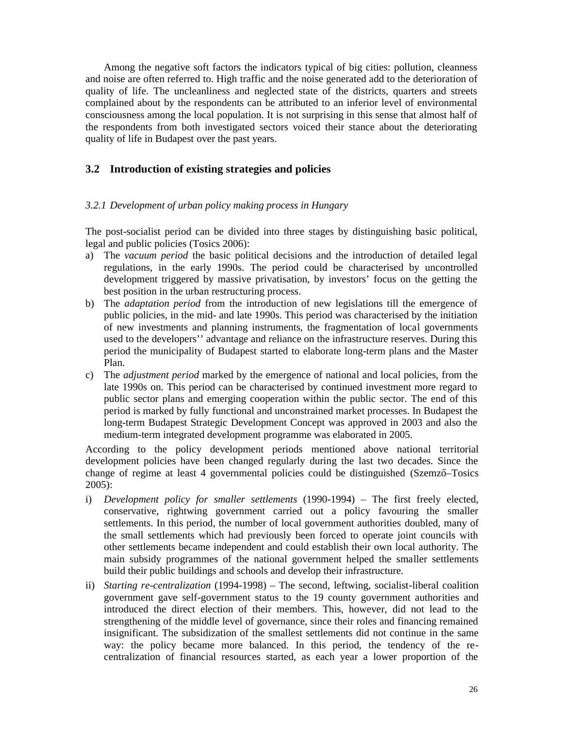Among the negative soft factors the indicators typical of big cities: pollution, cleanness and noise are often referred to. High traffic and the noise generated add to the deterioration of quality of life. The uncleanliness and neglected state of the districts, quarters and streets complained about by the respondents can be attributed to an inferior level of environmental consciousness among the local population. It is not surprising in this sense that almost half of the respondents from both investigated sectors voiced their stance about the deteriorating quality of life in Budapest over the past years.

## 3.2 Introduction of existing strategies and policies

### *3.2.1 Development of urban policy making process in Hungary*

The post-socialist period can be divided into three stages by distinguishing basic political, legal and public policies (Tosics 2006):

a) The *vacuum period* the basic political decisions and the introduction of detailed legal regulations, in the early 1990s. The period could be characterised by uncontrolled development triggered by massive privatisation, by investors' focus on the getting the best position in the urban restructuring process.
b) The *adaptation period* from the introduction of new legislations till the emergence of public policies, in the mid- and late 1990s. This period was characterised by the initiation of new investments and planning instruments, the fragmentation of local governments used to the developers'' advantage and reliance on the infrastructure reserves. During this period the municipality of Budapest started to elaborate long-term plans and the Master Plan.
c) The *adjustment period* marked by the emergence of national and local policies, from the late 1990s on. This period can be characterised by continued investment more regard to public sector plans and emerging cooperation within the public sector. The end of this period is marked by fully functional and unconstrained market processes. In Budapest the long-term Budapest Strategic Development Concept was approved in 2003 and also the medium-term integrated development programme was elaborated in 2005.

According to the policy development periods mentioned above national territorial development policies have been changed regularly during the last two decades. Since the change of regime at least 4 governmental policies could be distinguished (Szemző–Tosics 2005):

i) *Development policy for smaller settlements* (1990-1994) – The first freely elected, conservative, rightwing government carried out a policy favouring the smaller settlements. In this period, the number of local government authorities doubled, many of the small settlements which had previously been forced to operate joint councils with other settlements became independent and could establish their own local authority. The main subsidy programmes of the national government helped the smaller settlements build their public buildings and schools and develop their infrastructure.
ii) *Starting re-centralization* (1994-1998) – The second, leftwing, socialist-liberal coalition government gave self-government status to the 19 county government authorities and introduced the direct election of their members. This, however, did not lead to the strengthening of the middle level of governance, since their roles and financing remained insignificant. The subsidization of the smallest settlements did not continue in the same way: the policy became more balanced. In this period, the tendency of the re-centralization of financial resources started, as each year a lower proportion of the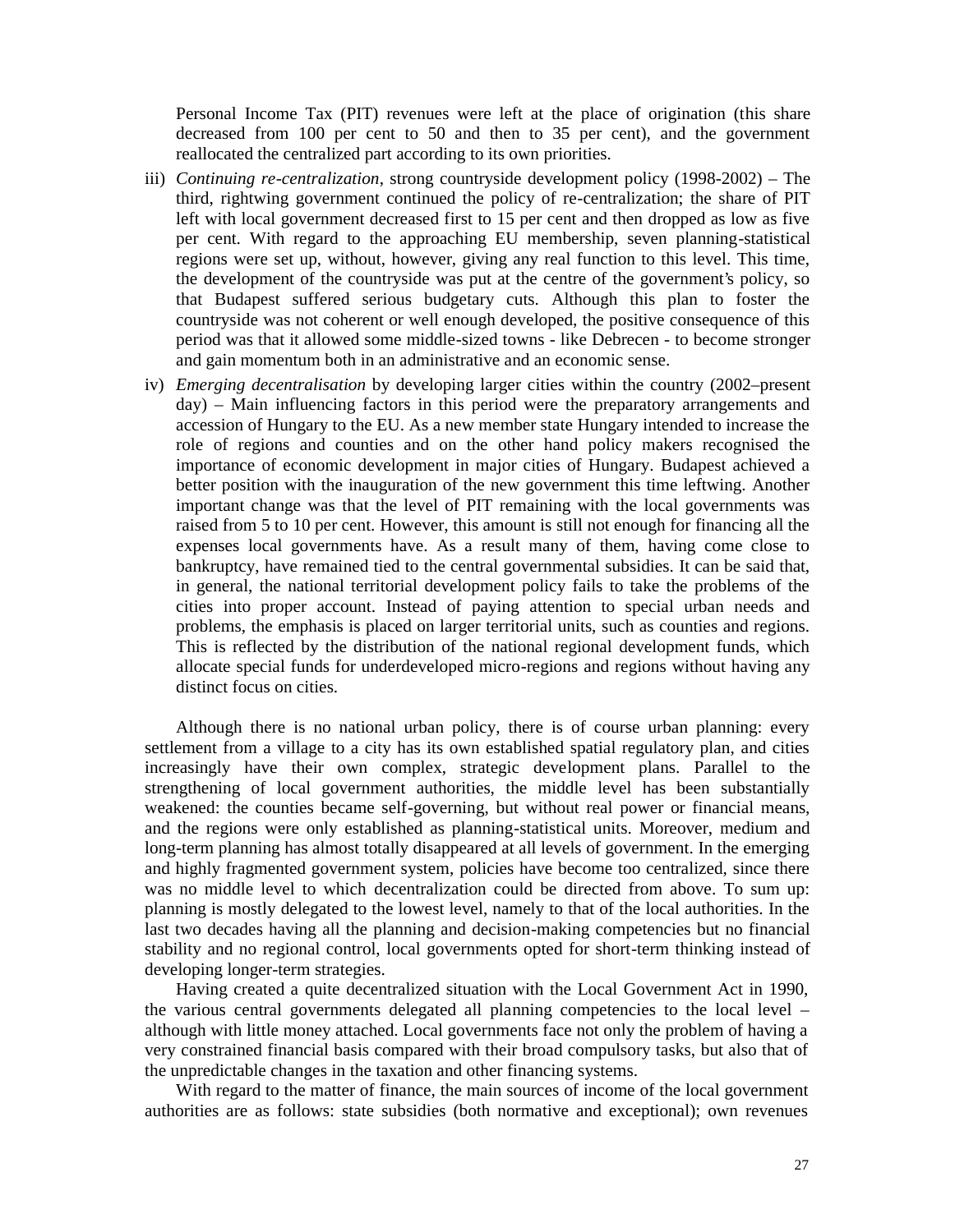Personal Income Tax (PIT) revenues were left at the place of origination (this share decreased from 100 per cent to 50 and then to 35 per cent), and the government reallocated the centralized part according to its own priorities.

iii) *Continuing re-centralization*, strong countryside development policy (1998-2002) – The third, rightwing government continued the policy of re-centralization; the share of PIT left with local government decreased first to 15 per cent and then dropped as low as five per cent. With regard to the approaching EU membership, seven planning-statistical regions were set up, without, however, giving any real function to this level. This time, the development of the countryside was put at the centre of the government's policy, so that Budapest suffered serious budgetary cuts. Although this plan to foster the countryside was not coherent or well enough developed, the positive consequence of this period was that it allowed some middle-sized towns - like Debrecen - to become stronger and gain momentum both in an administrative and an economic sense.

iv) *Emerging decentralisation* by developing larger cities within the country (2002–present day) – Main influencing factors in this period were the preparatory arrangements and accession of Hungary to the EU. As a new member state Hungary intended to increase the role of regions and counties and on the other hand policy makers recognised the importance of economic development in major cities of Hungary. Budapest achieved a better position with the inauguration of the new government this time leftwing. Another important change was that the level of PIT remaining with the local governments was raised from 5 to 10 per cent. However, this amount is still not enough for financing all the expenses local governments have. As a result many of them, having come close to bankruptcy, have remained tied to the central governmental subsidies. It can be said that, in general, the national territorial development policy fails to take the problems of the cities into proper account. Instead of paying attention to special urban needs and problems, the emphasis is placed on larger territorial units, such as counties and regions. This is reflected by the distribution of the national regional development funds, which allocate special funds for underdeveloped micro-regions and regions without having any distinct focus on cities.

Although there is no national urban policy, there is of course urban planning: every settlement from a village to a city has its own established spatial regulatory plan, and cities increasingly have their own complex, strategic development plans. Parallel to the strengthening of local government authorities, the middle level has been substantially weakened: the counties became self-governing, but without real power or financial means, and the regions were only established as planning-statistical units. Moreover, medium and long-term planning has almost totally disappeared at all levels of government. In the emerging and highly fragmented government system, policies have become too centralized, since there was no middle level to which decentralization could be directed from above. To sum up: planning is mostly delegated to the lowest level, namely to that of the local authorities. In the last two decades having all the planning and decision-making competencies but no financial stability and no regional control, local governments opted for short-term thinking instead of developing longer-term strategies.

Having created a quite decentralized situation with the Local Government Act in 1990, the various central governments delegated all planning competencies to the local level – although with little money attached. Local governments face not only the problem of having a very constrained financial basis compared with their broad compulsory tasks, but also that of the unpredictable changes in the taxation and other financing systems.

With regard to the matter of finance, the main sources of income of the local government authorities are as follows: state subsidies (both normative and exceptional); own revenues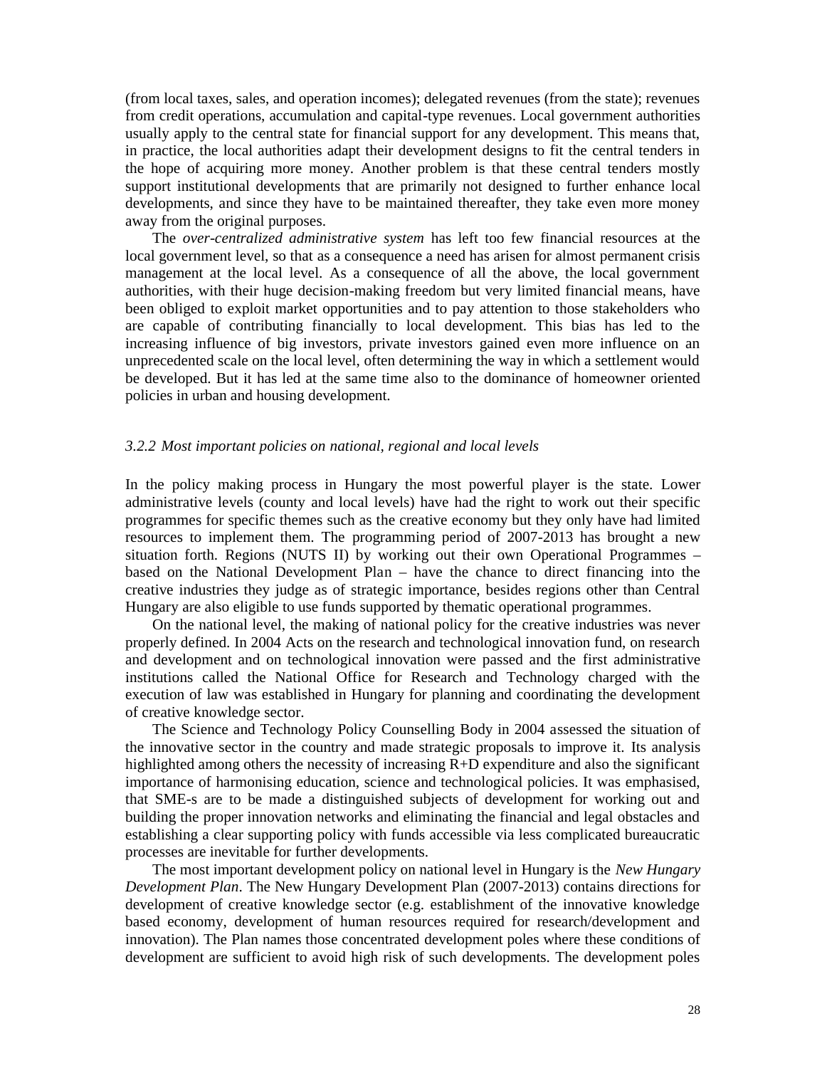(from local taxes, sales, and operation incomes); delegated revenues (from the state); revenues from credit operations, accumulation and capital-type revenues. Local government authorities usually apply to the central state for financial support for any development. This means that, in practice, the local authorities adapt their development designs to fit the central tenders in the hope of acquiring more money. Another problem is that these central tenders mostly support institutional developments that are primarily not designed to further enhance local developments, and since they have to be maintained thereafter, they take even more money away from the original purposes.

The *over-centralized administrative system* has left too few financial resources at the local government level, so that as a consequence a need has arisen for almost permanent crisis management at the local level. As a consequence of all the above, the local government authorities, with their huge decision-making freedom but very limited financial means, have been obliged to exploit market opportunities and to pay attention to those stakeholders who are capable of contributing financially to local development. This bias has led to the increasing influence of big investors, private investors gained even more influence on an unprecedented scale on the local level, often determining the way in which a settlement would be developed. But it has led at the same time also to the dominance of homeowner oriented policies in urban and housing development.

### *3.2.2 Most important policies on national, regional and local levels*

In the policy making process in Hungary the most powerful player is the state. Lower administrative levels (county and local levels) have had the right to work out their specific programmes for specific themes such as the creative economy but they only have had limited resources to implement them. The programming period of 2007-2013 has brought a new situation forth. Regions (NUTS II) by working out their own Operational Programmes – based on the National Development Plan – have the chance to direct financing into the creative industries they judge as of strategic importance, besides regions other than Central Hungary are also eligible to use funds supported by thematic operational programmes.

On the national level, the making of national policy for the creative industries was never properly defined. In 2004 Acts on the research and technological innovation fund, on research and development and on technological innovation were passed and the first administrative institutions called the National Office for Research and Technology charged with the execution of law was established in Hungary for planning and coordinating the development of creative knowledge sector.

The Science and Technology Policy Counselling Body in 2004 assessed the situation of the innovative sector in the country and made strategic proposals to improve it. Its analysis highlighted among others the necessity of increasing R+D expenditure and also the significant importance of harmonising education, science and technological policies. It was emphasised, that SME-s are to be made a distinguished subjects of development for working out and building the proper innovation networks and eliminating the financial and legal obstacles and establishing a clear supporting policy with funds accessible via less complicated bureaucratic processes are inevitable for further developments.

The most important development policy on national level in Hungary is the *New Hungary Development Plan*. The New Hungary Development Plan (2007-2013) contains directions for development of creative knowledge sector (e.g. establishment of the innovative knowledge based economy, development of human resources required for research/development and innovation). The Plan names those concentrated development poles where these conditions of development are sufficient to avoid high risk of such developments. The development poles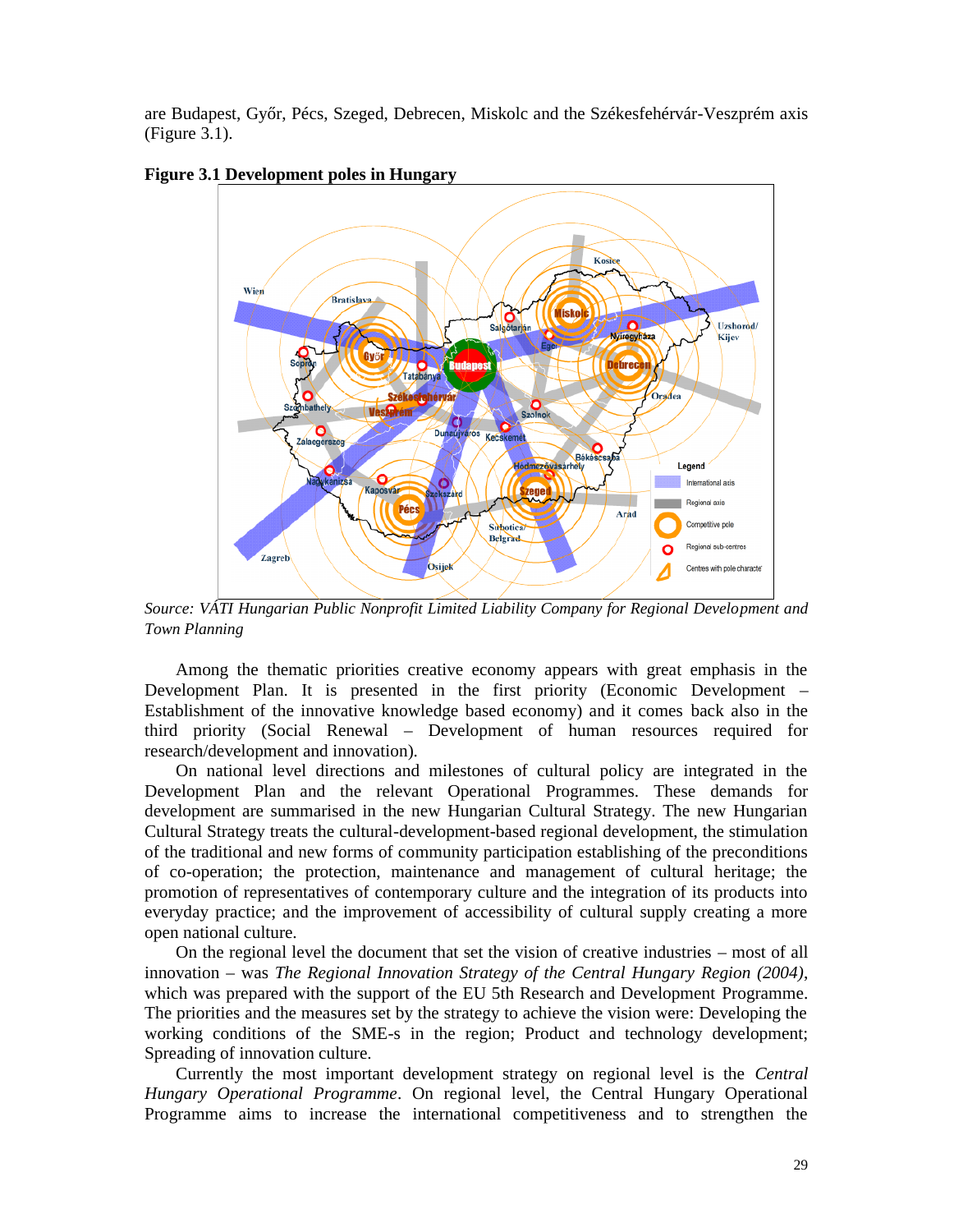are Budapest, Győr, Pécs, Szeged, Debrecen, Miskolc and the Székesfehérvár-Veszprém axis (Figure 3.1).

**Figure 3.1 Development poles in Hungary**

*Source: VÁTI Hungarian Public Nonprofit Limited Liability Company for Regional Development and Town Planning*

Among the thematic priorities creative economy appears with great emphasis in the Development Plan. It is presented in the first priority (Economic Development – Establishment of the innovative knowledge based economy) and it comes back also in the third priority (Social Renewal – Development of human resources required for research/development and innovation).

On national level directions and milestones of cultural policy are integrated in the Development Plan and the relevant Operational Programmes. These demands for development are summarised in the new Hungarian Cultural Strategy. The new Hungarian Cultural Strategy treats the cultural-development-based regional development, the stimulation of the traditional and new forms of community participation establishing of the preconditions of co-operation; the protection, maintenance and management of cultural heritage; the promotion of representatives of contemporary culture and the integration of its products into everyday practice; and the improvement of accessibility of cultural supply creating a more open national culture.

On the regional level the document that set the vision of creative industries – most of all innovation – was *The Regional Innovation Strategy of the Central Hungary Region (2004)*, which was prepared with the support of the EU 5th Research and Development Programme. The priorities and the measures set by the strategy to achieve the vision were: Developing the working conditions of the SME-s in the region; Product and technology development; Spreading of innovation culture.

Currently the most important development strategy on regional level is the *Central Hungary Operational Programme*. On regional level, the Central Hungary Operational Programme aims to increase the international competitiveness and to strengthen the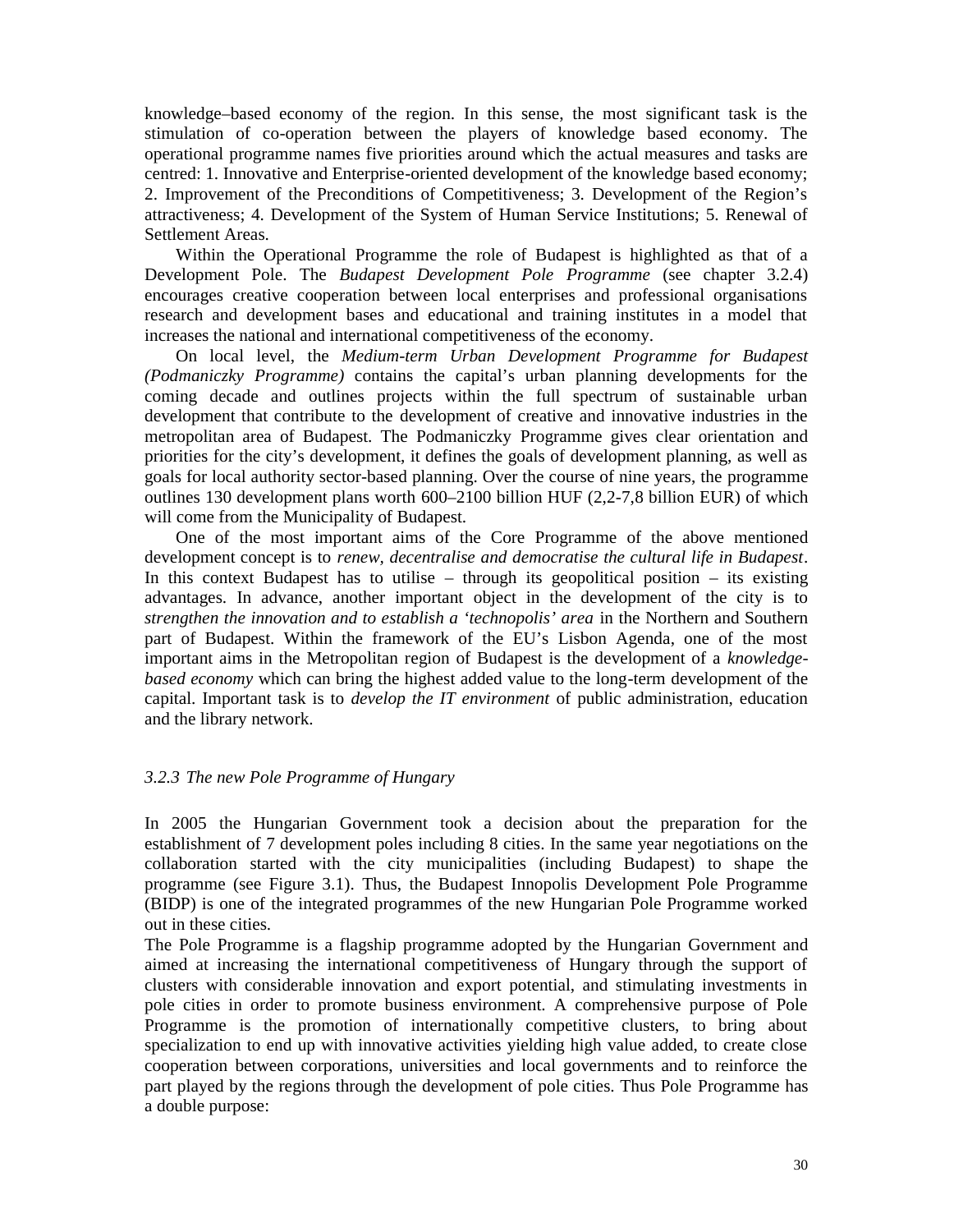knowledge–based economy of the region. In this sense, the most significant task is the stimulation of co-operation between the players of knowledge based economy. The operational programme names five priorities around which the actual measures and tasks are centred: 1. Innovative and Enterprise-oriented development of the knowledge based economy; 2. Improvement of the Preconditions of Competitiveness; 3. Development of the Region's attractiveness; 4. Development of the System of Human Service Institutions; 5. Renewal of Settlement Areas.

Within the Operational Programme the role of Budapest is highlighted as that of a Development Pole. The *Budapest Development Pole Programme* (see chapter 3.2.4) encourages creative cooperation between local enterprises and professional organisations research and development bases and educational and training institutes in a model that increases the national and international competitiveness of the economy.

On local level, the *Medium-term Urban Development Programme for Budapest (Podmaniczky Programme)* contains the capital's urban planning developments for the coming decade and outlines projects within the full spectrum of sustainable urban development that contribute to the development of creative and innovative industries in the metropolitan area of Budapest. The Podmaniczky Programme gives clear orientation and priorities for the city's development, it defines the goals of development planning, as well as goals for local authority sector-based planning. Over the course of nine years, the programme outlines 130 development plans worth 600–2100 billion HUF (2,2-7,8 billion EUR) of which will come from the Municipality of Budapest.

One of the most important aims of the Core Programme of the above mentioned development concept is to *renew, decentralise and democratise the cultural life in Budapest*. In this context Budapest has to utilise – through its geopolitical position – its existing advantages. In advance, another important object in the development of the city is to *strengthen the innovation and to establish a 'technopolis' area* in the Northern and Southern part of Budapest. Within the framework of the EU's Lisbon Agenda, one of the most important aims in the Metropolitan region of Budapest is the development of a *knowledge-based economy* which can bring the highest added value to the long-term development of the capital. Important task is to *develop the IT environment* of public administration, education and the library network.

### *3.2.3 The new Pole Programme of Hungary*

In 2005 the Hungarian Government took a decision about the preparation for the establishment of 7 development poles including 8 cities. In the same year negotiations on the collaboration started with the city municipalities (including Budapest) to shape the programme (see Figure 3.1). Thus, the Budapest Innopolis Development Pole Programme (BIDP) is one of the integrated programmes of the new Hungarian Pole Programme worked out in these cities.

The Pole Programme is a flagship programme adopted by the Hungarian Government and aimed at increasing the international competitiveness of Hungary through the support of clusters with considerable innovation and export potential, and stimulating investments in pole cities in order to promote business environment. A comprehensive purpose of Pole Programme is the promotion of internationally competitive clusters, to bring about specialization to end up with innovative activities yielding high value added, to create close cooperation between corporations, universities and local governments and to reinforce the part played by the regions through the development of pole cities. Thus Pole Programme has a double purpose: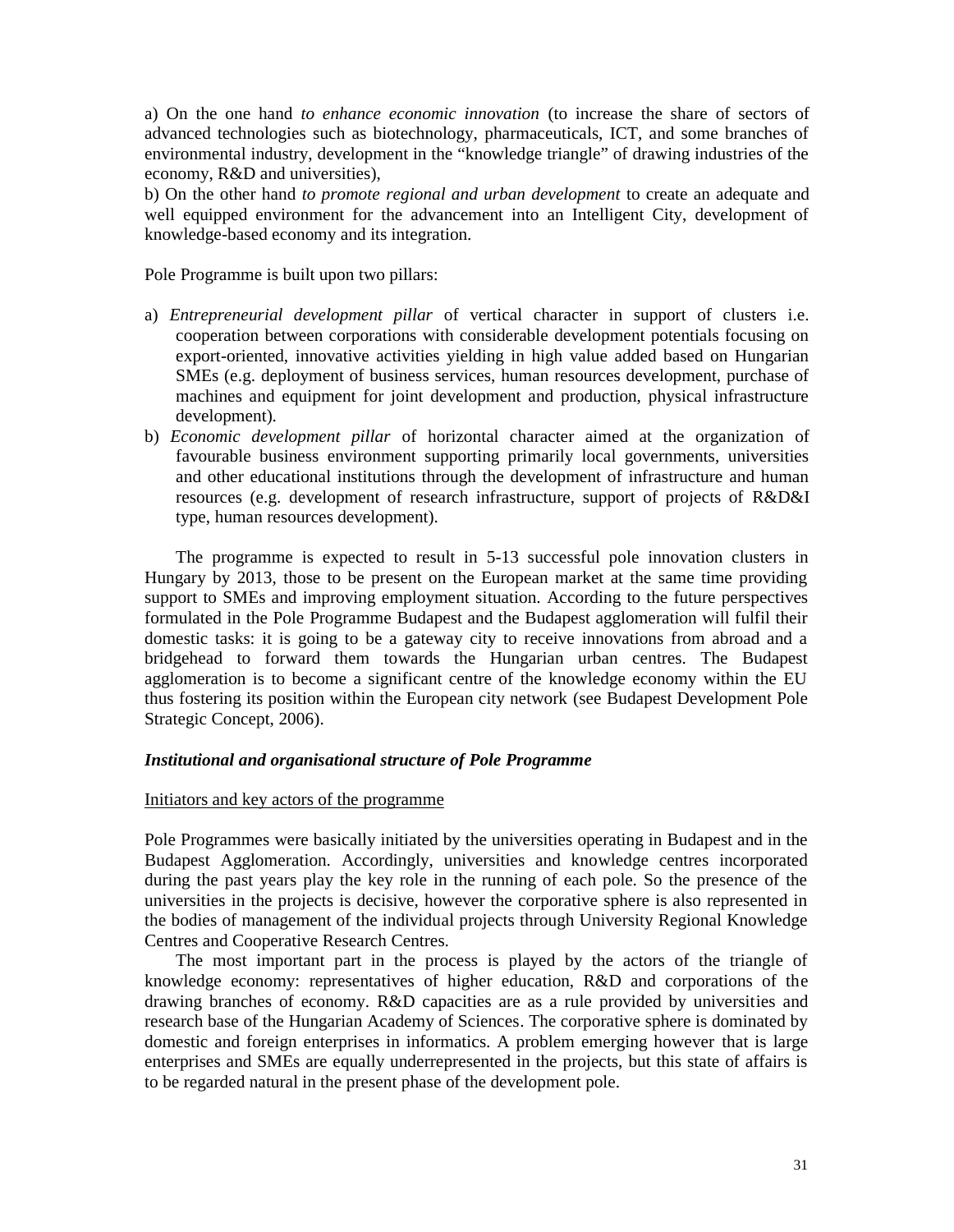a) On the one hand *to enhance economic innovation* (to increase the share of sectors of advanced technologies such as biotechnology, pharmaceuticals, ICT, and some branches of environmental industry, development in the "knowledge triangle" of drawing industries of the economy, R&D and universities),
b) On the other hand *to promote regional and urban development* to create an adequate and well equipped environment for the advancement into an Intelligent City, development of knowledge-based economy and its integration.

Pole Programme is built upon two pillars:

a) *Entrepreneurial development pillar* of vertical character in support of clusters i.e. cooperation between corporations with considerable development potentials focusing on export-oriented, innovative activities yielding in high value added based on Hungarian SMEs (e.g. deployment of business services, human resources development, purchase of machines and equipment for joint development and production, physical infrastructure development).
b) *Economic development pillar* of horizontal character aimed at the organization of favourable business environment supporting primarily local governments, universities and other educational institutions through the development of infrastructure and human resources (e.g. development of research infrastructure, support of projects of R&D&I type, human resources development).

The programme is expected to result in 5-13 successful pole innovation clusters in Hungary by 2013, those to be present on the European market at the same time providing support to SMEs and improving employment situation. According to the future perspectives formulated in the Pole Programme Budapest and the Budapest agglomeration will fulfil their domestic tasks: it is going to be a gateway city to receive innovations from abroad and a bridgehead to forward them towards the Hungarian urban centres. The Budapest agglomeration is to become a significant centre of the knowledge economy within the EU thus fostering its position within the European city network (see Budapest Development Pole Strategic Concept, 2006).

### *Institutional and organisational structure of Pole Programme*

<u>Initiators and key actors of the programme</u>

Pole Programmes were basically initiated by the universities operating in Budapest and in the Budapest Agglomeration. Accordingly, universities and knowledge centres incorporated during the past years play the key role in the running of each pole. So the presence of the universities in the projects is decisive, however the corporative sphere is also represented in the bodies of management of the individual projects through University Regional Knowledge Centres and Cooperative Research Centres.

The most important part in the process is played by the actors of the triangle of knowledge economy: representatives of higher education, R&D and corporations of the drawing branches of economy. R&D capacities are as a rule provided by universities and research base of the Hungarian Academy of Sciences. The corporative sphere is dominated by domestic and foreign enterprises in informatics. A problem emerging however that is large enterprises and SMEs are equally underrepresented in the projects, but this state of affairs is to be regarded natural in the present phase of the development pole.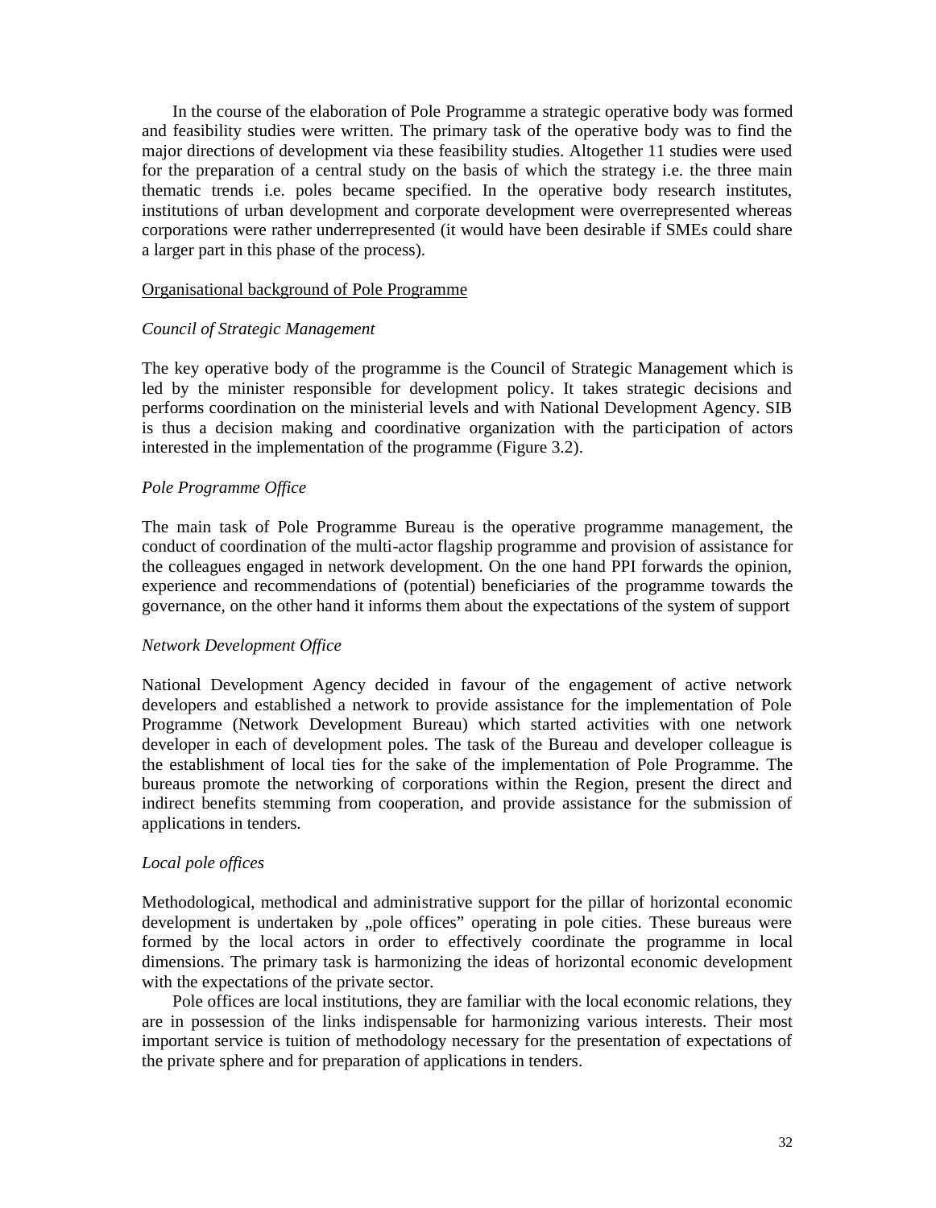In the course of the elaboration of Pole Programme a strategic operative body was formed and feasibility studies were written. The primary task of the operative body was to find the major directions of development via these feasibility studies. Altogether 11 studies were used for the preparation of a central study on the basis of which the strategy i.e. the three main thematic trends i.e. poles became specified. In the operative body research institutes, institutions of urban development and corporate development were overrepresented whereas corporations were rather underrepresented (it would have been desirable if SMEs could share a larger part in this phase of the process).

<u>Organisational background of Pole Programme</u>

*Council of Strategic Management*

The key operative body of the programme is the Council of Strategic Management which is led by the minister responsible for development policy. It takes strategic decisions and performs coordination on the ministerial levels and with National Development Agency. SIB is thus a decision making and coordinative organization with the participation of actors interested in the implementation of the programme (Figure 3.2).

*Pole Programme Office*

The main task of Pole Programme Bureau is the operative programme management, the conduct of coordination of the multi-actor flagship programme and provision of assistance for the colleagues engaged in network development. On the one hand PPI forwards the opinion, experience and recommendations of (potential) beneficiaries of the programme towards the governance, on the other hand it informs them about the expectations of the system of support

*Network Development Office*

National Development Agency decided in favour of the engagement of active network developers and established a network to provide assistance for the implementation of Pole Programme (Network Development Bureau) which started activities with one network developer in each of development poles. The task of the Bureau and developer colleague is the establishment of local ties for the sake of the implementation of Pole Programme. The bureaus promote the networking of corporations within the Region, present the direct and indirect benefits stemming from cooperation, and provide assistance for the submission of applications in tenders.

*Local pole offices*

Methodological, methodical and administrative support for the pillar of horizontal economic development is undertaken by „pole offices" operating in pole cities. These bureaus were formed by the local actors in order to effectively coordinate the programme in local dimensions. The primary task is harmonizing the ideas of horizontal economic development with the expectations of the private sector.

Pole offices are local institutions, they are familiar with the local economic relations, they are in possession of the links indispensable for harmonizing various interests. Their most important service is tuition of methodology necessary for the presentation of expectations of the private sphere and for preparation of applications in tenders.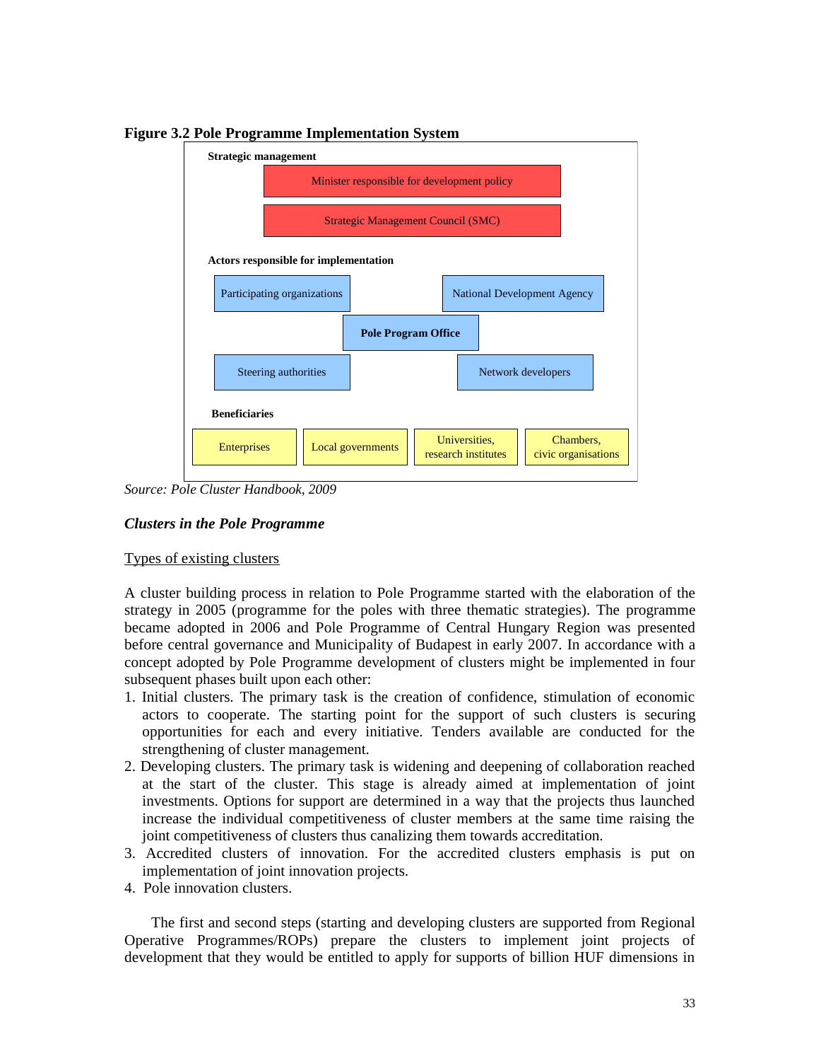**Figure 3.2 Pole Programme Implementation System**

**Strategic management**

Minister responsible for development policy

Strategic Management Council (SMC)

**Actors responsible for implementation**

Participating organizations

National Development Agency

**Pole Program Office**

Steering authorities

Network developers

**Beneficiaries**

Enterprises

Local governments

Universities, research institutes

Chambers, civic organisations

*Source: Pole Cluster Handbook, 2009*

### *Clusters in the Pole Programme*

<u>Types of existing clusters</u>

A cluster building process in relation to Pole Programme started with the elaboration of the strategy in 2005 (programme for the poles with three thematic strategies). The programme became adopted in 2006 and Pole Programme of Central Hungary Region was presented before central governance and Municipality of Budapest in early 2007. In accordance with a concept adopted by Pole Programme development of clusters might be implemented in four subsequent phases built upon each other:

1. Initial clusters. The primary task is the creation of confidence, stimulation of economic actors to cooperate. The starting point for the support of such clusters is securing opportunities for each and every initiative. Tenders available are conducted for the strengthening of cluster management.
2. Developing clusters. The primary task is widening and deepening of collaboration reached at the start of the cluster. This stage is already aimed at implementation of joint investments. Options for support are determined in a way that the projects thus launched increase the individual competitiveness of cluster members at the same time raising the joint competitiveness of clusters thus canalizing them towards accreditation.
3. Accredited clusters of innovation. For the accredited clusters emphasis is put on implementation of joint innovation projects.
4. Pole innovation clusters.

The first and second steps (starting and developing clusters are supported from Regional Operative Programmes/ROPs) prepare the clusters to implement joint projects of development that they would be entitled to apply for supports of billion HUF dimensions in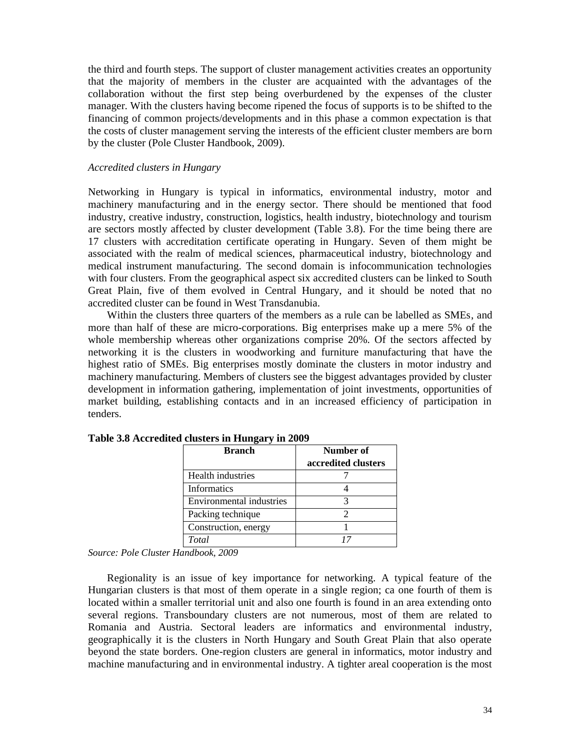the third and fourth steps. The support of cluster management activities creates an opportunity that the majority of members in the cluster are acquainted with the advantages of the collaboration without the first step being overburdened by the expenses of the cluster manager. With the clusters having become ripened the focus of supports is to be shifted to the financing of common projects/developments and in this phase a common expectation is that the costs of cluster management serving the interests of the efficient cluster members are born by the cluster (Pole Cluster Handbook, 2009).

*Accredited clusters in Hungary*

Networking in Hungary is typical in informatics, environmental industry, motor and machinery manufacturing and in the energy sector. There should be mentioned that food industry, creative industry, construction, logistics, health industry, biotechnology and tourism are sectors mostly affected by cluster development (Table 3.8). For the time being there are 17 clusters with accreditation certificate operating in Hungary. Seven of them might be associated with the realm of medical sciences, pharmaceutical industry, biotechnology and medical instrument manufacturing. The second domain is infocommunication technologies with four clusters. From the geographical aspect six accredited clusters can be linked to South Great Plain, five of them evolved in Central Hungary, and it should be noted that no accredited cluster can be found in West Transdanubia.

Within the clusters three quarters of the members as a rule can be labelled as SMEs, and more than half of these are micro-corporations. Big enterprises make up a mere 5% of the whole membership whereas other organizations comprise 20%. Of the sectors affected by networking it is the clusters in woodworking and furniture manufacturing that have the highest ratio of SMEs. Big enterprises mostly dominate the clusters in motor industry and machinery manufacturing. Members of clusters see the biggest advantages provided by cluster development in information gathering, implementation of joint investments, opportunities of market building, establishing contacts and in an increased efficiency of participation in tenders.

**Table 3.8 Accredited clusters in Hungary in 2009**

| Branch | Number of accredited clusters |
|---|---|
| Health industries | 7 |
| Informatics | 4 |
| Environmental industries | 3 |
| Packing technique | 2 |
| Construction, energy | 1 |
| *Total* | *17* |

*Source: Pole Cluster Handbook, 2009*

Regionality is an issue of key importance for networking. A typical feature of the Hungarian clusters is that most of them operate in a single region; ca one fourth of them is located within a smaller territorial unit and also one fourth is found in an area extending onto several regions. Transboundary clusters are not numerous, most of them are related to Romania and Austria. Sectoral leaders are informatics and environmental industry, geographically it is the clusters in North Hungary and South Great Plain that also operate beyond the state borders. One-region clusters are general in informatics, motor industry and machine manufacturing and in environmental industry. A tighter areal cooperation is the most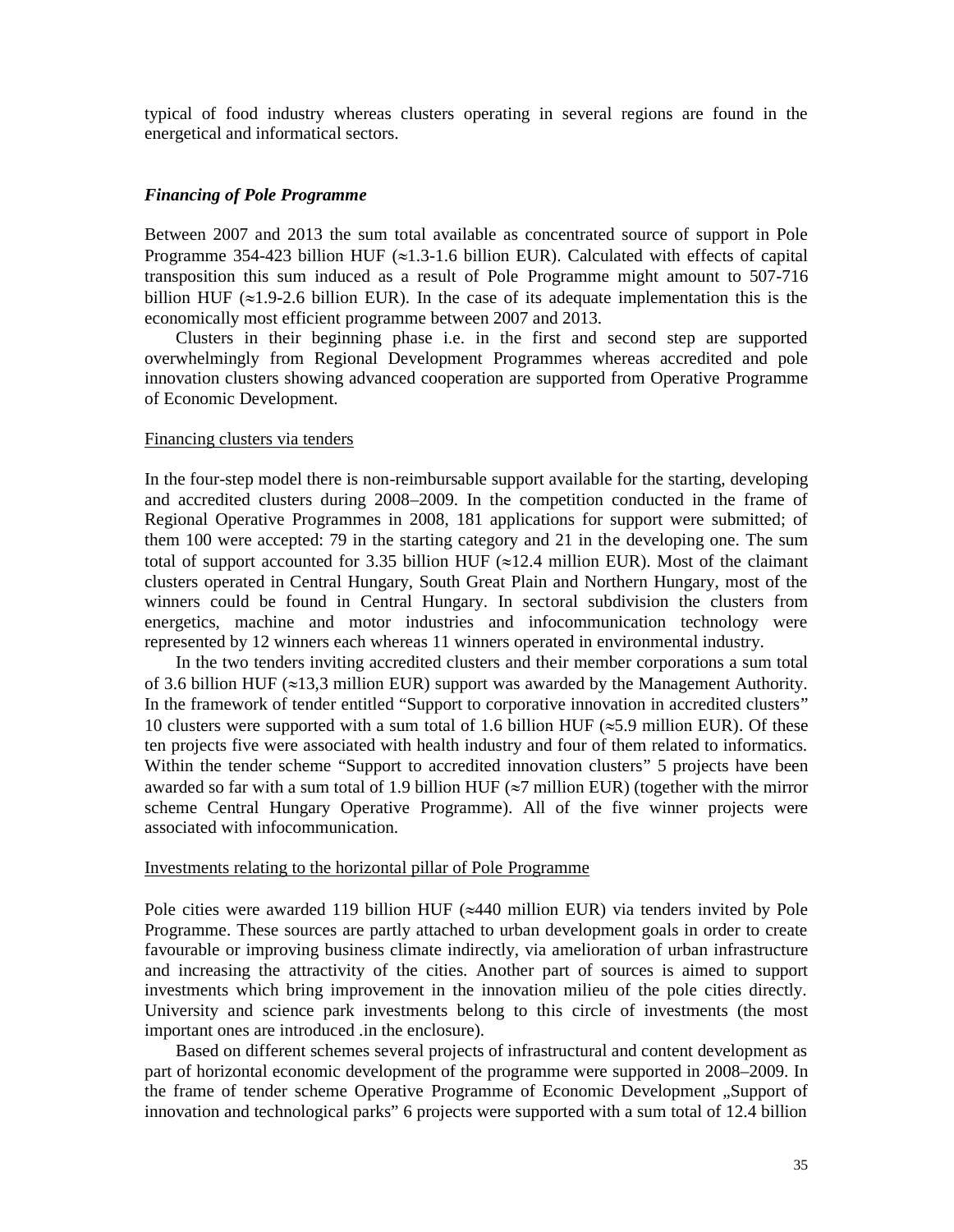typical of food industry whereas clusters operating in several regions are found in the energetical and informatical sectors.

### *Financing of Pole Programme*

Between 2007 and 2013 the sum total available as concentrated source of support in Pole Programme 354-423 billion HUF (≈1.3-1.6 billion EUR). Calculated with effects of capital transposition this sum induced as a result of Pole Programme might amount to 507-716 billion HUF (≈1.9-2.6 billion EUR). In the case of its adequate implementation this is the economically most efficient programme between 2007 and 2013.

Clusters in their beginning phase i.e. in the first and second step are supported overwhelmingly from Regional Development Programmes whereas accredited and pole innovation clusters showing advanced cooperation are supported from Operative Programme of Economic Development.

Financing clusters via tenders

In the four-step model there is non-reimbursable support available for the starting, developing and accredited clusters during 2008–2009. In the competition conducted in the frame of Regional Operative Programmes in 2008, 181 applications for support were submitted; of them 100 were accepted: 79 in the starting category and 21 in the developing one. The sum total of support accounted for 3.35 billion HUF (≈12.4 million EUR). Most of the claimant clusters operated in Central Hungary, South Great Plain and Northern Hungary, most of the winners could be found in Central Hungary. In sectoral subdivision the clusters from energetics, machine and motor industries and infocommunication technology were represented by 12 winners each whereas 11 winners operated in environmental industry.

In the two tenders inviting accredited clusters and their member corporations a sum total of 3.6 billion HUF (≈13,3 million EUR) support was awarded by the Management Authority. In the framework of tender entitled "Support to corporative innovation in accredited clusters" 10 clusters were supported with a sum total of 1.6 billion HUF (≈5.9 million EUR). Of these ten projects five were associated with health industry and four of them related to informatics. Within the tender scheme "Support to accredited innovation clusters" 5 projects have been awarded so far with a sum total of 1.9 billion HUF (≈7 million EUR) (together with the mirror scheme Central Hungary Operative Programme). All of the five winner projects were associated with infocommunication.

Investments relating to the horizontal pillar of Pole Programme

Pole cities were awarded 119 billion HUF (≈440 million EUR) via tenders invited by Pole Programme. These sources are partly attached to urban development goals in order to create favourable or improving business climate indirectly, via amelioration of urban infrastructure and increasing the attractivity of the cities. Another part of sources is aimed to support investments which bring improvement in the innovation milieu of the pole cities directly. University and science park investments belong to this circle of investments (the most important ones are introduced .in the enclosure).

Based on different schemes several projects of infrastructural and content development as part of horizontal economic development of the programme were supported in 2008–2009. In the frame of tender scheme Operative Programme of Economic Development „Support of innovation and technological parks" 6 projects were supported with a sum total of 12.4 billion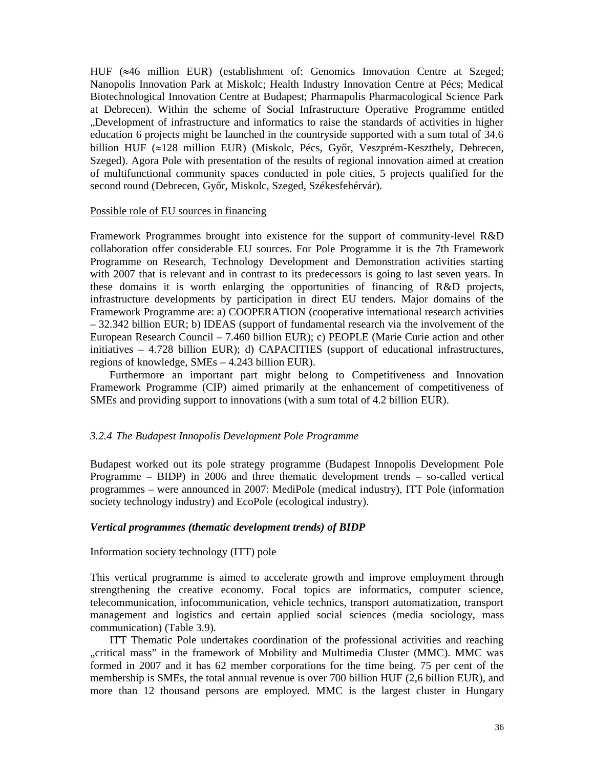HUF ($\approx$46 million EUR) (establishment of: Genomics Innovation Centre at Szeged; Nanopolis Innovation Park at Miskolc; Health Industry Innovation Centre at Pécs; Medical Biotechnological Innovation Centre at Budapest; Pharmapolis Pharmacological Science Park at Debrecen). Within the scheme of Social Infrastructure Operative Programme entitled „Development of infrastructure and informatics to raise the standards of activities in higher education 6 projects might be launched in the countryside supported with a sum total of 34.6 billion HUF ($\approx$128 million EUR) (Miskolc, Pécs, Győr, Veszprém-Keszthely, Debrecen, Szeged). Agora Pole with presentation of the results of regional innovation aimed at creation of multifunctional community spaces conducted in pole cities, 5 projects qualified for the second round (Debrecen, Győr, Miskolc, Szeged, Székesfehérvár).

Possible role of EU sources in financing

Framework Programmes brought into existence for the support of community-level R&D collaboration offer considerable EU sources. For Pole Programme it is the 7th Framework Programme on Research, Technology Development and Demonstration activities starting with 2007 that is relevant and in contrast to its predecessors is going to last seven years. In these domains it is worth enlarging the opportunities of financing of R&D projects, infrastructure developments by participation in direct EU tenders. Major domains of the Framework Programme are: a) COOPERATION (cooperative international research activities – 32.342 billion EUR; b) IDEAS (support of fundamental research via the involvement of the European Research Council – 7.460 billion EUR); c) PEOPLE (Marie Curie action and other initiatives – 4.728 billion EUR); d) CAPACITIES (support of educational infrastructures, regions of knowledge, SMEs – 4.243 billion EUR).

Furthermore an important part might belong to Competitiveness and Innovation Framework Programme (CIP) aimed primarily at the enhancement of competitiveness of SMEs and providing support to innovations (with a sum total of 4.2 billion EUR).

### *3.2.4 The Budapest Innopolis Development Pole Programme*

Budapest worked out its pole strategy programme (Budapest Innopolis Development Pole Programme – BIDP) in 2006 and three thematic development trends – so-called vertical programmes – were announced in 2007: MediPole (medical industry), ITT Pole (information society technology industry) and EcoPole (ecological industry).

#### ***Vertical programmes (thematic development trends) of BIDP***

Information society technology (ITT) pole

This vertical programme is aimed to accelerate growth and improve employment through strengthening the creative economy. Focal topics are informatics, computer science, telecommunication, infocommunication, vehicle technics, transport automatization, transport management and logistics and certain applied social sciences (media sociology, mass communication) (Table 3.9).

ITT Thematic Pole undertakes coordination of the professional activities and reaching „critical mass” in the framework of Mobility and Multimedia Cluster (MMC). MMC was formed in 2007 and it has 62 member corporations for the time being. 75 per cent of the membership is SMEs, the total annual revenue is over 700 billion HUF (2,6 billion EUR), and more than 12 thousand persons are employed. MMC is the largest cluster in Hungary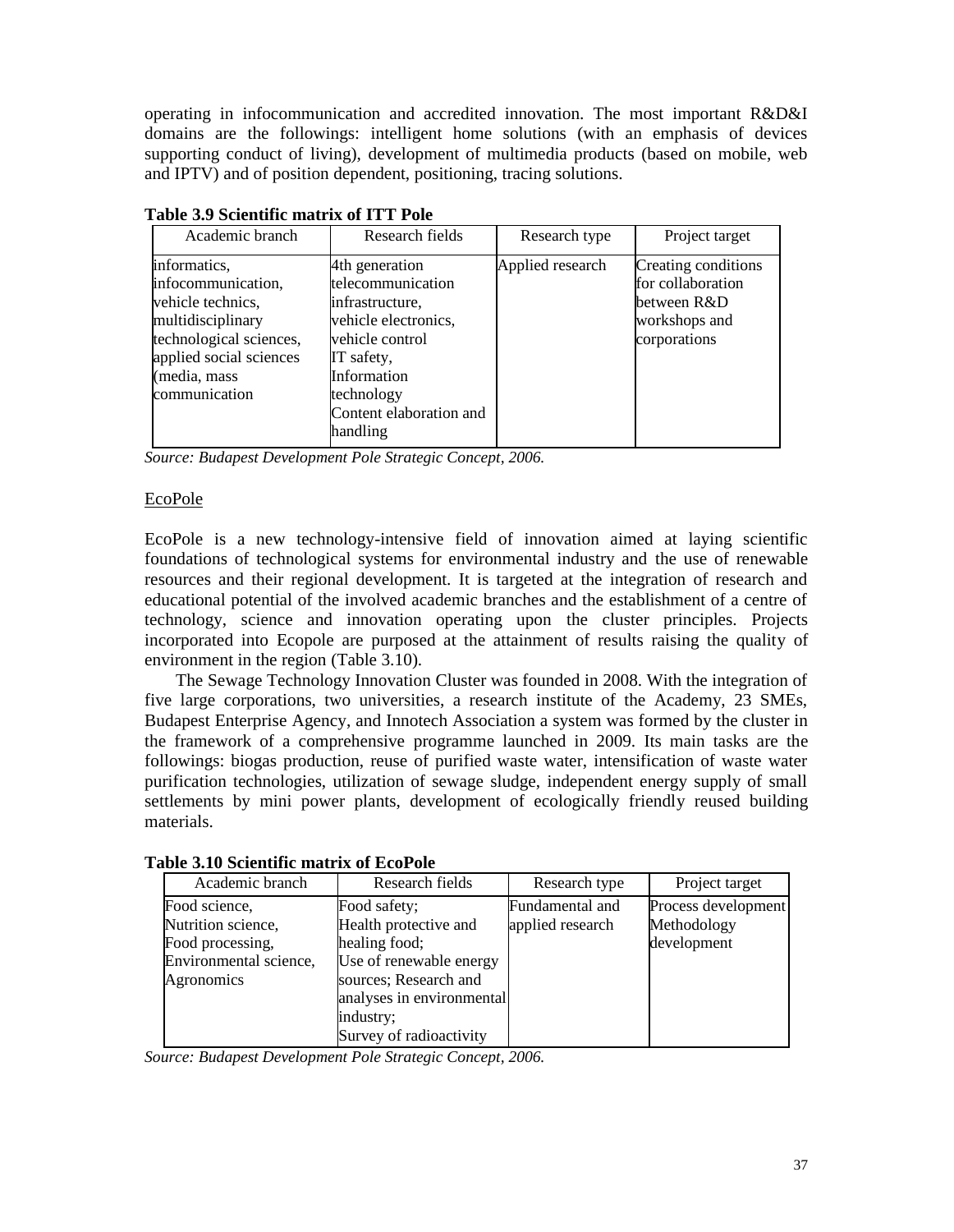operating in infocommunication and accredited innovation. The most important R&D&I domains are the followings: intelligent home solutions (with an emphasis of devices supporting conduct of living), development of multimedia products (based on mobile, web and IPTV) and of position dependent, positioning, tracing solutions.

**Table 3.9 Scientific matrix of ITT Pole**

| Academic branch | Research fields | Research type | Project target |
|---|---|---|---|
| informatics, infocommunication, vehicle technics, multidisciplinary technological sciences, applied social sciences (media, mass communication | 4th generation telecommunication infrastructure, vehicle electronics, vehicle control IT safety, Information technology Content elaboration and handling | Applied research | Creating conditions for collaboration between R&D workshops and corporations |

*Source: Budapest Development Pole Strategic Concept, 2006.*

EcoPole

EcoPole is a new technology-intensive field of innovation aimed at laying scientific foundations of technological systems for environmental industry and the use of renewable resources and their regional development. It is targeted at the integration of research and educational potential of the involved academic branches and the establishment of a centre of technology, science and innovation operating upon the cluster principles. Projects incorporated into Ecopole are purposed at the attainment of results raising the quality of environment in the region (Table 3.10).

The Sewage Technology Innovation Cluster was founded in 2008. With the integration of five large corporations, two universities, a research institute of the Academy, 23 SMEs, Budapest Enterprise Agency, and Innotech Association a system was formed by the cluster in the framework of a comprehensive programme launched in 2009. Its main tasks are the followings: biogas production, reuse of purified waste water, intensification of waste water purification technologies, utilization of sewage sludge, independent energy supply of small settlements by mini power plants, development of ecologically friendly reused building materials.

**Table 3.10 Scientific matrix of EcoPole**

| Academic branch | Research fields | Research type | Project target |
|---|---|---|---|
| Food science, Nutrition science, Food processing, Environmental science, Agronomics | Food safety; Health protective and healing food; Use of renewable energy sources; Research and analyses in environmental industry; Survey of radioactivity | Fundamental and applied research | Process development Methodology development |

*Source: Budapest Development Pole Strategic Concept, 2006.*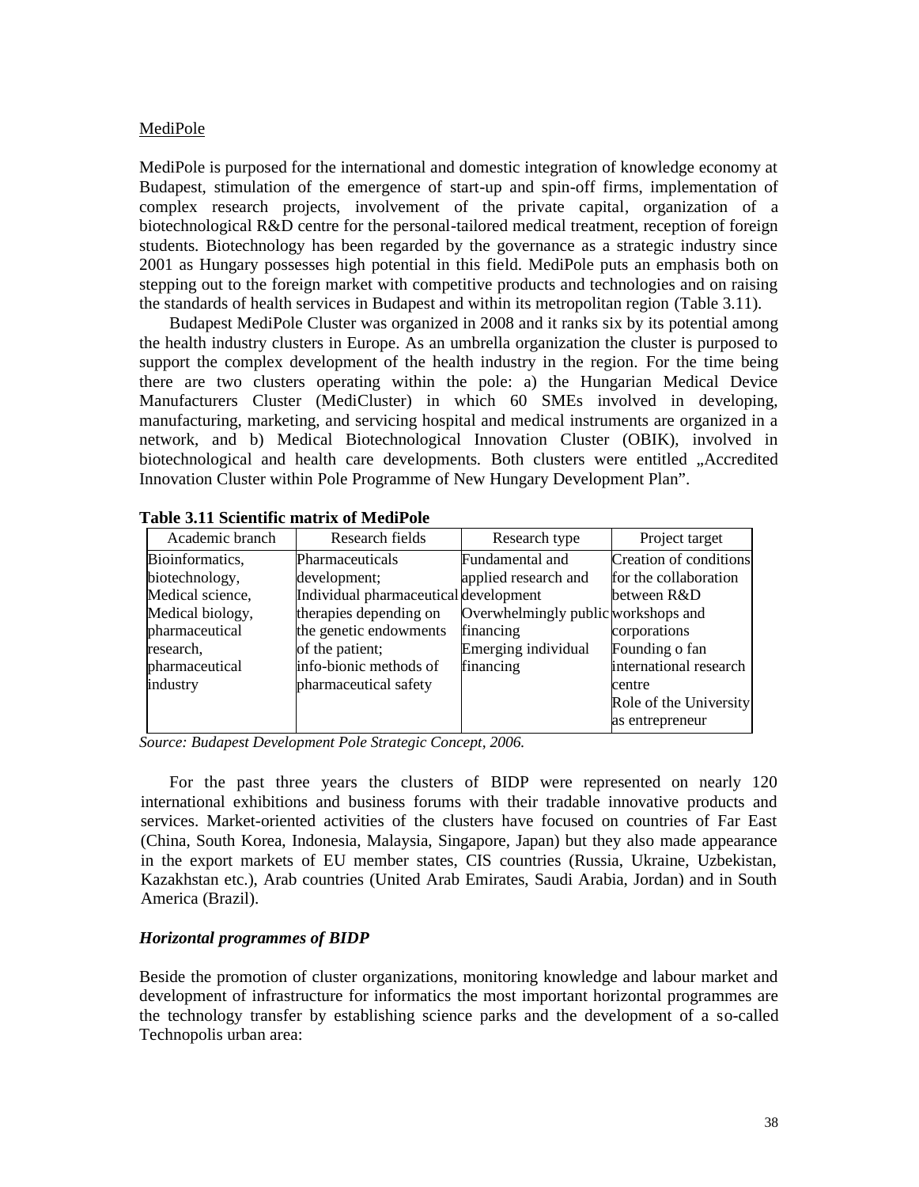MediPole

MediPole is purposed for the international and domestic integration of knowledge economy at Budapest, stimulation of the emergence of start-up and spin-off firms, implementation of complex research projects, involvement of the private capital, organization of a biotechnological R&D centre for the personal-tailored medical treatment, reception of foreign students. Biotechnology has been regarded by the governance as a strategic industry since 2001 as Hungary possesses high potential in this field. MediPole puts an emphasis both on stepping out to the foreign market with competitive products and technologies and on raising the standards of health services in Budapest and within its metropolitan region (Table 3.11).

Budapest MediPole Cluster was organized in 2008 and it ranks six by its potential among the health industry clusters in Europe. As an umbrella organization the cluster is purposed to support the complex development of the health industry in the region. For the time being there are two clusters operating within the pole: a) the Hungarian Medical Device Manufacturers Cluster (MediCluster) in which 60 SMEs involved in developing, manufacturing, marketing, and servicing hospital and medical instruments are organized in a network, and b) Medical Biotechnological Innovation Cluster (OBIK), involved in biotechnological and health care developments. Both clusters were entitled „Accredited Innovation Cluster within Pole Programme of New Hungary Development Plan".

**Table 3.11 Scientific matrix of MediPole**

| Academic branch | Research fields | Research type | Project target |
|---|---|---|---|
| Bioinformatics, biotechnology, Medical science, Medical biology, pharmaceutical research, pharmaceutical industry | Pharmaceuticals development; Individual pharmaceutical therapies depending on the genetic endowments of the patient; info-bionic methods of pharmaceutical safety | Fundamental and applied research and development Overwhelmingly public financing Emerging individual financing | Creation of conditions for the collaboration between R&D workshops and corporations Founding o fan international research centre Role of the University as entrepreneur |

*Source: Budapest Development Pole Strategic Concept, 2006.*

For the past three years the clusters of BIDP were represented on nearly 120 international exhibitions and business forums with their tradable innovative products and services. Market-oriented activities of the clusters have focused on countries of Far East (China, South Korea, Indonesia, Malaysia, Singapore, Japan) but they also made appearance in the export markets of EU member states, CIS countries (Russia, Ukraine, Uzbekistan, Kazakhstan etc.), Arab countries (United Arab Emirates, Saudi Arabia, Jordan) and in South America (Brazil).

### *Horizontal programmes of BIDP*

Beside the promotion of cluster organizations, monitoring knowledge and labour market and development of infrastructure for informatics the most important horizontal programmes are the technology transfer by establishing science parks and the development of a so-called Technopolis urban area: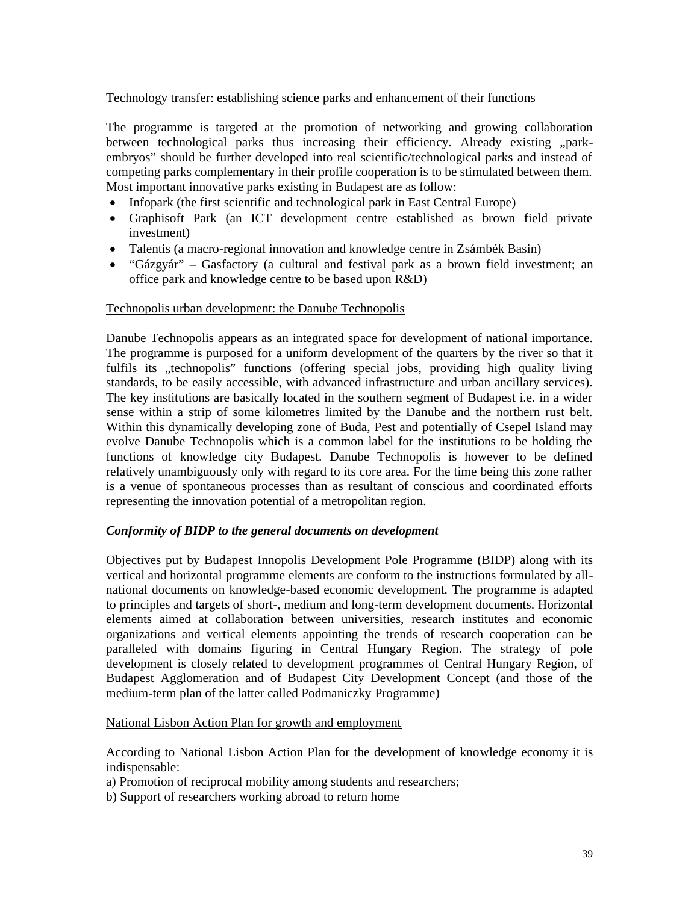Technology transfer: establishing science parks and enhancement of their functions

The programme is targeted at the promotion of networking and growing collaboration between technological parks thus increasing their efficiency. Already existing „park-embryos" should be further developed into real scientific/technological parks and instead of competing parks complementary in their profile cooperation is to be stimulated between them. Most important innovative parks existing in Budapest are as follow:

- Infopark (the first scientific and technological park in East Central Europe)
- Graphisoft Park (an ICT development centre established as brown field private investment)
- Talentis (a macro-regional innovation and knowledge centre in Zsámbék Basin)
- "Gázgyár" – Gasfactory (a cultural and festival park as a brown field investment; an office park and knowledge centre to be based upon R&D)

Technopolis urban development: the Danube Technopolis

Danube Technopolis appears as an integrated space for development of national importance. The programme is purposed for a uniform development of the quarters by the river so that it fulfils its „technopolis" functions (offering special jobs, providing high quality living standards, to be easily accessible, with advanced infrastructure and urban ancillary services). The key institutions are basically located in the southern segment of Budapest i.e. in a wider sense within a strip of some kilometres limited by the Danube and the northern rust belt. Within this dynamically developing zone of Buda, Pest and potentially of Csepel Island may evolve Danube Technopolis which is a common label for the institutions to be holding the functions of knowledge city Budapest. Danube Technopolis is however to be defined relatively unambiguously only with regard to its core area. For the time being this zone rather is a venue of spontaneous processes than as resultant of conscious and coordinated efforts representing the innovation potential of a metropolitan region.

***Conformity of BIDP to the general documents on development***

Objectives put by Budapest Innopolis Development Pole Programme (BIDP) along with its vertical and horizontal programme elements are conform to the instructions formulated by all-national documents on knowledge-based economic development. The programme is adapted to principles and targets of short-, medium and long-term development documents. Horizontal elements aimed at collaboration between universities, research institutes and economic organizations and vertical elements appointing the trends of research cooperation can be paralleled with domains figuring in Central Hungary Region. The strategy of pole development is closely related to development programmes of Central Hungary Region, of Budapest Agglomeration and of Budapest City Development Concept (and those of the medium-term plan of the latter called Podmaniczky Programme)

National Lisbon Action Plan for growth and employment

According to National Lisbon Action Plan for the development of knowledge economy it is indispensable:

a) Promotion of reciprocal mobility among students and researchers;

b) Support of researchers working abroad to return home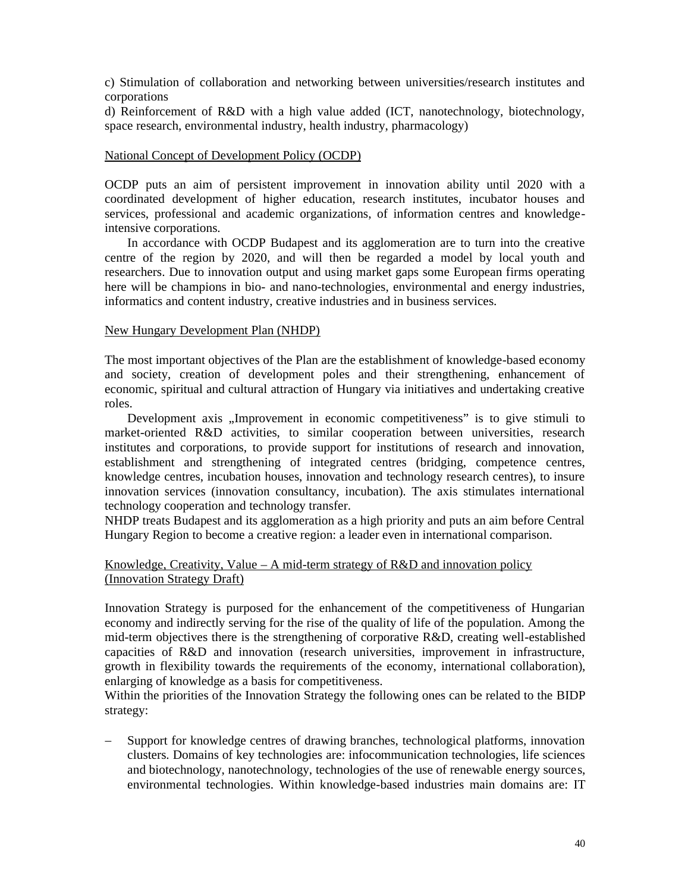c) Stimulation of collaboration and networking between universities/research institutes and corporations

d) Reinforcement of R&D with a high value added (ICT, nanotechnology, biotechnology, space research, environmental industry, health industry, pharmacology)

National Concept of Development Policy (OCDP)

OCDP puts an aim of persistent improvement in innovation ability until 2020 with a coordinated development of higher education, research institutes, incubator houses and services, professional and academic organizations, of information centres and knowledge-intensive corporations.

In accordance with OCDP Budapest and its agglomeration are to turn into the creative centre of the region by 2020, and will then be regarded a model by local youth and researchers. Due to innovation output and using market gaps some European firms operating here will be champions in bio- and nano-technologies, environmental and energy industries, informatics and content industry, creative industries and in business services.

New Hungary Development Plan (NHDP)

The most important objectives of the Plan are the establishment of knowledge-based economy and society, creation of development poles and their strengthening, enhancement of economic, spiritual and cultural attraction of Hungary via initiatives and undertaking creative roles.

Development axis „Improvement in economic competitiveness" is to give stimuli to market-oriented R&D activities, to similar cooperation between universities, research institutes and corporations, to provide support for institutions of research and innovation, establishment and strengthening of integrated centres (bridging, competence centres, knowledge centres, incubation houses, innovation and technology research centres), to insure innovation services (innovation consultancy, incubation). The axis stimulates international technology cooperation and technology transfer.

NHDP treats Budapest and its agglomeration as a high priority and puts an aim before Central Hungary Region to become a creative region: a leader even in international comparison.

Knowledge, Creativity, Value – A mid-term strategy of R&D and innovation policy (Innovation Strategy Draft)

Innovation Strategy is purposed for the enhancement of the competitiveness of Hungarian economy and indirectly serving for the rise of the quality of life of the population. Among the mid-term objectives there is the strengthening of corporative R&D, creating well-established capacities of R&D and innovation (research universities, improvement in infrastructure, growth in flexibility towards the requirements of the economy, international collaboration), enlarging of knowledge as a basis for competitiveness.

Within the priorities of the Innovation Strategy the following ones can be related to the BIDP strategy:

- Support for knowledge centres of drawing branches, technological platforms, innovation clusters. Domains of key technologies are: infocommunication technologies, life sciences and biotechnology, nanotechnology, technologies of the use of renewable energy sources, environmental technologies. Within knowledge-based industries main domains are: IT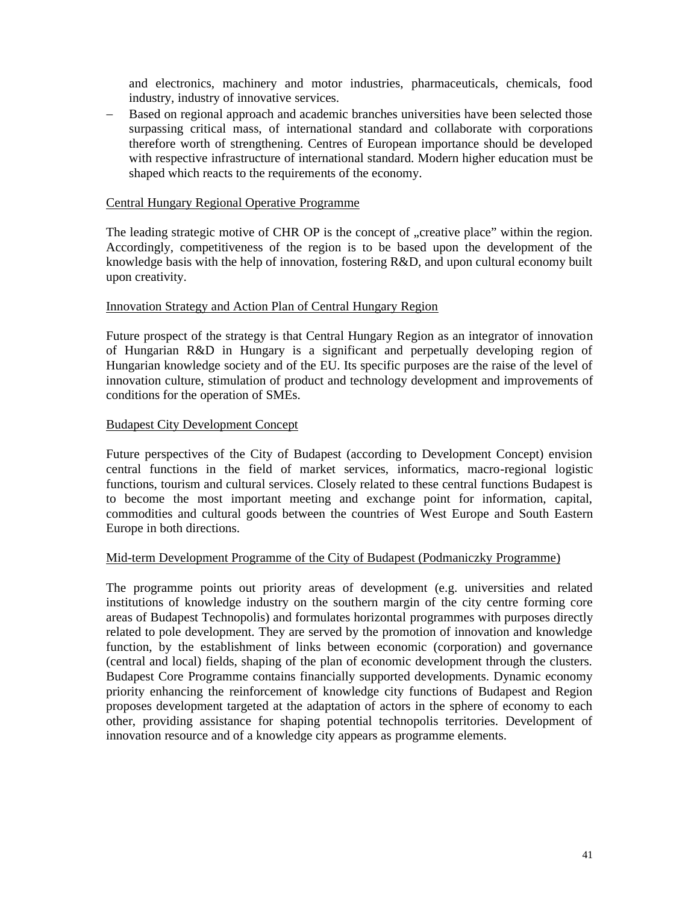and electronics, machinery and motor industries, pharmaceuticals, chemicals, food industry, industry of innovative services.

- Based on regional approach and academic branches universities have been selected those surpassing critical mass, of international standard and collaborate with corporations therefore worth of strengthening. Centres of European importance should be developed with respective infrastructure of international standard. Modern higher education must be shaped which reacts to the requirements of the economy.

Central Hungary Regional Operative Programme

The leading strategic motive of CHR OP is the concept of „creative place" within the region. Accordingly, competitiveness of the region is to be based upon the development of the knowledge basis with the help of innovation, fostering R&D, and upon cultural economy built upon creativity.

Innovation Strategy and Action Plan of Central Hungary Region

Future prospect of the strategy is that Central Hungary Region as an integrator of innovation of Hungarian R&D in Hungary is a significant and perpetually developing region of Hungarian knowledge society and of the EU. Its specific purposes are the raise of the level of innovation culture, stimulation of product and technology development and improvements of conditions for the operation of SMEs.

Budapest City Development Concept

Future perspectives of the City of Budapest (according to Development Concept) envision central functions in the field of market services, informatics, macro-regional logistic functions, tourism and cultural services. Closely related to these central functions Budapest is to become the most important meeting and exchange point for information, capital, commodities and cultural goods between the countries of West Europe and South Eastern Europe in both directions.

Mid-term Development Programme of the City of Budapest (Podmaniczky Programme)

The programme points out priority areas of development (e.g. universities and related institutions of knowledge industry on the southern margin of the city centre forming core areas of Budapest Technopolis) and formulates horizontal programmes with purposes directly related to pole development. They are served by the promotion of innovation and knowledge function, by the establishment of links between economic (corporation) and governance (central and local) fields, shaping of the plan of economic development through the clusters. Budapest Core Programme contains financially supported developments. Dynamic economy priority enhancing the reinforcement of knowledge city functions of Budapest and Region proposes development targeted at the adaptation of actors in the sphere of economy to each other, providing assistance for shaping potential technopolis territories. Development of innovation resource and of a knowledge city appears as programme elements.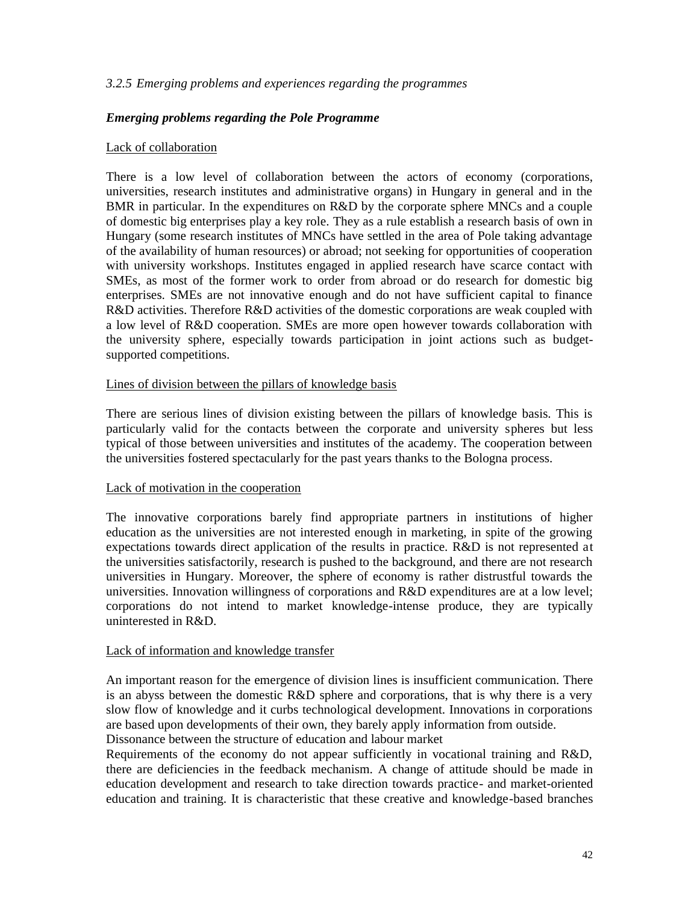### *3.2.5 Emerging problems and experiences regarding the programmes*

***Emerging problems regarding the Pole Programme***

<u>Lack of collaboration</u>

There is a low level of collaboration between the actors of economy (corporations, universities, research institutes and administrative organs) in Hungary in general and in the BMR in particular. In the expenditures on R&D by the corporate sphere MNCs and a couple of domestic big enterprises play a key role. They as a rule establish a research basis of own in Hungary (some research institutes of MNCs have settled in the area of Pole taking advantage of the availability of human resources) or abroad; not seeking for opportunities of cooperation with university workshops. Institutes engaged in applied research have scarce contact with SMEs, as most of the former work to order from abroad or do research for domestic big enterprises. SMEs are not innovative enough and do not have sufficient capital to finance R&D activities. Therefore R&D activities of the domestic corporations are weak coupled with a low level of R&D cooperation. SMEs are more open however towards collaboration with the university sphere, especially towards participation in joint actions such as budget-supported competitions.

<u>Lines of division between the pillars of knowledge basis</u>

There are serious lines of division existing between the pillars of knowledge basis. This is particularly valid for the contacts between the corporate and university spheres but less typical of those between universities and institutes of the academy. The cooperation between the universities fostered spectacularly for the past years thanks to the Bologna process.

<u>Lack of motivation in the cooperation</u>

The innovative corporations barely find appropriate partners in institutions of higher education as the universities are not interested enough in marketing, in spite of the growing expectations towards direct application of the results in practice. R&D is not represented at the universities satisfactorily, research is pushed to the background, and there are not research universities in Hungary. Moreover, the sphere of economy is rather distrustful towards the universities. Innovation willingness of corporations and R&D expenditures are at a low level; corporations do not intend to market knowledge-intense produce, they are typically uninterested in R&D.

<u>Lack of information and knowledge transfer</u>

An important reason for the emergence of division lines is insufficient communication. There is an abyss between the domestic R&D sphere and corporations, that is why there is a very slow flow of knowledge and it curbs technological development. Innovations in corporations are based upon developments of their own, they barely apply information from outside.

Dissonance between the structure of education and labour market

Requirements of the economy do not appear sufficiently in vocational training and R&D, there are deficiencies in the feedback mechanism. A change of attitude should be made in education development and research to take direction towards practice- and market-oriented education and training. It is characteristic that these creative and knowledge-based branches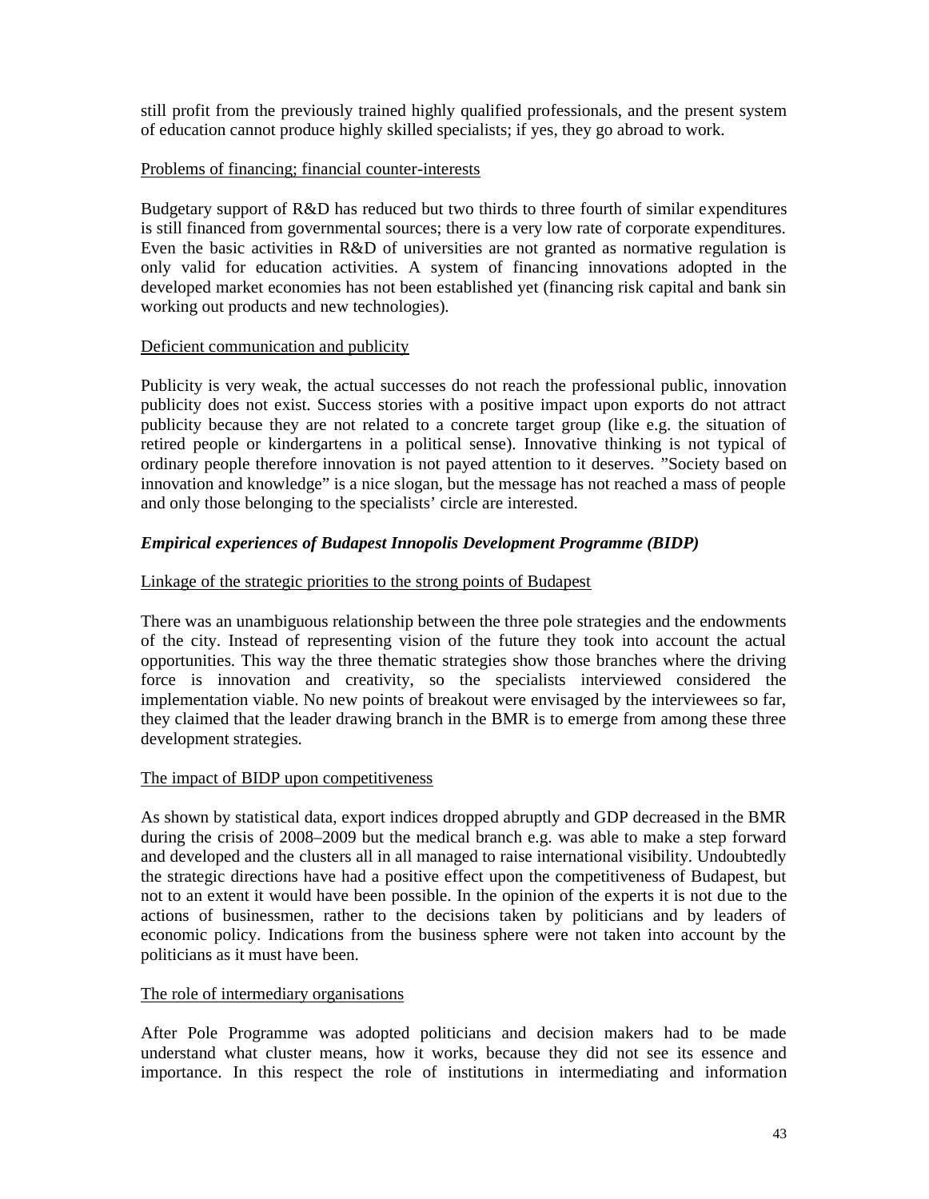still profit from the previously trained highly qualified professionals, and the present system of education cannot produce highly skilled specialists; if yes, they go abroad to work.

Problems of financing; financial counter-interests

Budgetary support of R&D has reduced but two thirds to three fourth of similar expenditures is still financed from governmental sources; there is a very low rate of corporate expenditures. Even the basic activities in R&D of universities are not granted as normative regulation is only valid for education activities. A system of financing innovations adopted in the developed market economies has not been established yet (financing risk capital and bank sin working out products and new technologies).

Deficient communication and publicity

Publicity is very weak, the actual successes do not reach the professional public, innovation publicity does not exist. Success stories with a positive impact upon exports do not attract publicity because they are not related to a concrete target group (like e.g. the situation of retired people or kindergartens in a political sense). Innovative thinking is not typical of ordinary people therefore innovation is not payed attention to it deserves. "Society based on innovation and knowledge" is a nice slogan, but the message has not reached a mass of people and only those belonging to the specialists' circle are interested.

***Empirical experiences of Budapest Innopolis Development Programme (BIDP)***

Linkage of the strategic priorities to the strong points of Budapest

There was an unambiguous relationship between the three pole strategies and the endowments of the city. Instead of representing vision of the future they took into account the actual opportunities. This way the three thematic strategies show those branches where the driving force is innovation and creativity, so the specialists interviewed considered the implementation viable. No new points of breakout were envisaged by the interviewees so far, they claimed that the leader drawing branch in the BMR is to emerge from among these three development strategies.

The impact of BIDP upon competitiveness

As shown by statistical data, export indices dropped abruptly and GDP decreased in the BMR during the crisis of 2008–2009 but the medical branch e.g. was able to make a step forward and developed and the clusters all in all managed to raise international visibility. Undoubtedly the strategic directions have had a positive effect upon the competitiveness of Budapest, but not to an extent it would have been possible. In the opinion of the experts it is not due to the actions of businessmen, rather to the decisions taken by politicians and by leaders of economic policy. Indications from the business sphere were not taken into account by the politicians as it must have been.

The role of intermediary organisations

After Pole Programme was adopted politicians and decision makers had to be made understand what cluster means, how it works, because they did not see its essence and importance. In this respect the role of institutions in intermediating and information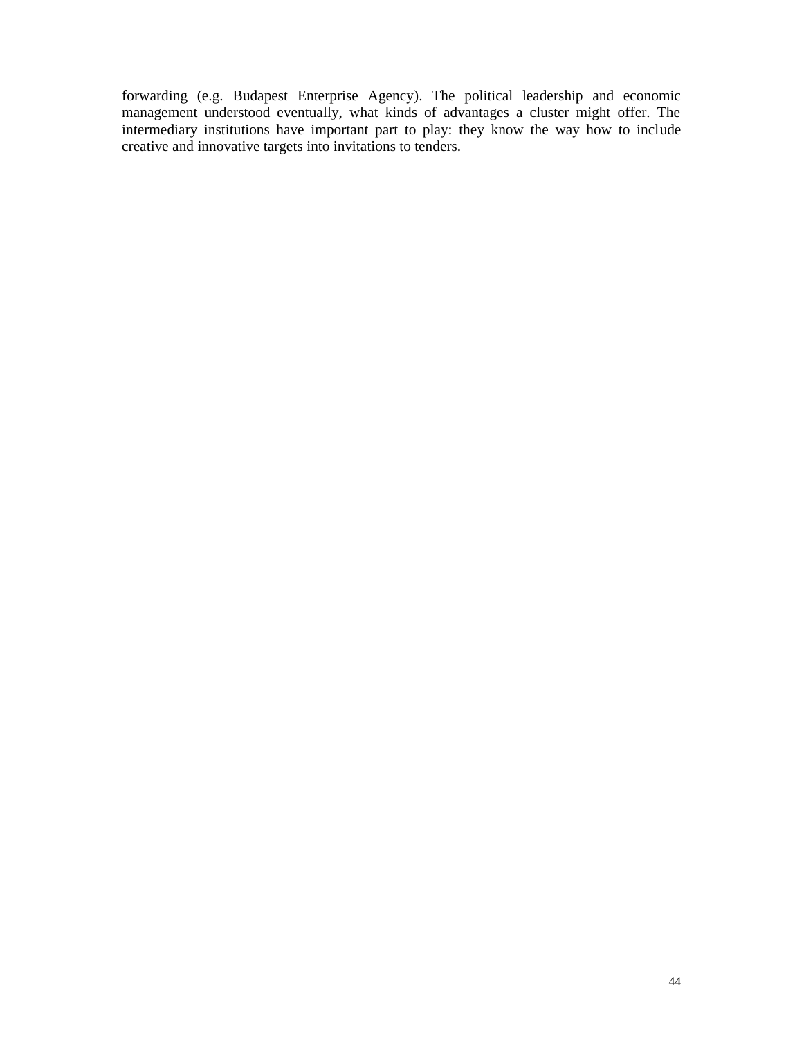forwarding (e.g. Budapest Enterprise Agency). The political leadership and economic management understood eventually, what kinds of advantages a cluster might offer. The intermediary institutions have important part to play: they know the way how to include creative and innovative targets into invitations to tenders.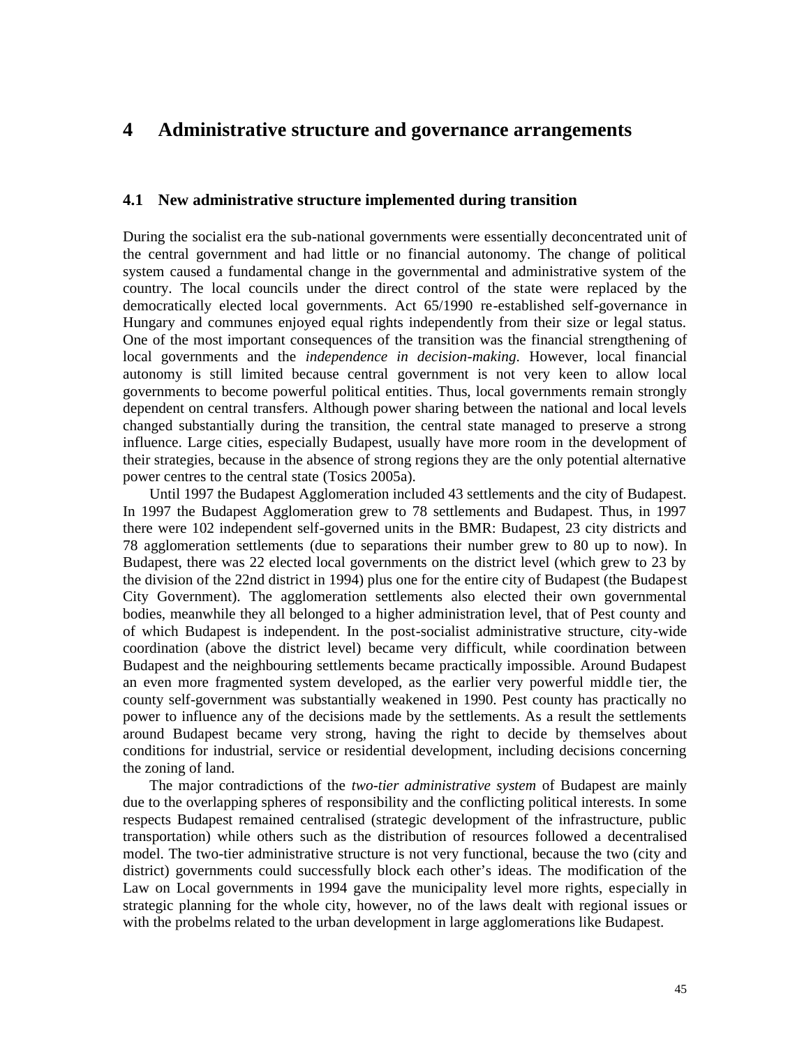# 4 Administrative structure and governance arrangements

## 4.1 New administrative structure implemented during transition

During the socialist era the sub-national governments were essentially deconcentrated unit of the central government and had little or no financial autonomy. The change of political system caused a fundamental change in the governmental and administrative system of the country. The local councils under the direct control of the state were replaced by the democratically elected local governments. Act 65/1990 re-established self-governance in Hungary and communes enjoyed equal rights independently from their size or legal status. One of the most important consequences of the transition was the financial strengthening of local governments and the *independence in decision-making*. However, local financial autonomy is still limited because central government is not very keen to allow local governments to become powerful political entities. Thus, local governments remain strongly dependent on central transfers. Although power sharing between the national and local levels changed substantially during the transition, the central state managed to preserve a strong influence. Large cities, especially Budapest, usually have more room in the development of their strategies, because in the absence of strong regions they are the only potential alternative power centres to the central state (Tosics 2005a).

Until 1997 the Budapest Agglomeration included 43 settlements and the city of Budapest. In 1997 the Budapest Agglomeration grew to 78 settlements and Budapest. Thus, in 1997 there were 102 independent self-governed units in the BMR: Budapest, 23 city districts and 78 agglomeration settlements (due to separations their number grew to 80 up to now). In Budapest, there was 22 elected local governments on the district level (which grew to 23 by the division of the 22nd district in 1994) plus one for the entire city of Budapest (the Budapest City Government). The agglomeration settlements also elected their own governmental bodies, meanwhile they all belonged to a higher administration level, that of Pest county and of which Budapest is independent. In the post-socialist administrative structure, city-wide coordination (above the district level) became very difficult, while coordination between Budapest and the neighbouring settlements became practically impossible. Around Budapest an even more fragmented system developed, as the earlier very powerful middle tier, the county self-government was substantially weakened in 1990. Pest county has practically no power to influence any of the decisions made by the settlements. As a result the settlements around Budapest became very strong, having the right to decide by themselves about conditions for industrial, service or residential development, including decisions concerning the zoning of land.

The major contradictions of the *two-tier administrative system* of Budapest are mainly due to the overlapping spheres of responsibility and the conflicting political interests. In some respects Budapest remained centralised (strategic development of the infrastructure, public transportation) while others such as the distribution of resources followed a decentralised model. The two-tier administrative structure is not very functional, because the two (city and district) governments could successfully block each other's ideas. The modification of the Law on Local governments in 1994 gave the municipality level more rights, especially in strategic planning for the whole city, however, no of the laws dealt with regional issues or with the probelms related to the urban development in large agglomerations like Budapest.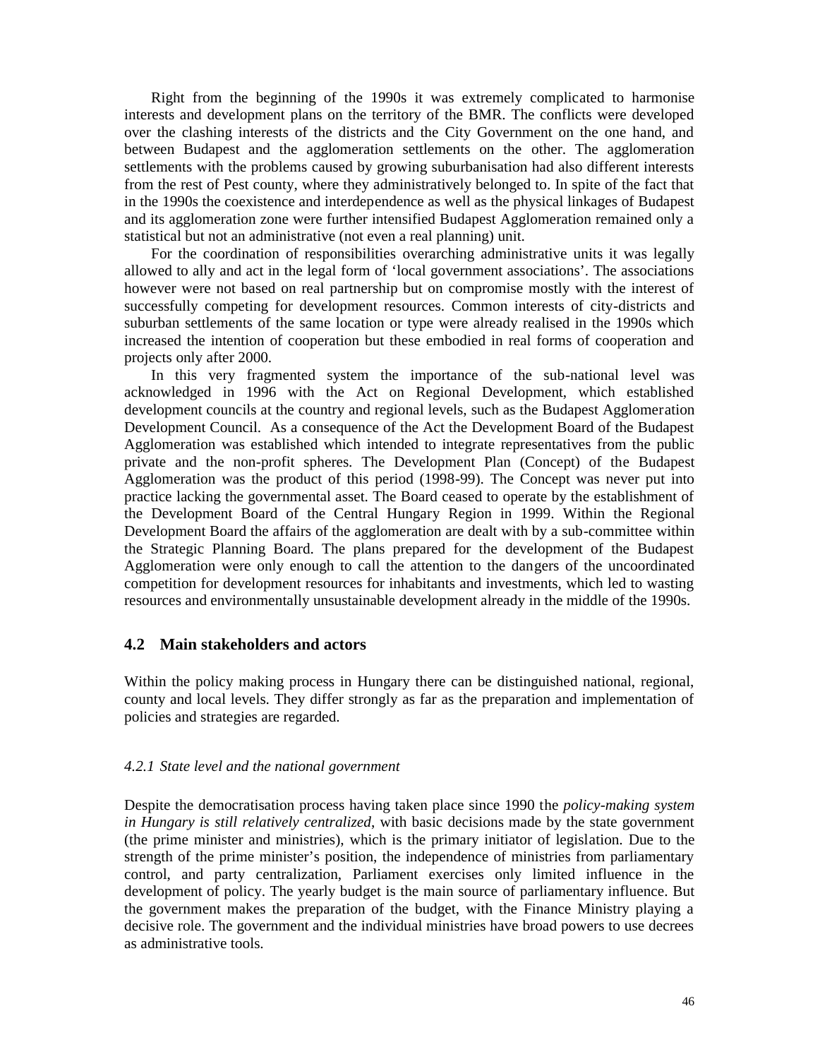Right from the beginning of the 1990s it was extremely complicated to harmonise interests and development plans on the territory of the BMR. The conflicts were developed over the clashing interests of the districts and the City Government on the one hand, and between Budapest and the agglomeration settlements on the other. The agglomeration settlements with the problems caused by growing suburbanisation had also different interests from the rest of Pest county, where they administratively belonged to. In spite of the fact that in the 1990s the coexistence and interdependence as well as the physical linkages of Budapest and its agglomeration zone were further intensified Budapest Agglomeration remained only a statistical but not an administrative (not even a real planning) unit.

For the coordination of responsibilities overarching administrative units it was legally allowed to ally and act in the legal form of 'local government associations'. The associations however were not based on real partnership but on compromise mostly with the interest of successfully competing for development resources. Common interests of city-districts and suburban settlements of the same location or type were already realised in the 1990s which increased the intention of cooperation but these embodied in real forms of cooperation and projects only after 2000.

In this very fragmented system the importance of the sub-national level was acknowledged in 1996 with the Act on Regional Development, which established development councils at the country and regional levels, such as the Budapest Agglomeration Development Council. As a consequence of the Act the Development Board of the Budapest Agglomeration was established which intended to integrate representatives from the public private and the non-profit spheres. The Development Plan (Concept) of the Budapest Agglomeration was the product of this period (1998-99). The Concept was never put into practice lacking the governmental asset. The Board ceased to operate by the establishment of the Development Board of the Central Hungary Region in 1999. Within the Regional Development Board the affairs of the agglomeration are dealt with by a sub-committee within the Strategic Planning Board. The plans prepared for the development of the Budapest Agglomeration were only enough to call the attention to the dangers of the uncoordinated competition for development resources for inhabitants and investments, which led to wasting resources and environmentally unsustainable development already in the middle of the 1990s.

## 4.2 Main stakeholders and actors

Within the policy making process in Hungary there can be distinguished national, regional, county and local levels. They differ strongly as far as the preparation and implementation of policies and strategies are regarded.

### *4.2.1 State level and the national government*

Despite the democratisation process having taken place since 1990 the *policy-making system in Hungary is still relatively centralized*, with basic decisions made by the state government (the prime minister and ministries), which is the primary initiator of legislation. Due to the strength of the prime minister's position, the independence of ministries from parliamentary control, and party centralization, Parliament exercises only limited influence in the development of policy. The yearly budget is the main source of parliamentary influence. But the government makes the preparation of the budget, with the Finance Ministry playing a decisive role. The government and the individual ministries have broad powers to use decrees as administrative tools.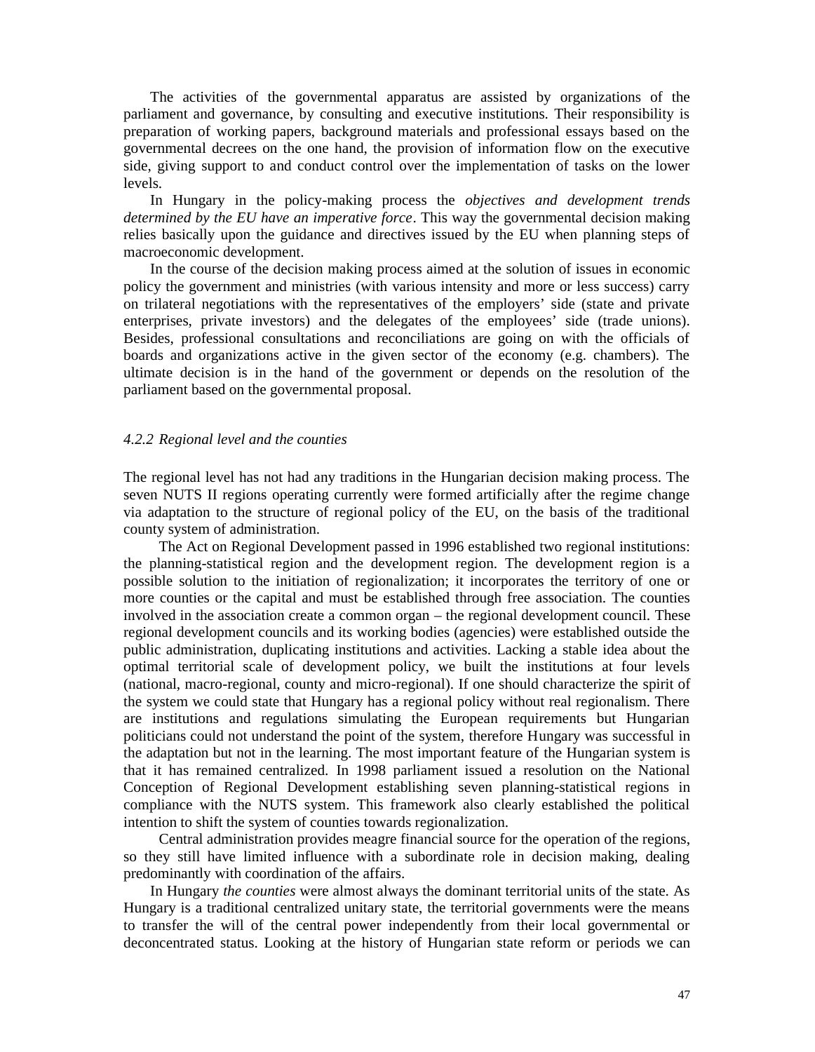The activities of the governmental apparatus are assisted by organizations of the parliament and governance, by consulting and executive institutions. Their responsibility is preparation of working papers, background materials and professional essays based on the governmental decrees on the one hand, the provision of information flow on the executive side, giving support to and conduct control over the implementation of tasks on the lower levels.

In Hungary in the policy-making process the *objectives and development trends determined by the EU have an imperative force*. This way the governmental decision making relies basically upon the guidance and directives issued by the EU when planning steps of macroeconomic development.

In the course of the decision making process aimed at the solution of issues in economic policy the government and ministries (with various intensity and more or less success) carry on trilateral negotiations with the representatives of the employers' side (state and private enterprises, private investors) and the delegates of the employees' side (trade unions). Besides, professional consultations and reconciliations are going on with the officials of boards and organizations active in the given sector of the economy (e.g. chambers). The ultimate decision is in the hand of the government or depends on the resolution of the parliament based on the governmental proposal.

### *4.2.2 Regional level and the counties*

The regional level has not had any traditions in the Hungarian decision making process. The seven NUTS II regions operating currently were formed artificially after the regime change via adaptation to the structure of regional policy of the EU, on the basis of the traditional county system of administration.

The Act on Regional Development passed in 1996 established two regional institutions: the planning-statistical region and the development region. The development region is a possible solution to the initiation of regionalization; it incorporates the territory of one or more counties or the capital and must be established through free association. The counties involved in the association create a common organ – the regional development council. These regional development councils and its working bodies (agencies) were established outside the public administration, duplicating institutions and activities. Lacking a stable idea about the optimal territorial scale of development policy, we built the institutions at four levels (national, macro-regional, county and micro-regional). If one should characterize the spirit of the system we could state that Hungary has a regional policy without real regionalism. There are institutions and regulations simulating the European requirements but Hungarian politicians could not understand the point of the system, therefore Hungary was successful in the adaptation but not in the learning. The most important feature of the Hungarian system is that it has remained centralized. In 1998 parliament issued a resolution on the National Conception of Regional Development establishing seven planning-statistical regions in compliance with the NUTS system. This framework also clearly established the political intention to shift the system of counties towards regionalization.

Central administration provides meagre financial source for the operation of the regions, so they still have limited influence with a subordinate role in decision making, dealing predominantly with coordination of the affairs.

In Hungary *the counties* were almost always the dominant territorial units of the state. As Hungary is a traditional centralized unitary state, the territorial governments were the means to transfer the will of the central power independently from their local governmental or deconcentrated status. Looking at the history of Hungarian state reform or periods we can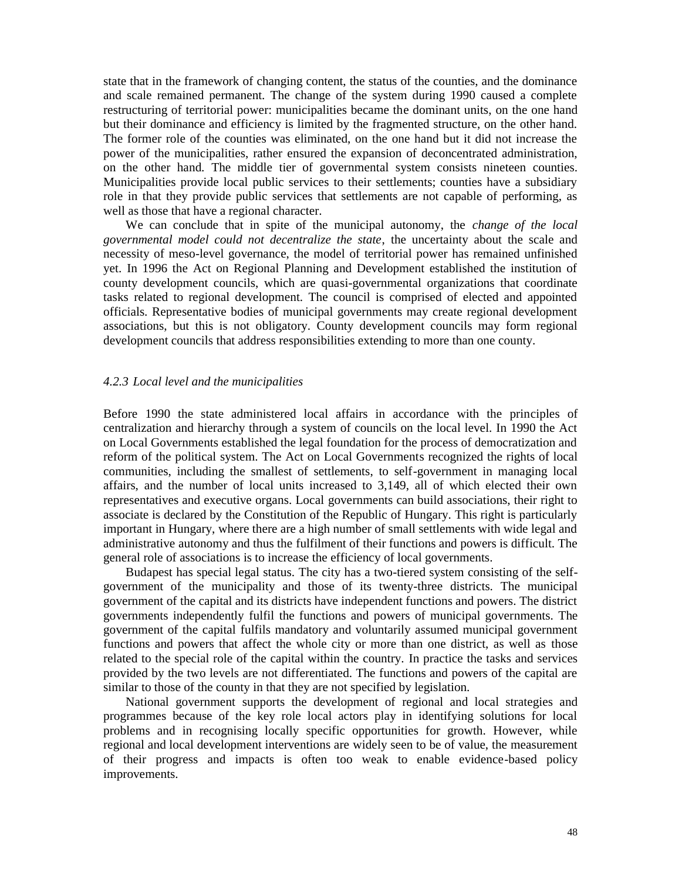state that in the framework of changing content, the status of the counties, and the dominance and scale remained permanent. The change of the system during 1990 caused a complete restructuring of territorial power: municipalities became the dominant units, on the one hand but their dominance and efficiency is limited by the fragmented structure, on the other hand. The former role of the counties was eliminated, on the one hand but it did not increase the power of the municipalities, rather ensured the expansion of deconcentrated administration, on the other hand. The middle tier of governmental system consists nineteen counties. Municipalities provide local public services to their settlements; counties have a subsidiary role in that they provide public services that settlements are not capable of performing, as well as those that have a regional character.

We can conclude that in spite of the municipal autonomy, the *change of the local governmental model could not decentralize the state*, the uncertainty about the scale and necessity of meso-level governance, the model of territorial power has remained unfinished yet. In 1996 the Act on Regional Planning and Development established the institution of county development councils, which are quasi-governmental organizations that coordinate tasks related to regional development. The council is comprised of elected and appointed officials. Representative bodies of municipal governments may create regional development associations, but this is not obligatory. County development councils may form regional development councils that address responsibilities extending to more than one county.

### *4.2.3 Local level and the municipalities*

Before 1990 the state administered local affairs in accordance with the principles of centralization and hierarchy through a system of councils on the local level. In 1990 the Act on Local Governments established the legal foundation for the process of democratization and reform of the political system. The Act on Local Governments recognized the rights of local communities, including the smallest of settlements, to self-government in managing local affairs, and the number of local units increased to 3,149, all of which elected their own representatives and executive organs. Local governments can build associations, their right to associate is declared by the Constitution of the Republic of Hungary. This right is particularly important in Hungary, where there are a high number of small settlements with wide legal and administrative autonomy and thus the fulfilment of their functions and powers is difficult. The general role of associations is to increase the efficiency of local governments.

Budapest has special legal status. The city has a two-tiered system consisting of the self-government of the municipality and those of its twenty-three districts. The municipal government of the capital and its districts have independent functions and powers. The district governments independently fulfil the functions and powers of municipal governments. The government of the capital fulfils mandatory and voluntarily assumed municipal government functions and powers that affect the whole city or more than one district, as well as those related to the special role of the capital within the country. In practice the tasks and services provided by the two levels are not differentiated. The functions and powers of the capital are similar to those of the county in that they are not specified by legislation.

National government supports the development of regional and local strategies and programmes because of the key role local actors play in identifying solutions for local problems and in recognising locally specific opportunities for growth. However, while regional and local development interventions are widely seen to be of value, the measurement of their progress and impacts is often too weak to enable evidence-based policy improvements.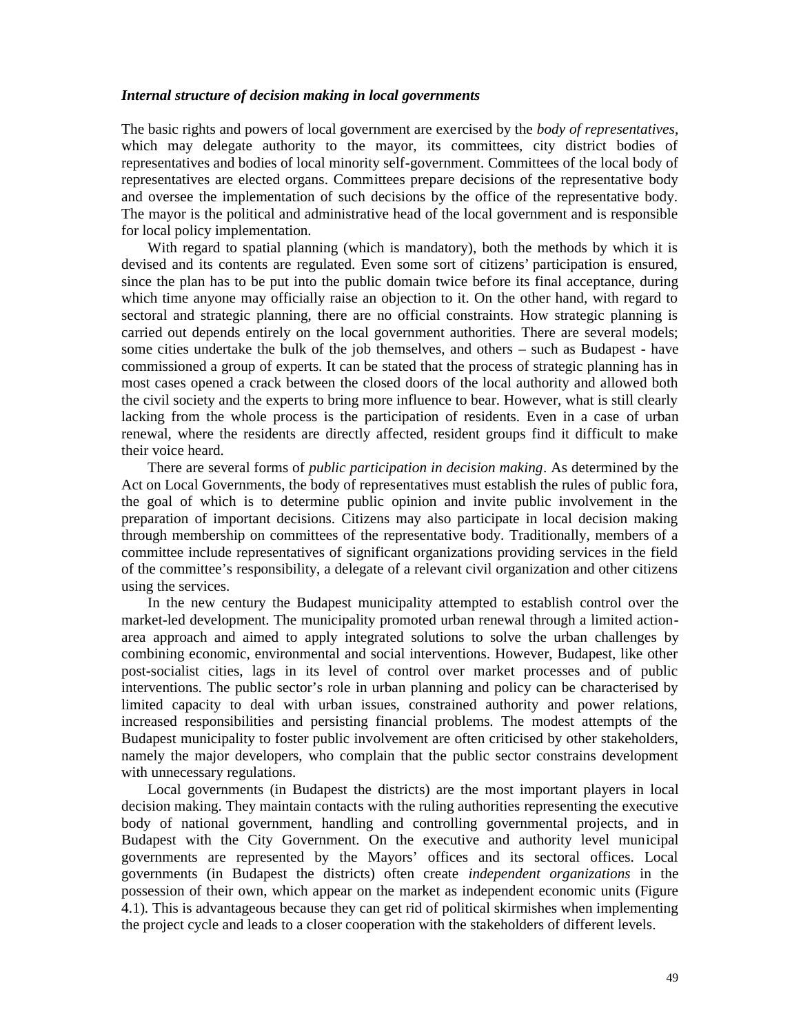***Internal structure of decision making in local governments***

The basic rights and powers of local government are exercised by the *body of representatives*, which may delegate authority to the mayor, its committees, city district bodies of representatives and bodies of local minority self-government. Committees of the local body of representatives are elected organs. Committees prepare decisions of the representative body and oversee the implementation of such decisions by the office of the representative body. The mayor is the political and administrative head of the local government and is responsible for local policy implementation.

With regard to spatial planning (which is mandatory), both the methods by which it is devised and its contents are regulated. Even some sort of citizens' participation is ensured, since the plan has to be put into the public domain twice before its final acceptance, during which time anyone may officially raise an objection to it. On the other hand, with regard to sectoral and strategic planning, there are no official constraints. How strategic planning is carried out depends entirely on the local government authorities. There are several models; some cities undertake the bulk of the job themselves, and others – such as Budapest - have commissioned a group of experts. It can be stated that the process of strategic planning has in most cases opened a crack between the closed doors of the local authority and allowed both the civil society and the experts to bring more influence to bear. However, what is still clearly lacking from the whole process is the participation of residents. Even in a case of urban renewal, where the residents are directly affected, resident groups find it difficult to make their voice heard.

There are several forms of *public participation in decision making*. As determined by the Act on Local Governments, the body of representatives must establish the rules of public fora, the goal of which is to determine public opinion and invite public involvement in the preparation of important decisions. Citizens may also participate in local decision making through membership on committees of the representative body. Traditionally, members of a committee include representatives of significant organizations providing services in the field of the committee's responsibility, a delegate of a relevant civil organization and other citizens using the services.

In the new century the Budapest municipality attempted to establish control over the market-led development. The municipality promoted urban renewal through a limited action-area approach and aimed to apply integrated solutions to solve the urban challenges by combining economic, environmental and social interventions. However, Budapest, like other post-socialist cities, lags in its level of control over market processes and of public interventions. The public sector's role in urban planning and policy can be characterised by limited capacity to deal with urban issues, constrained authority and power relations, increased responsibilities and persisting financial problems. The modest attempts of the Budapest municipality to foster public involvement are often criticised by other stakeholders, namely the major developers, who complain that the public sector constrains development with unnecessary regulations.

Local governments (in Budapest the districts) are the most important players in local decision making. They maintain contacts with the ruling authorities representing the executive body of national government, handling and controlling governmental projects, and in Budapest with the City Government. On the executive and authority level municipal governments are represented by the Mayors' offices and its sectoral offices. Local governments (in Budapest the districts) often create *independent organizations* in the possession of their own, which appear on the market as independent economic units (Figure 4.1). This is advantageous because they can get rid of political skirmishes when implementing the project cycle and leads to a closer cooperation with the stakeholders of different levels.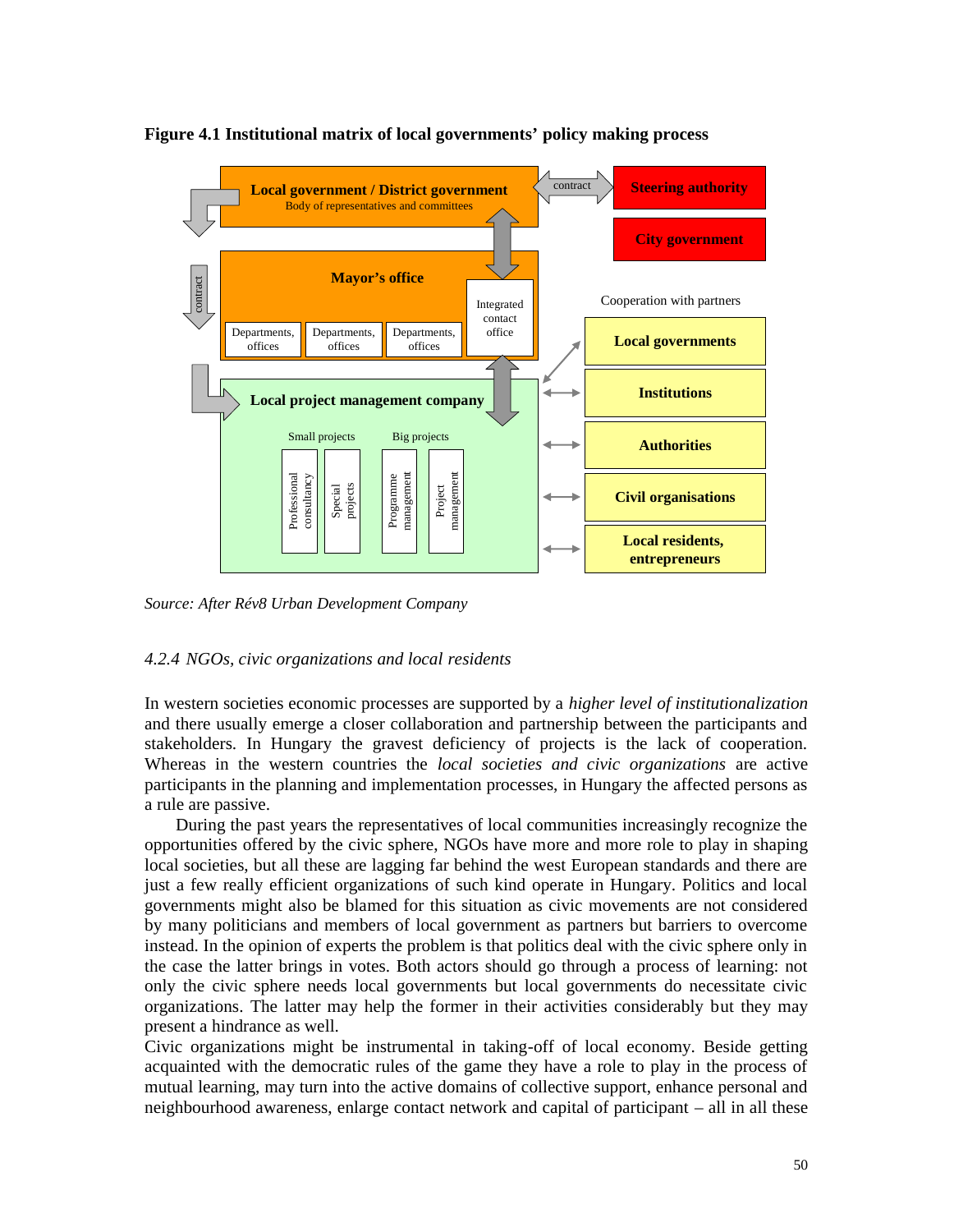**Figure 4.1 Institutional matrix of local governments' policy making process**

*Source: After Rév8 Urban Development Company*

### *4.2.4 NGOs, civic organizations and local residents*

In western societies economic processes are supported by a *higher level of institutionalization* and there usually emerge a closer collaboration and partnership between the participants and stakeholders. In Hungary the gravest deficiency of projects is the lack of cooperation. Whereas in the western countries the *local societies and civic organizations* are active participants in the planning and implementation processes, in Hungary the affected persons as a rule are passive.

During the past years the representatives of local communities increasingly recognize the opportunities offered by the civic sphere, NGOs have more and more role to play in shaping local societies, but all these are lagging far behind the west European standards and there are just a few really efficient organizations of such kind operate in Hungary. Politics and local governments might also be blamed for this situation as civic movements are not considered by many politicians and members of local government as partners but barriers to overcome instead. In the opinion of experts the problem is that politics deal with the civic sphere only in the case the latter brings in votes. Both actors should go through a process of learning: not only the civic sphere needs local governments but local governments do necessitate civic organizations. The latter may help the former in their activities considerably but they may present a hindrance as well.

Civic organizations might be instrumental in taking-off of local economy. Beside getting acquainted with the democratic rules of the game they have a role to play in the process of mutual learning, may turn into the active domains of collective support, enhance personal and neighbourhood awareness, enlarge contact network and capital of participant – all in all these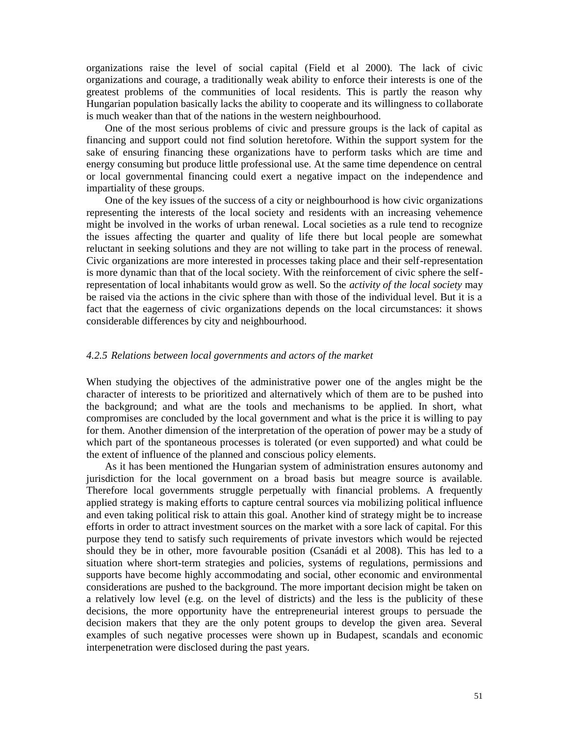organizations raise the level of social capital (Field et al 2000). The lack of civic organizations and courage, a traditionally weak ability to enforce their interests is one of the greatest problems of the communities of local residents. This is partly the reason why Hungarian population basically lacks the ability to cooperate and its willingness to collaborate is much weaker than that of the nations in the western neighbourhood.

One of the most serious problems of civic and pressure groups is the lack of capital as financing and support could not find solution heretofore. Within the support system for the sake of ensuring financing these organizations have to perform tasks which are time and energy consuming but produce little professional use. At the same time dependence on central or local governmental financing could exert a negative impact on the independence and impartiality of these groups.

One of the key issues of the success of a city or neighbourhood is how civic organizations representing the interests of the local society and residents with an increasing vehemence might be involved in the works of urban renewal. Local societies as a rule tend to recognize the issues affecting the quarter and quality of life there but local people are somewhat reluctant in seeking solutions and they are not willing to take part in the process of renewal. Civic organizations are more interested in processes taking place and their self-representation is more dynamic than that of the local society. With the reinforcement of civic sphere the self-representation of local inhabitants would grow as well. So the *activity of the local society* may be raised via the actions in the civic sphere than with those of the individual level. But it is a fact that the eagerness of civic organizations depends on the local circumstances: it shows considerable differences by city and neighbourhood.

#### *4.2.5 Relations between local governments and actors of the market*

When studying the objectives of the administrative power one of the angles might be the character of interests to be prioritized and alternatively which of them are to be pushed into the background; and what are the tools and mechanisms to be applied. In short, what compromises are concluded by the local government and what is the price it is willing to pay for them. Another dimension of the interpretation of the operation of power may be a study of which part of the spontaneous processes is tolerated (or even supported) and what could be the extent of influence of the planned and conscious policy elements.

As it has been mentioned the Hungarian system of administration ensures autonomy and jurisdiction for the local government on a broad basis but meagre source is available. Therefore local governments struggle perpetually with financial problems. A frequently applied strategy is making efforts to capture central sources via mobilizing political influence and even taking political risk to attain this goal. Another kind of strategy might be to increase efforts in order to attract investment sources on the market with a sore lack of capital. For this purpose they tend to satisfy such requirements of private investors which would be rejected should they be in other, more favourable position (Csanádi et al 2008). This has led to a situation where short-term strategies and policies, systems of regulations, permissions and supports have become highly accommodating and social, other economic and environmental considerations are pushed to the background. The more important decision might be taken on a relatively low level (e.g. on the level of districts) and the less is the publicity of these decisions, the more opportunity have the entrepreneurial interest groups to persuade the decision makers that they are the only potent groups to develop the given area. Several examples of such negative processes were shown up in Budapest, scandals and economic interpenetration were disclosed during the past years.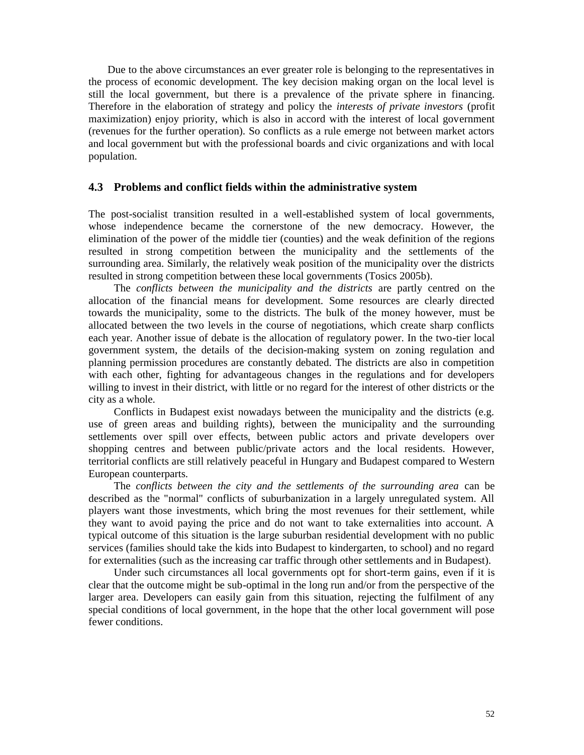Due to the above circumstances an ever greater role is belonging to the representatives in the process of economic development. The key decision making organ on the local level is still the local government, but there is a prevalence of the private sphere in financing. Therefore in the elaboration of strategy and policy the *interests of private investors* (profit maximization) enjoy priority, which is also in accord with the interest of local government (revenues for the further operation). So conflicts as a rule emerge not between market actors and local government but with the professional boards and civic organizations and with local population.

### 4.3 Problems and conflict fields within the administrative system

The post-socialist transition resulted in a well-established system of local governments, whose independence became the cornerstone of the new democracy. However, the elimination of the power of the middle tier (counties) and the weak definition of the regions resulted in strong competition between the municipality and the settlements of the surrounding area. Similarly, the relatively weak position of the municipality over the districts resulted in strong competition between these local governments (Tosics 2005b).

The *conflicts between the municipality and the districts* are partly centred on the allocation of the financial means for development. Some resources are clearly directed towards the municipality, some to the districts. The bulk of the money however, must be allocated between the two levels in the course of negotiations, which create sharp conflicts each year. Another issue of debate is the allocation of regulatory power. In the two-tier local government system, the details of the decision-making system on zoning regulation and planning permission procedures are constantly debated. The districts are also in competition with each other, fighting for advantageous changes in the regulations and for developers willing to invest in their district, with little or no regard for the interest of other districts or the city as a whole.

Conflicts in Budapest exist nowadays between the municipality and the districts (e.g. use of green areas and building rights), between the municipality and the surrounding settlements over spill over effects, between public actors and private developers over shopping centres and between public/private actors and the local residents. However, territorial conflicts are still relatively peaceful in Hungary and Budapest compared to Western European counterparts.

The *conflicts between the city and the settlements of the surrounding area* can be described as the "normal" conflicts of suburbanization in a largely unregulated system. All players want those investments, which bring the most revenues for their settlement, while they want to avoid paying the price and do not want to take externalities into account. A typical outcome of this situation is the large suburban residential development with no public services (families should take the kids into Budapest to kindergarten, to school) and no regard for externalities (such as the increasing car traffic through other settlements and in Budapest).

Under such circumstances all local governments opt for short-term gains, even if it is clear that the outcome might be sub-optimal in the long run and/or from the perspective of the larger area. Developers can easily gain from this situation, rejecting the fulfilment of any special conditions of local government, in the hope that the other local government will pose fewer conditions.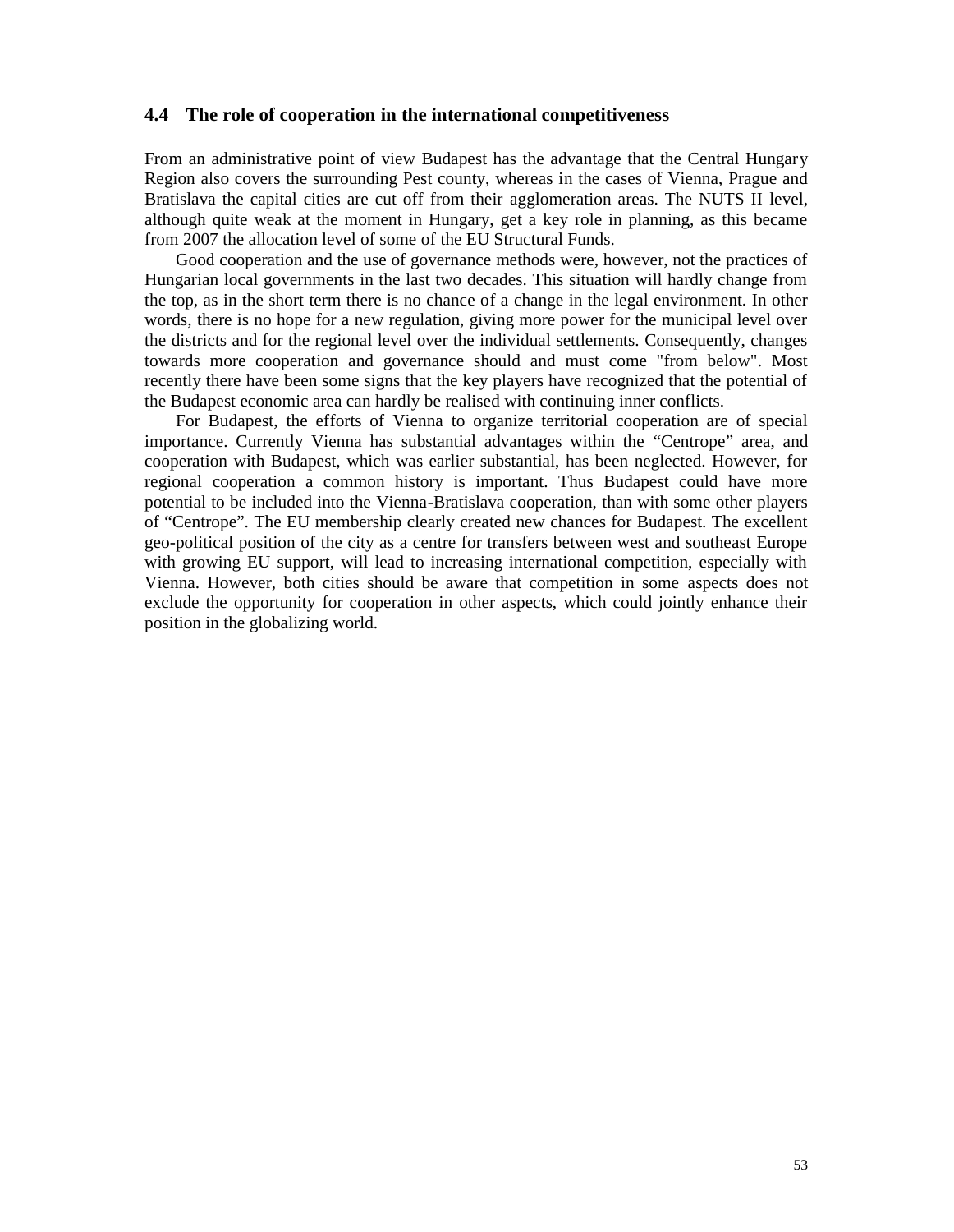## 4.4 The role of cooperation in the international competitiveness

From an administrative point of view Budapest has the advantage that the Central Hungary Region also covers the surrounding Pest county, whereas in the cases of Vienna, Prague and Bratislava the capital cities are cut off from their agglomeration areas. The NUTS II level, although quite weak at the moment in Hungary, get a key role in planning, as this became from 2007 the allocation level of some of the EU Structural Funds.

Good cooperation and the use of governance methods were, however, not the practices of Hungarian local governments in the last two decades. This situation will hardly change from the top, as in the short term there is no chance of a change in the legal environment. In other words, there is no hope for a new regulation, giving more power for the municipal level over the districts and for the regional level over the individual settlements. Consequently, changes towards more cooperation and governance should and must come "from below". Most recently there have been some signs that the key players have recognized that the potential of the Budapest economic area can hardly be realised with continuing inner conflicts.

For Budapest, the efforts of Vienna to organize territorial cooperation are of special importance. Currently Vienna has substantial advantages within the “Centrope” area, and cooperation with Budapest, which was earlier substantial, has been neglected. However, for regional cooperation a common history is important. Thus Budapest could have more potential to be included into the Vienna-Bratislava cooperation, than with some other players of “Centrope”. The EU membership clearly created new chances for Budapest. The excellent geo-political position of the city as a centre for transfers between west and southeast Europe with growing EU support, will lead to increasing international competition, especially with Vienna. However, both cities should be aware that competition in some aspects does not exclude the opportunity for cooperation in other aspects, which could jointly enhance their position in the globalizing world.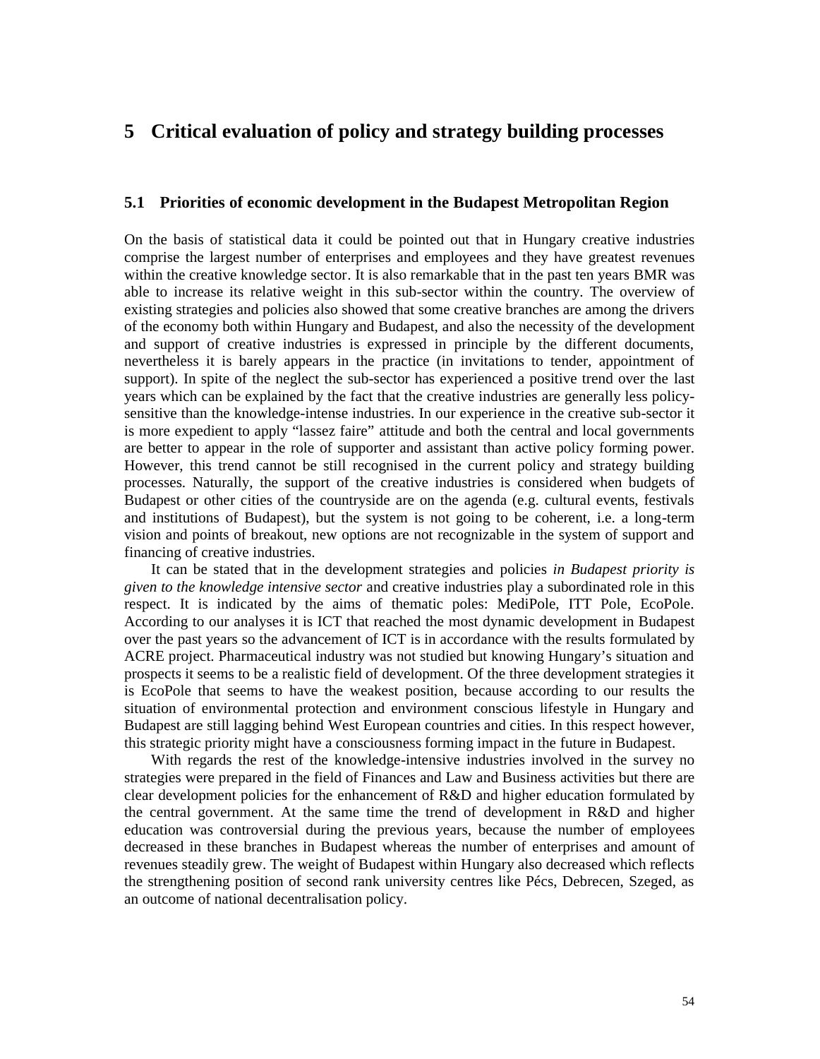# 5 Critical evaluation of policy and strategy building processes

## 5.1 Priorities of economic development in the Budapest Metropolitan Region

On the basis of statistical data it could be pointed out that in Hungary creative industries comprise the largest number of enterprises and employees and they have greatest revenues within the creative knowledge sector. It is also remarkable that in the past ten years BMR was able to increase its relative weight in this sub-sector within the country. The overview of existing strategies and policies also showed that some creative branches are among the drivers of the economy both within Hungary and Budapest, and also the necessity of the development and support of creative industries is expressed in principle by the different documents, nevertheless it is barely appears in the practice (in invitations to tender, appointment of support). In spite of the neglect the sub-sector has experienced a positive trend over the last years which can be explained by the fact that the creative industries are generally less policy-sensitive than the knowledge-intense industries. In our experience in the creative sub-sector it is more expedient to apply "lassez faire" attitude and both the central and local governments are better to appear in the role of supporter and assistant than active policy forming power. However, this trend cannot be still recognised in the current policy and strategy building processes. Naturally, the support of the creative industries is considered when budgets of Budapest or other cities of the countryside are on the agenda (e.g. cultural events, festivals and institutions of Budapest), but the system is not going to be coherent, i.e. a long-term vision and points of breakout, new options are not recognizable in the system of support and financing of creative industries.

It can be stated that in the development strategies and policies *in Budapest priority is given to the knowledge intensive sector* and creative industries play a subordinated role in this respect. It is indicated by the aims of thematic poles: MediPole, ITT Pole, EcoPole. According to our analyses it is ICT that reached the most dynamic development in Budapest over the past years so the advancement of ICT is in accordance with the results formulated by ACRE project. Pharmaceutical industry was not studied but knowing Hungary's situation and prospects it seems to be a realistic field of development. Of the three development strategies it is EcoPole that seems to have the weakest position, because according to our results the situation of environmental protection and environment conscious lifestyle in Hungary and Budapest are still lagging behind West European countries and cities. In this respect however, this strategic priority might have a consciousness forming impact in the future in Budapest.

With regards the rest of the knowledge-intensive industries involved in the survey no strategies were prepared in the field of Finances and Law and Business activities but there are clear development policies for the enhancement of R&D and higher education formulated by the central government. At the same time the trend of development in R&D and higher education was controversial during the previous years, because the number of employees decreased in these branches in Budapest whereas the number of enterprises and amount of revenues steadily grew. The weight of Budapest within Hungary also decreased which reflects the strengthening position of second rank university centres like Pécs, Debrecen, Szeged, as an outcome of national decentralisation policy.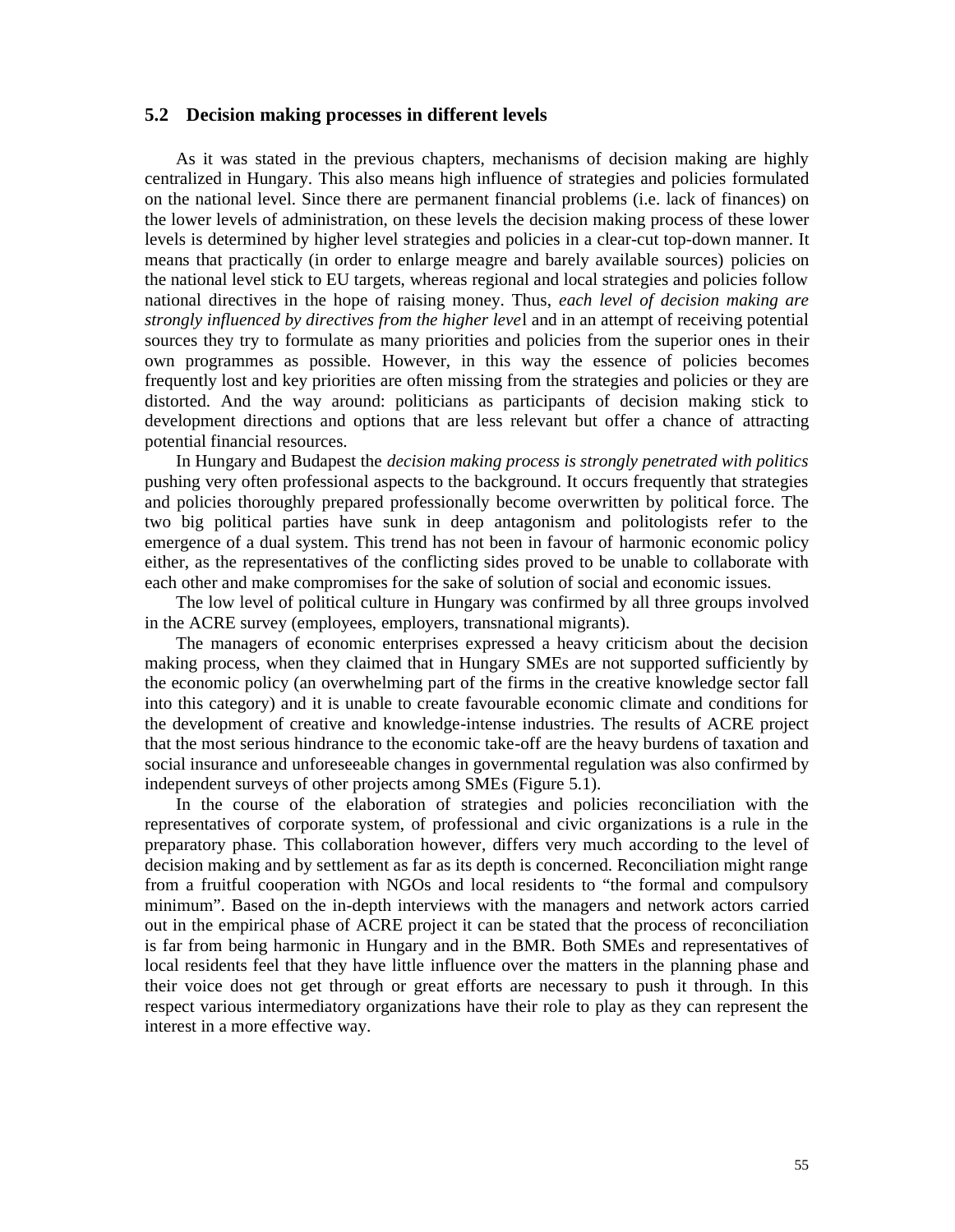## 5.2 Decision making processes in different levels

As it was stated in the previous chapters, mechanisms of decision making are highly centralized in Hungary. This also means high influence of strategies and policies formulated on the national level. Since there are permanent financial problems (i.e. lack of finances) on the lower levels of administration, on these levels the decision making process of these lower levels is determined by higher level strategies and policies in a clear-cut top-down manner. It means that practically (in order to enlarge meagre and barely available sources) policies on the national level stick to EU targets, whereas regional and local strategies and policies follow national directives in the hope of raising money. Thus, *each level of decision making are strongly influenced by directives from the higher level* and in an attempt of receiving potential sources they try to formulate as many priorities and policies from the superior ones in their own programmes as possible. However, in this way the essence of policies becomes frequently lost and key priorities are often missing from the strategies and policies or they are distorted. And the way around: politicians as participants of decision making stick to development directions and options that are less relevant but offer a chance of attracting potential financial resources.

In Hungary and Budapest the *decision making process is strongly penetrated with politics* pushing very often professional aspects to the background. It occurs frequently that strategies and policies thoroughly prepared professionally become overwritten by political force. The two big political parties have sunk in deep antagonism and politologists refer to the emergence of a dual system. This trend has not been in favour of harmonic economic policy either, as the representatives of the conflicting sides proved to be unable to collaborate with each other and make compromises for the sake of solution of social and economic issues.

The low level of political culture in Hungary was confirmed by all three groups involved in the ACRE survey (employees, employers, transnational migrants).

The managers of economic enterprises expressed a heavy criticism about the decision making process, when they claimed that in Hungary SMEs are not supported sufficiently by the economic policy (an overwhelming part of the firms in the creative knowledge sector fall into this category) and it is unable to create favourable economic climate and conditions for the development of creative and knowledge-intense industries. The results of ACRE project that the most serious hindrance to the economic take-off are the heavy burdens of taxation and social insurance and unforeseeable changes in governmental regulation was also confirmed by independent surveys of other projects among SMEs (Figure 5.1).

In the course of the elaboration of strategies and policies reconciliation with the representatives of corporate system, of professional and civic organizations is a rule in the preparatory phase. This collaboration however, differs very much according to the level of decision making and by settlement as far as its depth is concerned. Reconciliation might range from a fruitful cooperation with NGOs and local residents to "the formal and compulsory minimum". Based on the in-depth interviews with the managers and network actors carried out in the empirical phase of ACRE project it can be stated that the process of reconciliation is far from being harmonic in Hungary and in the BMR. Both SMEs and representatives of local residents feel that they have little influence over the matters in the planning phase and their voice does not get through or great efforts are necessary to push it through. In this respect various intermediatory organizations have their role to play as they can represent the interest in a more effective way.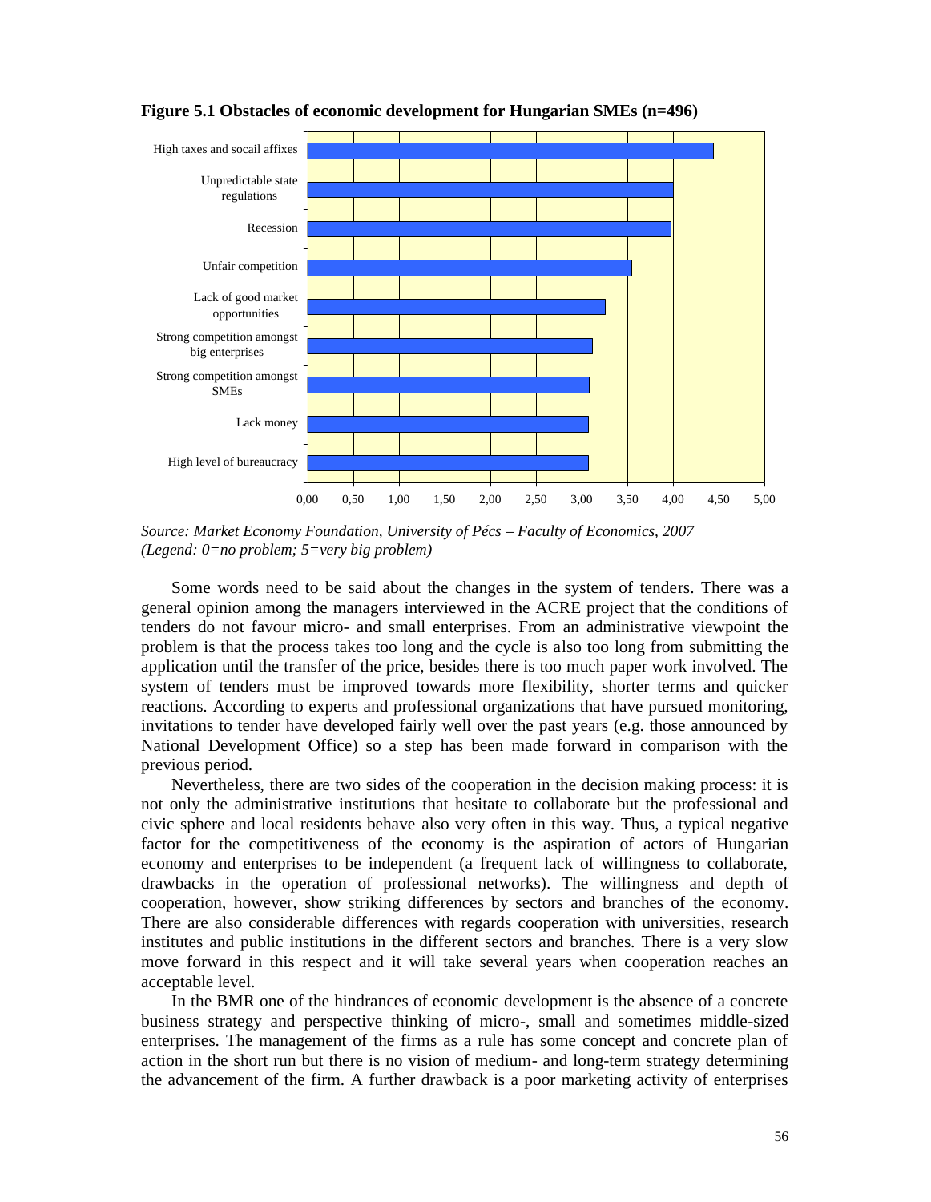**Figure 5.1 Obstacles of economic development for Hungarian SMEs (n=496)**

| Obstacle | Value (approx.) |
|---|---|
| High taxes and socail affixes | 4,44 |
| Unpredictable state regulations | 4,00 |
| Recession | 3,98 |
| Unfair competition | 3,54 |
| Lack of good market opportunities | 3,25 |
| Strong competition amongst big enterprises | 3,11 |
| Strong competition amongst SMEs | 3,08 |
| Lack money | 3,07 |
| High level of bureaucracy | 3,07 |

*Source: Market Economy Foundation, University of Pécs – Faculty of Economics, 2007*
*(Legend: 0=no problem; 5=very big problem)*

Some words need to be said about the changes in the system of tenders. There was a general opinion among the managers interviewed in the ACRE project that the conditions of tenders do not favour micro- and small enterprises. From an administrative viewpoint the problem is that the process takes too long and the cycle is also too long from submitting the application until the transfer of the price, besides there is too much paper work involved. The system of tenders must be improved towards more flexibility, shorter terms and quicker reactions. According to experts and professional organizations that have pursued monitoring, invitations to tender have developed fairly well over the past years (e.g. those announced by National Development Office) so a step has been made forward in comparison with the previous period.

Nevertheless, there are two sides of the cooperation in the decision making process: it is not only the administrative institutions that hesitate to collaborate but the professional and civic sphere and local residents behave also very often in this way. Thus, a typical negative factor for the competitiveness of the economy is the aspiration of actors of Hungarian economy and enterprises to be independent (a frequent lack of willingness to collaborate, drawbacks in the operation of professional networks). The willingness and depth of cooperation, however, show striking differences by sectors and branches of the economy. There are also considerable differences with regards cooperation with universities, research institutes and public institutions in the different sectors and branches. There is a very slow move forward in this respect and it will take several years when cooperation reaches an acceptable level.

In the BMR one of the hindrances of economic development is the absence of a concrete business strategy and perspective thinking of micro-, small and sometimes middle-sized enterprises. The management of the firms as a rule has some concept and concrete plan of action in the short run but there is no vision of medium- and long-term strategy determining the advancement of the firm. A further drawback is a poor marketing activity of enterprises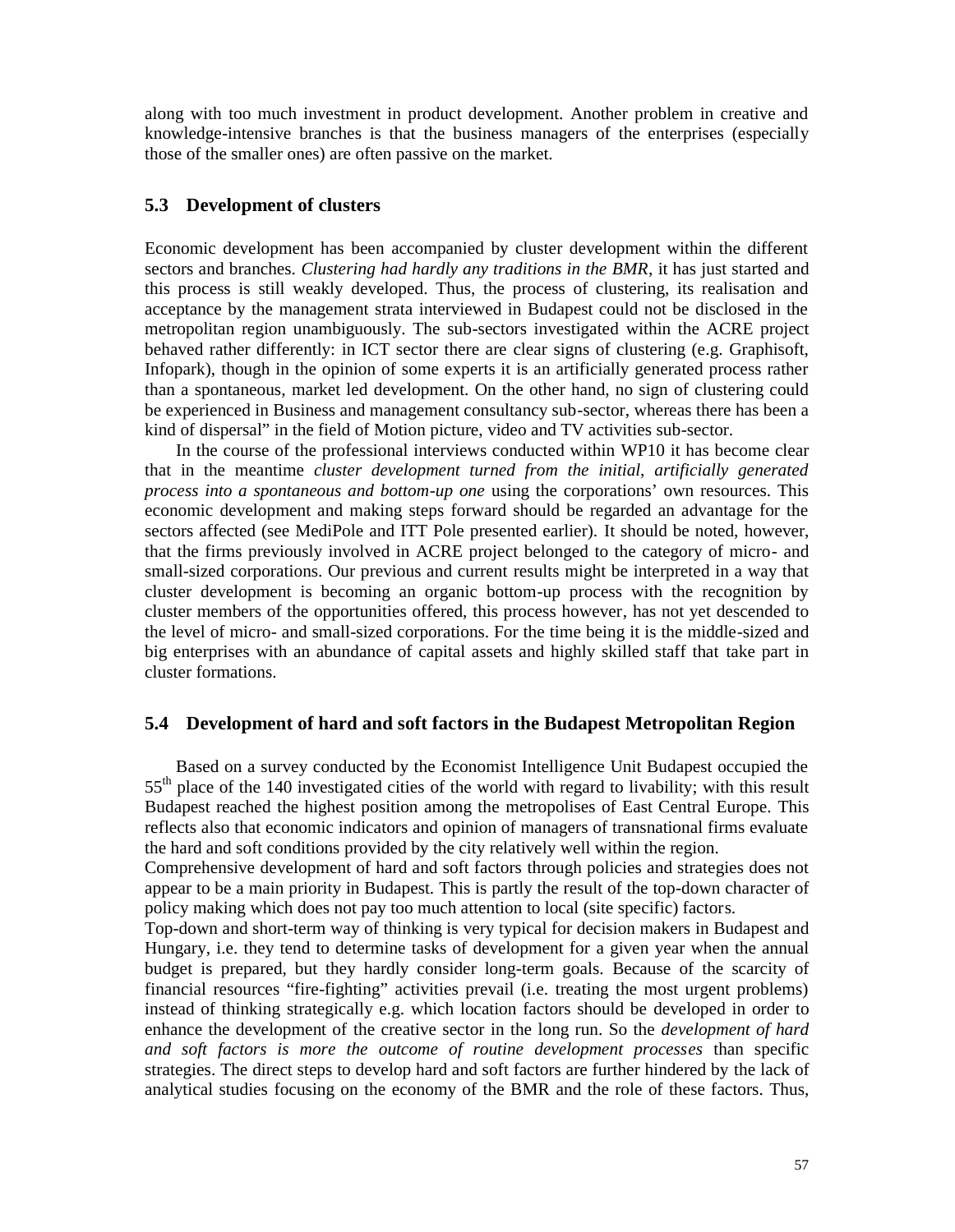along with too much investment in product development. Another problem in creative and knowledge-intensive branches is that the business managers of the enterprises (especially those of the smaller ones) are often passive on the market.

### 5.3 Development of clusters

Economic development has been accompanied by cluster development within the different sectors and branches. *Clustering had hardly any traditions in the BMR*, it has just started and this process is still weakly developed. Thus, the process of clustering, its realisation and acceptance by the management strata interviewed in Budapest could not be disclosed in the metropolitan region unambiguously. The sub-sectors investigated within the ACRE project behaved rather differently: in ICT sector there are clear signs of clustering (e.g. Graphisoft, Infopark), though in the opinion of some experts it is an artificially generated process rather than a spontaneous, market led development. On the other hand, no sign of clustering could be experienced in Business and management consultancy sub-sector, whereas there has been a kind of dispersal" in the field of Motion picture, video and TV activities sub-sector.

In the course of the professional interviews conducted within WP10 it has become clear that in the meantime *cluster development turned from the initial, artificially generated process into a spontaneous and bottom-up one* using the corporations' own resources. This economic development and making steps forward should be regarded an advantage for the sectors affected (see MediPole and ITT Pole presented earlier). It should be noted, however, that the firms previously involved in ACRE project belonged to the category of micro- and small-sized corporations. Our previous and current results might be interpreted in a way that cluster development is becoming an organic bottom-up process with the recognition by cluster members of the opportunities offered, this process however, has not yet descended to the level of micro- and small-sized corporations. For the time being it is the middle-sized and big enterprises with an abundance of capital assets and highly skilled staff that take part in cluster formations.

### 5.4 Development of hard and soft factors in the Budapest Metropolitan Region

Based on a survey conducted by the Economist Intelligence Unit Budapest occupied the 55th place of the 140 investigated cities of the world with regard to livability; with this result Budapest reached the highest position among the metropolises of East Central Europe. This reflects also that economic indicators and opinion of managers of transnational firms evaluate the hard and soft conditions provided by the city relatively well within the region.

Comprehensive development of hard and soft factors through policies and strategies does not appear to be a main priority in Budapest. This is partly the result of the top-down character of policy making which does not pay too much attention to local (site specific) factors.

Top-down and short-term way of thinking is very typical for decision makers in Budapest and Hungary, i.e. they tend to determine tasks of development for a given year when the annual budget is prepared, but they hardly consider long-term goals. Because of the scarcity of financial resources "fire-fighting" activities prevail (i.e. treating the most urgent problems) instead of thinking strategically e.g. which location factors should be developed in order to enhance the development of the creative sector in the long run. So the *development of hard and soft factors is more the outcome of routine development processes* than specific strategies. The direct steps to develop hard and soft factors are further hindered by the lack of analytical studies focusing on the economy of the BMR and the role of these factors. Thus,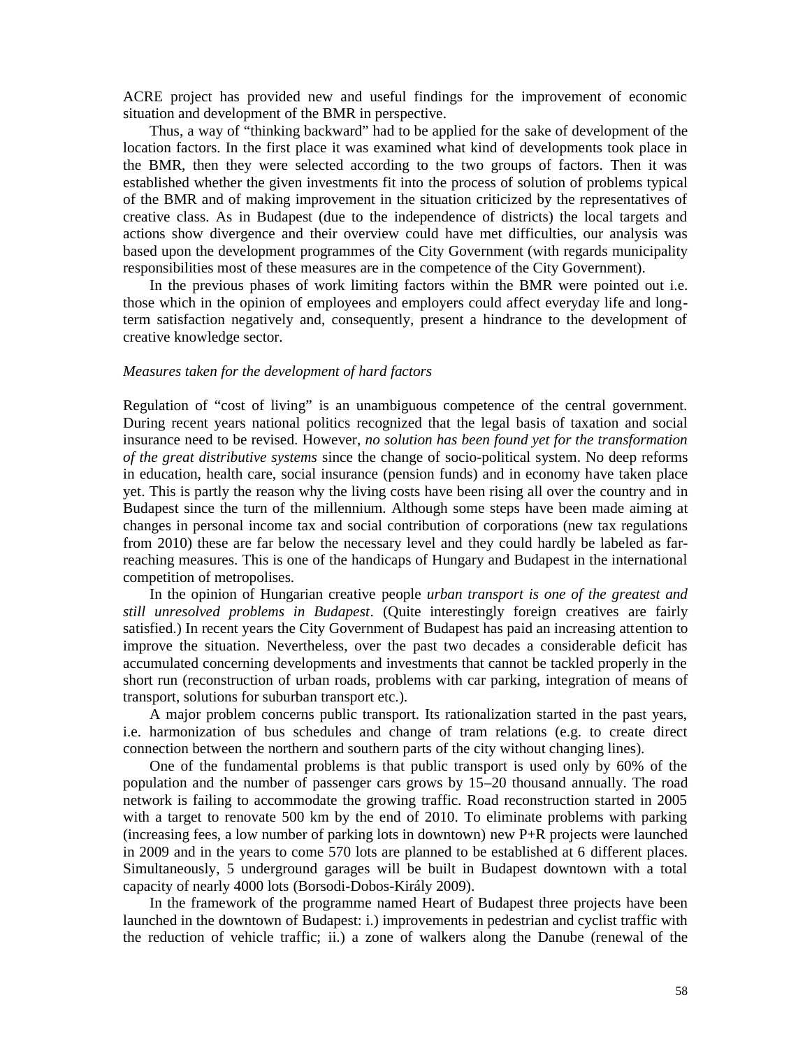ACRE project has provided new and useful findings for the improvement of economic situation and development of the BMR in perspective.

Thus, a way of "thinking backward" had to be applied for the sake of development of the location factors. In the first place it was examined what kind of developments took place in the BMR, then they were selected according to the two groups of factors. Then it was established whether the given investments fit into the process of solution of problems typical of the BMR and of making improvement in the situation criticized by the representatives of creative class. As in Budapest (due to the independence of districts) the local targets and actions show divergence and their overview could have met difficulties, our analysis was based upon the development programmes of the City Government (with regards municipality responsibilities most of these measures are in the competence of the City Government).

In the previous phases of work limiting factors within the BMR were pointed out i.e. those which in the opinion of employees and employers could affect everyday life and long-term satisfaction negatively and, consequently, present a hindrance to the development of creative knowledge sector.

*Measures taken for the development of hard factors*

Regulation of "cost of living" is an unambiguous competence of the central government. During recent years national politics recognized that the legal basis of taxation and social insurance need to be revised. However, *no solution has been found yet for the transformation of the great distributive systems* since the change of socio-political system. No deep reforms in education, health care, social insurance (pension funds) and in economy have taken place yet. This is partly the reason why the living costs have been rising all over the country and in Budapest since the turn of the millennium. Although some steps have been made aiming at changes in personal income tax and social contribution of corporations (new tax regulations from 2010) these are far below the necessary level and they could hardly be labeled as far-reaching measures. This is one of the handicaps of Hungary and Budapest in the international competition of metropolises.

In the opinion of Hungarian creative people *urban transport is one of the greatest and still unresolved problems in Budapest*. (Quite interestingly foreign creatives are fairly satisfied.) In recent years the City Government of Budapest has paid an increasing attention to improve the situation. Nevertheless, over the past two decades a considerable deficit has accumulated concerning developments and investments that cannot be tackled properly in the short run (reconstruction of urban roads, problems with car parking, integration of means of transport, solutions for suburban transport etc.).

A major problem concerns public transport. Its rationalization started in the past years, i.e. harmonization of bus schedules and change of tram relations (e.g. to create direct connection between the northern and southern parts of the city without changing lines).

One of the fundamental problems is that public transport is used only by 60% of the population and the number of passenger cars grows by 15–20 thousand annually. The road network is failing to accommodate the growing traffic. Road reconstruction started in 2005 with a target to renovate 500 km by the end of 2010. To eliminate problems with parking (increasing fees, a low number of parking lots in downtown) new P+R projects were launched in 2009 and in the years to come 570 lots are planned to be established at 6 different places. Simultaneously, 5 underground garages will be built in Budapest downtown with a total capacity of nearly 4000 lots (Borsodi-Dobos-Király 2009).

In the framework of the programme named Heart of Budapest three projects have been launched in the downtown of Budapest: i.) improvements in pedestrian and cyclist traffic with the reduction of vehicle traffic; ii.) a zone of walkers along the Danube (renewal of the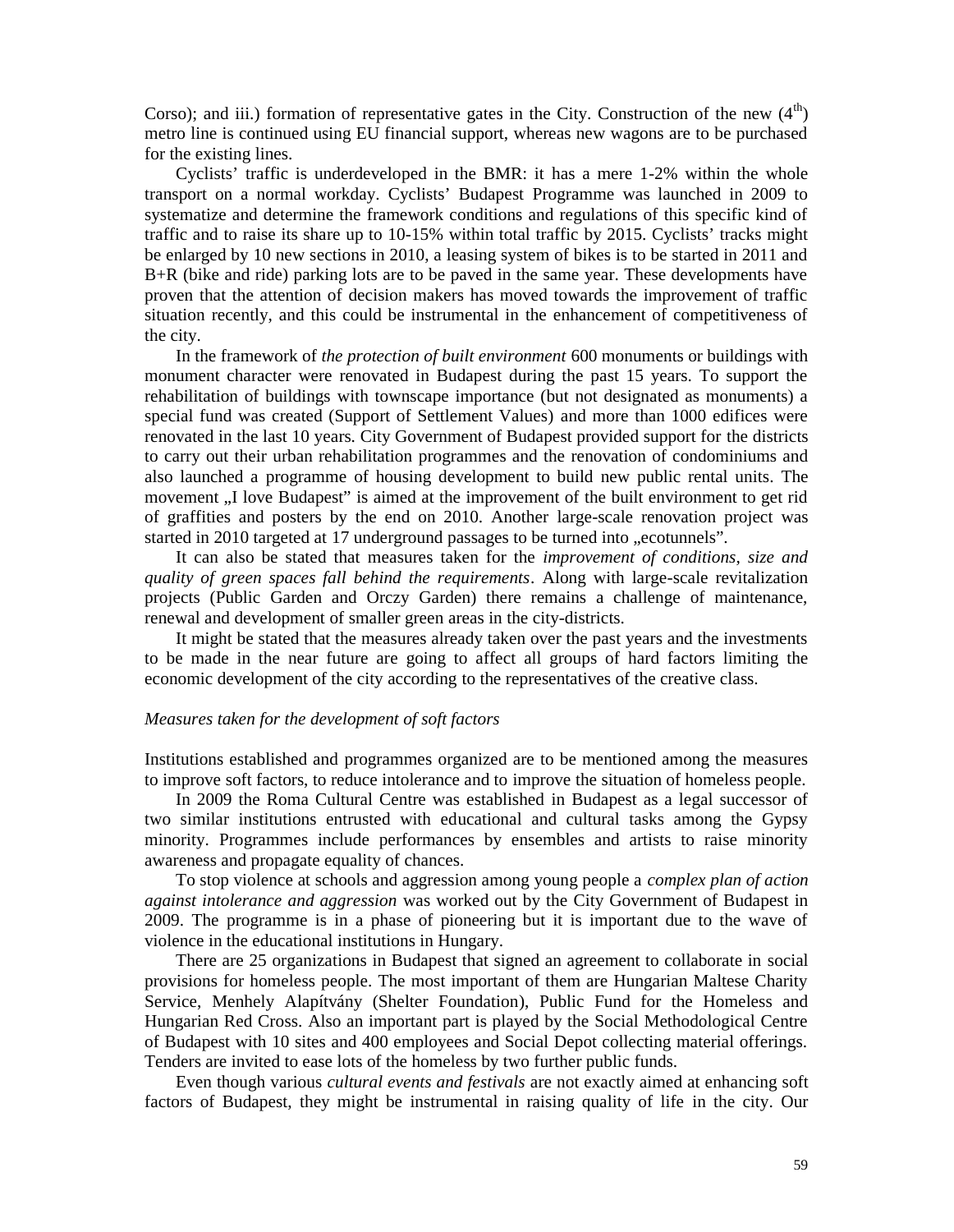Corso); and iii.) formation of representative gates in the City. Construction of the new ($4^{th}$) metro line is continued using EU financial support, whereas new wagons are to be purchased for the existing lines.

Cyclists' traffic is underdeveloped in the BMR: it has a mere 1-2% within the whole transport on a normal workday. Cyclists' Budapest Programme was launched in 2009 to systematize and determine the framework conditions and regulations of this specific kind of traffic and to raise its share up to 10-15% within total traffic by 2015. Cyclists' tracks might be enlarged by 10 new sections in 2010, a leasing system of bikes is to be started in 2011 and B+R (bike and ride) parking lots are to be paved in the same year. These developments have proven that the attention of decision makers has moved towards the improvement of traffic situation recently, and this could be instrumental in the enhancement of competitiveness of the city.

In the framework of *the protection of built environment* 600 monuments or buildings with monument character were renovated in Budapest during the past 15 years. To support the rehabilitation of buildings with townscape importance (but not designated as monuments) a special fund was created (Support of Settlement Values) and more than 1000 edifices were renovated in the last 10 years. City Government of Budapest provided support for the districts to carry out their urban rehabilitation programmes and the renovation of condominiums and also launched a programme of housing development to build new public rental units. The movement „I love Budapest" is aimed at the improvement of the built environment to get rid of graffities and posters by the end on 2010. Another large-scale renovation project was started in 2010 targeted at 17 underground passages to be turned into „ecotunnels".

It can also be stated that measures taken for the *improvement of conditions, size and quality of green spaces fall behind the requirements*. Along with large-scale revitalization projects (Public Garden and Orczy Garden) there remains a challenge of maintenance, renewal and development of smaller green areas in the city-districts.

It might be stated that the measures already taken over the past years and the investments to be made in the near future are going to affect all groups of hard factors limiting the economic development of the city according to the representatives of the creative class.

*Measures taken for the development of soft factors*

Institutions established and programmes organized are to be mentioned among the measures to improve soft factors, to reduce intolerance and to improve the situation of homeless people.

In 2009 the Roma Cultural Centre was established in Budapest as a legal successor of two similar institutions entrusted with educational and cultural tasks among the Gypsy minority. Programmes include performances by ensembles and artists to raise minority awareness and propagate equality of chances.

To stop violence at schools and aggression among young people a *complex plan of action against intolerance and aggression* was worked out by the City Government of Budapest in 2009. The programme is in a phase of pioneering but it is important due to the wave of violence in the educational institutions in Hungary.

There are 25 organizations in Budapest that signed an agreement to collaborate in social provisions for homeless people. The most important of them are Hungarian Maltese Charity Service, Menhely Alapítvány (Shelter Foundation), Public Fund for the Homeless and Hungarian Red Cross. Also an important part is played by the Social Methodological Centre of Budapest with 10 sites and 400 employees and Social Depot collecting material offerings. Tenders are invited to ease lots of the homeless by two further public funds.

Even though various *cultural events and festivals* are not exactly aimed at enhancing soft factors of Budapest, they might be instrumental in raising quality of life in the city. Our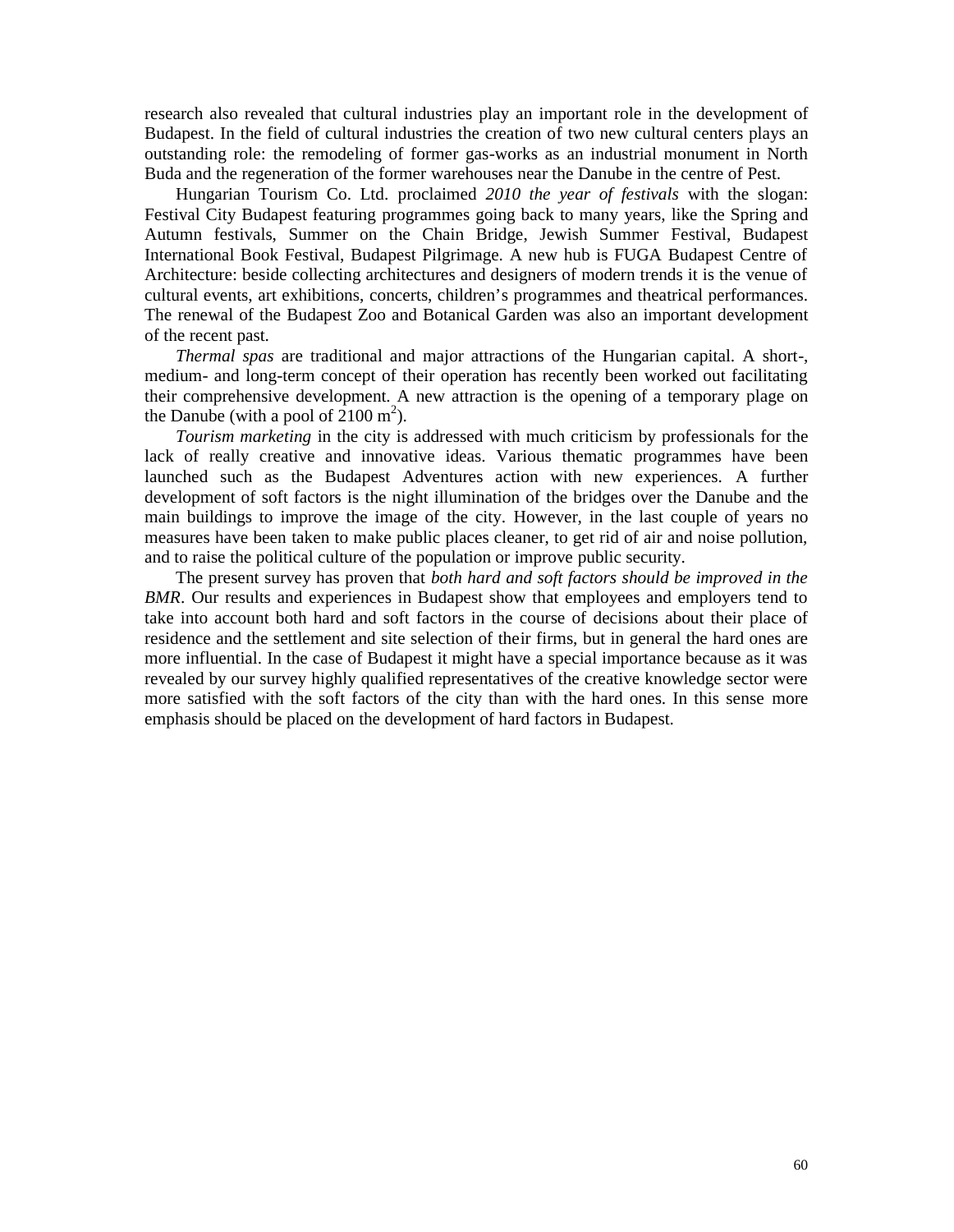research also revealed that cultural industries play an important role in the development of Budapest. In the field of cultural industries the creation of two new cultural centers plays an outstanding role: the remodeling of former gas-works as an industrial monument in North Buda and the regeneration of the former warehouses near the Danube in the centre of Pest.

Hungarian Tourism Co. Ltd. proclaimed *2010 the year of festivals* with the slogan: Festival City Budapest featuring programmes going back to many years, like the Spring and Autumn festivals, Summer on the Chain Bridge, Jewish Summer Festival, Budapest International Book Festival, Budapest Pilgrimage. A new hub is FUGA Budapest Centre of Architecture: beside collecting architectures and designers of modern trends it is the venue of cultural events, art exhibitions, concerts, children's programmes and theatrical performances. The renewal of the Budapest Zoo and Botanical Garden was also an important development of the recent past.

*Thermal spas* are traditional and major attractions of the Hungarian capital. A short-, medium- and long-term concept of their operation has recently been worked out facilitating their comprehensive development. A new attraction is the opening of a temporary plage on the Danube (with a pool of 2100 $m^2$).

*Tourism marketing* in the city is addressed with much criticism by professionals for the lack of really creative and innovative ideas. Various thematic programmes have been launched such as the Budapest Adventures action with new experiences. A further development of soft factors is the night illumination of the bridges over the Danube and the main buildings to improve the image of the city. However, in the last couple of years no measures have been taken to make public places cleaner, to get rid of air and noise pollution, and to raise the political culture of the population or improve public security.

The present survey has proven that *both hard and soft factors should be improved in the BMR*. Our results and experiences in Budapest show that employees and employers tend to take into account both hard and soft factors in the course of decisions about their place of residence and the settlement and site selection of their firms, but in general the hard ones are more influential. In the case of Budapest it might have a special importance because as it was revealed by our survey highly qualified representatives of the creative knowledge sector were more satisfied with the soft factors of the city than with the hard ones. In this sense more emphasis should be placed on the development of hard factors in Budapest.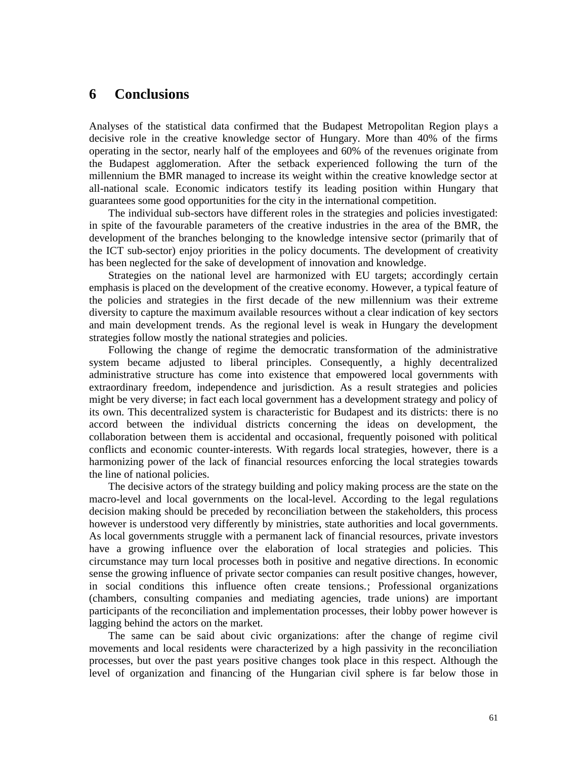# 6 Conclusions

Analyses of the statistical data confirmed that the Budapest Metropolitan Region plays a decisive role in the creative knowledge sector of Hungary. More than 40% of the firms operating in the sector, nearly half of the employees and 60% of the revenues originate from the Budapest agglomeration. After the setback experienced following the turn of the millennium the BMR managed to increase its weight within the creative knowledge sector at all-national scale. Economic indicators testify its leading position within Hungary that guarantees some good opportunities for the city in the international competition.

The individual sub-sectors have different roles in the strategies and policies investigated: in spite of the favourable parameters of the creative industries in the area of the BMR, the development of the branches belonging to the knowledge intensive sector (primarily that of the ICT sub-sector) enjoy priorities in the policy documents. The development of creativity has been neglected for the sake of development of innovation and knowledge.

Strategies on the national level are harmonized with EU targets; accordingly certain emphasis is placed on the development of the creative economy. However, a typical feature of the policies and strategies in the first decade of the new millennium was their extreme diversity to capture the maximum available resources without a clear indication of key sectors and main development trends. As the regional level is weak in Hungary the development strategies follow mostly the national strategies and policies.

Following the change of regime the democratic transformation of the administrative system became adjusted to liberal principles. Consequently, a highly decentralized administrative structure has come into existence that empowered local governments with extraordinary freedom, independence and jurisdiction. As a result strategies and policies might be very diverse; in fact each local government has a development strategy and policy of its own. This decentralized system is characteristic for Budapest and its districts: there is no accord between the individual districts concerning the ideas on development, the collaboration between them is accidental and occasional, frequently poisoned with political conflicts and economic counter-interests. With regards local strategies, however, there is a harmonizing power of the lack of financial resources enforcing the local strategies towards the line of national policies.

The decisive actors of the strategy building and policy making process are the state on the macro-level and local governments on the local-level. According to the legal regulations decision making should be preceded by reconciliation between the stakeholders, this process however is understood very differently by ministries, state authorities and local governments. As local governments struggle with a permanent lack of financial resources, private investors have a growing influence over the elaboration of local strategies and policies. This circumstance may turn local processes both in positive and negative directions. In economic sense the growing influence of private sector companies can result positive changes, however, in social conditions this influence often create tensions.; Professional organizations (chambers, consulting companies and mediating agencies, trade unions) are important participants of the reconciliation and implementation processes, their lobby power however is lagging behind the actors on the market.

The same can be said about civic organizations: after the change of regime civil movements and local residents were characterized by a high passivity in the reconciliation processes, but over the past years positive changes took place in this respect. Although the level of organization and financing of the Hungarian civil sphere is far below those in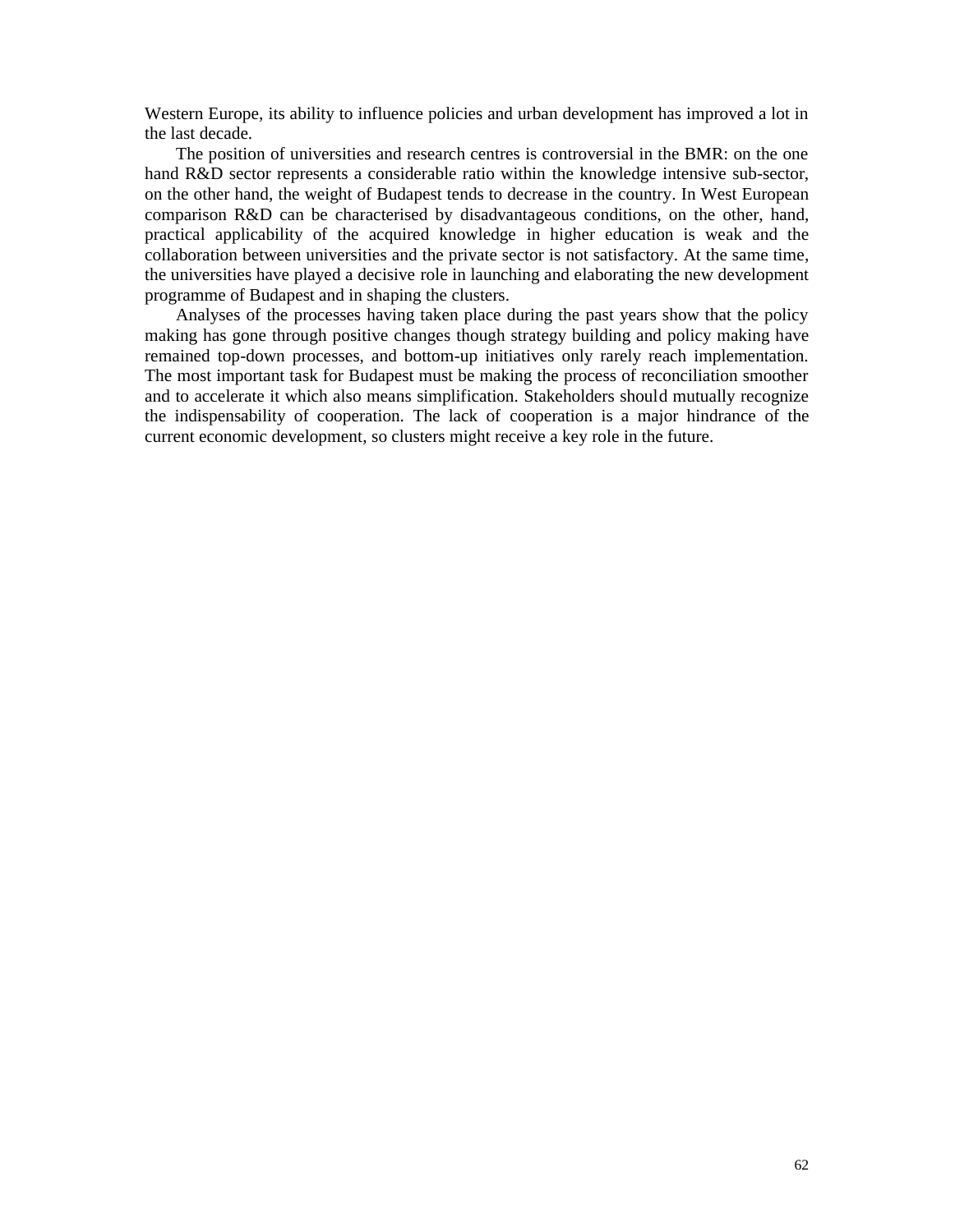Western Europe, its ability to influence policies and urban development has improved a lot in the last decade.

The position of universities and research centres is controversial in the BMR: on the one hand R&D sector represents a considerable ratio within the knowledge intensive sub-sector, on the other hand, the weight of Budapest tends to decrease in the country. In West European comparison R&D can be characterised by disadvantageous conditions, on the other, hand, practical applicability of the acquired knowledge in higher education is weak and the collaboration between universities and the private sector is not satisfactory. At the same time, the universities have played a decisive role in launching and elaborating the new development programme of Budapest and in shaping the clusters.

Analyses of the processes having taken place during the past years show that the policy making has gone through positive changes though strategy building and policy making have remained top-down processes, and bottom-up initiatives only rarely reach implementation. The most important task for Budapest must be making the process of reconciliation smoother and to accelerate it which also means simplification. Stakeholders should mutually recognize the indispensability of cooperation. The lack of cooperation is a major hindrance of the current economic development, so clusters might receive a key role in the future.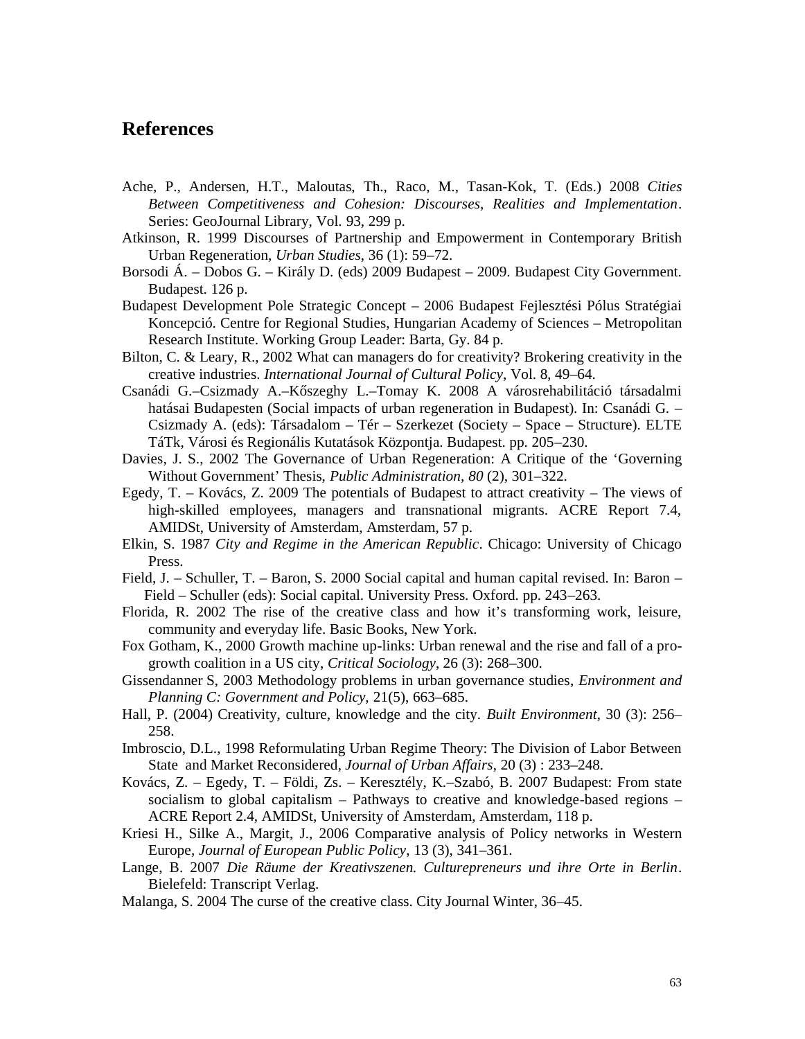## References

Ache, P., Andersen, H.T., Maloutas, Th., Raco, M., Tasan-Kok, T. (Eds.) 2008 *Cities Between Competitiveness and Cohesion: Discourses, Realities and Implementation*. Series: GeoJournal Library, Vol. 93, 299 p.

Atkinson, R. 1999 Discourses of Partnership and Empowerment in Contemporary British Urban Regeneration, *Urban Studies*, 36 (1): 59–72.

Borsodi Á. – Dobos G. – Király D. (eds) 2009 Budapest – 2009. Budapest City Government. Budapest. 126 p.

Budapest Development Pole Strategic Concept – 2006 Budapest Fejlesztési Pólus Stratégiai Koncepció. Centre for Regional Studies, Hungarian Academy of Sciences – Metropolitan Research Institute. Working Group Leader: Barta, Gy. 84 p.

Bilton, C. & Leary, R., 2002 What can managers do for creativity? Brokering creativity in the creative industries. *International Journal of Cultural Policy*, Vol. 8, 49–64.

Csanádi G.–Csizmady A.–Kőszeghy L.–Tomay K. 2008 A városrehabilitáció társadalmi hatásai Budapesten (Social impacts of urban regeneration in Budapest). In: Csanádi G. – Csizmady A. (eds): Társadalom – Tér – Szerkezet (Society – Space – Structure). ELTE TáTk, Városi és Regionális Kutatások Központja. Budapest. pp. 205–230.

Davies, J. S., 2002 The Governance of Urban Regeneration: A Critique of the 'Governing Without Government' Thesis, *Public Administration, 80* (2), 301–322.

Egedy, T. – Kovács, Z. 2009 The potentials of Budapest to attract creativity – The views of high-skilled employees, managers and transnational migrants. ACRE Report 7.4, AMIDSt, University of Amsterdam, Amsterdam, 57 p.

Elkin, S. 1987 *City and Regime in the American Republic*. Chicago: University of Chicago Press.

Field, J. – Schuller, T. – Baron, S. 2000 Social capital and human capital revised. In: Baron – Field – Schuller (eds): Social capital. University Press. Oxford. pp. 243–263.

Florida, R. 2002 The rise of the creative class and how it's transforming work, leisure, community and everyday life. Basic Books, New York.

Fox Gotham, K., 2000 Growth machine up-links: Urban renewal and the rise and fall of a pro-growth coalition in a US city, *Critical Sociology*, 26 (3): 268–300.

Gissendanner S, 2003 Methodology problems in urban governance studies, *Environment and Planning C: Government and Policy*, 21(5), 663–685.

Hall, P. (2004) Creativity, culture, knowledge and the city. *Built Environment*, 30 (3): 256–258.

Imbroscio, D.L., 1998 Reformulating Urban Regime Theory: The Division of Labor Between State and Market Reconsidered, *Journal of Urban Affairs*, 20 (3) : 233–248.

Kovács, Z. – Egedy, T. – Földi, Zs. – Keresztély, K.–Szabó, B. 2007 Budapest: From state socialism to global capitalism – Pathways to creative and knowledge-based regions – ACRE Report 2.4, AMIDSt, University of Amsterdam, Amsterdam, 118 p.

Kriesi H., Silke A., Margit, J., 2006 Comparative analysis of Policy networks in Western Europe, *Journal of European Public Policy*, 13 (3), 341–361.

Lange, B. 2007 *Die Räume der Kreativszenen. Culturepreneurs und ihre Orte in Berlin*. Bielefeld: Transcript Verlag.

Malanga, S. 2004 The curse of the creative class. City Journal Winter, 36–45.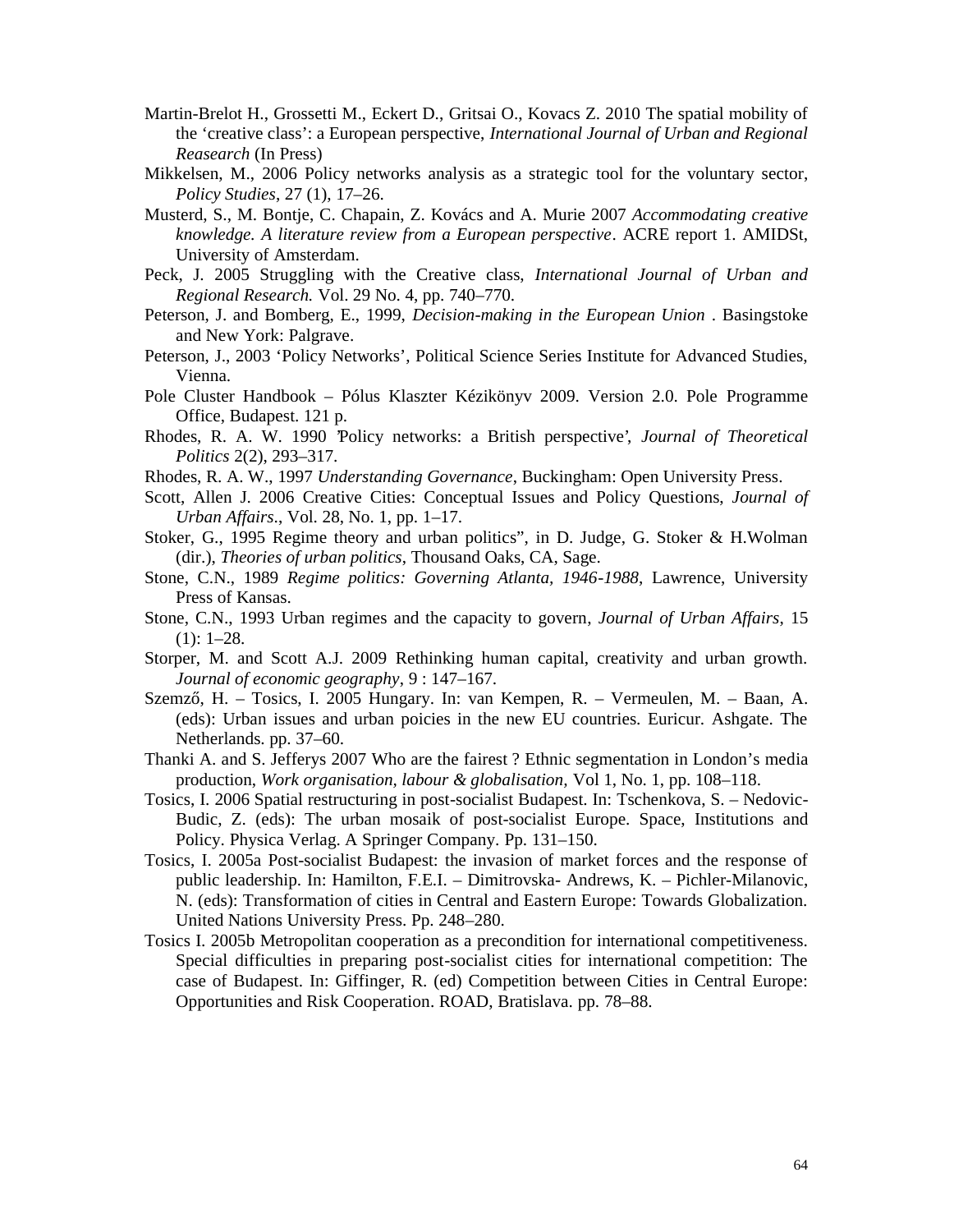Martin-Brelot H., Grossetti M., Eckert D., Gritsai O., Kovacs Z. 2010 The spatial mobility of the 'creative class': a European perspective, *International Journal of Urban and Regional Reasearch* (In Press)

Mikkelsen, M., 2006 Policy networks analysis as a strategic tool for the voluntary sector, *Policy Studies*, 27 (1), 17–26.

Musterd, S., M. Bontje, C. Chapain, Z. Kovács and A. Murie 2007 *Accommodating creative knowledge. A literature review from a European perspective*. ACRE report 1. AMIDSt, University of Amsterdam.

Peck, J. 2005 Struggling with the Creative class, *International Journal of Urban and Regional Research.* Vol. 29 No. 4, pp. 740–770.

Peterson, J. and Bomberg, E., 1999, *Decision-making in the European Union* . Basingstoke and New York: Palgrave.

Peterson, J., 2003 'Policy Networks', Political Science Series Institute for Advanced Studies, Vienna.

Pole Cluster Handbook – Pólus Klaszter Kézikönyv 2009. Version 2.0. Pole Programme Office, Budapest. 121 p.

Rhodes, R. A. W. 1990 'Policy networks: a British perspective', *Journal of Theoretical Politics* 2(2), 293–317.

Rhodes, R. A. W., 1997 *Understanding Governance*, Buckingham: Open University Press.

Scott, Allen J. 2006 Creative Cities: Conceptual Issues and Policy Questions, *Journal of Urban Affairs*., Vol. 28, No. 1, pp. 1–17.

Stoker, G., 1995 Regime theory and urban politics", in D. Judge, G. Stoker & H.Wolman (dir.), *Theories of urban politics*, Thousand Oaks, CA, Sage.

Stone, C.N., 1989 *Regime politics: Governing Atlanta, 1946-1988*, Lawrence, University Press of Kansas.

Stone, C.N., 1993 Urban regimes and the capacity to govern, *Journal of Urban Affairs*, 15 (1): 1–28.

Storper, M. and Scott A.J. 2009 Rethinking human capital, creativity and urban growth. *Journal of economic geography*, 9 : 147–167.

Szemző, H. – Tosics, I. 2005 Hungary. In: van Kempen, R. – Vermeulen, M. – Baan, A. (eds): Urban issues and urban poicies in the new EU countries. Euricur. Ashgate. The Netherlands. pp. 37–60.

Thanki A. and S. Jefferys 2007 Who are the fairest ? Ethnic segmentation in London's media production, *Work organisation, labour & globalisation*, Vol 1, No. 1, pp. 108–118.

Tosics, I. 2006 Spatial restructuring in post-socialist Budapest. In: Tschenkova, S. – Nedovic-Budic, Z. (eds): The urban mosaik of post-socialist Europe. Space, Institutions and Policy. Physica Verlag. A Springer Company. Pp. 131–150.

Tosics, I. 2005a Post-socialist Budapest: the invasion of market forces and the response of public leadership. In: Hamilton, F.E.I. – Dimitrovska- Andrews, K. – Pichler-Milanovic, N. (eds): Transformation of cities in Central and Eastern Europe: Towards Globalization. United Nations University Press. Pp. 248–280.

Tosics I. 2005b Metropolitan cooperation as a precondition for international competitiveness. Special difficulties in preparing post-socialist cities for international competition: The case of Budapest. In: Giffinger, R. (ed) Competition between Cities in Central Europe: Opportunities and Risk Cooperation. ROAD, Bratislava. pp. 78–88.